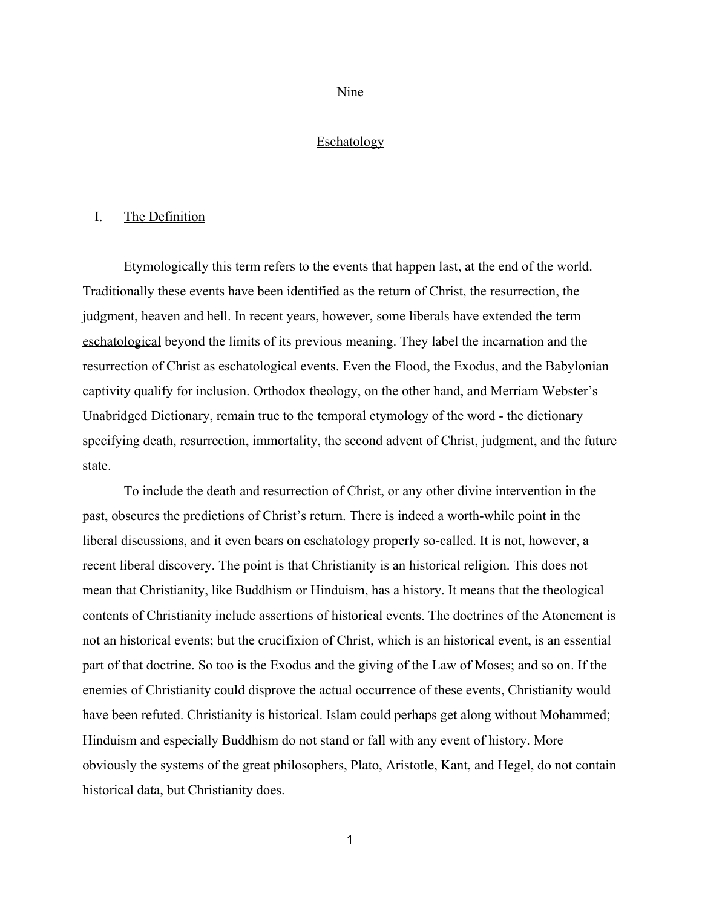# Nine

## Eschatology

### I. The Definition

Etymologically this term refers to the events that happen last, at the end of the world. Traditionally these events have been identified as the return of Christ, the resurrection, the judgment, heaven and hell. In recent years, however, some liberals have extended the term eschatological beyond the limits of its previous meaning. They label the incarnation and the resurrection of Christ as eschatological events. Even the Flood, the Exodus, and the Babylonian captivity qualify for inclusion. Orthodox theology, on the other hand, and Merriam Webster's Unabridged Dictionary, remain true to the temporal etymology of the word - the dictionary specifying death, resurrection, immortality, the second advent of Christ, judgment, and the future state.

To include the death and resurrection of Christ, or any other divine intervention in the past, obscures the predictions of Christ's return. There is indeed a worth-while point in the liberal discussions, and it even bears on eschatology properly so-called. It is not, however, a recent liberal discovery. The point is that Christianity is an historical religion. This does not mean that Christianity, like Buddhism or Hinduism, has a history. It means that the theological contents of Christianity include assertions of historical events. The doctrines of the Atonement is not an historical events; but the crucifixion of Christ, which is an historical event, is an essential part of that doctrine. So too is the Exodus and the giving of the Law of Moses; and so on. If the enemies of Christianity could disprove the actual occurrence of these events, Christianity would have been refuted. Christianity is historical. Islam could perhaps get along without Mohammed; Hinduism and especially Buddhism do not stand or fall with any event of history. More obviously the systems of the great philosophers, Plato, Aristotle, Kant, and Hegel, do not contain historical data, but Christianity does.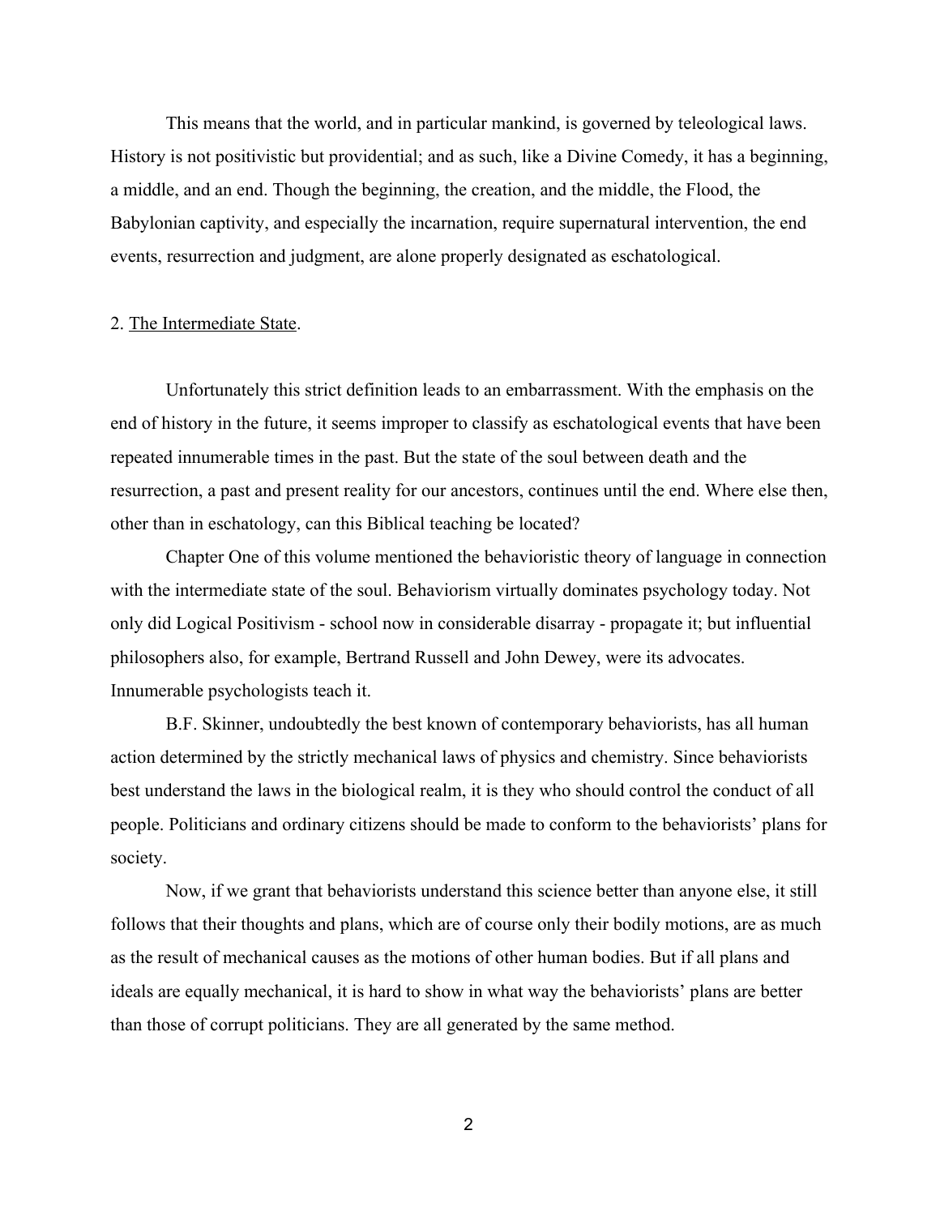This means that the world, and in particular mankind, is governed by teleological laws. History is not positivistic but providential; and as such, like a Divine Comedy, it has a beginning, a middle, and an end. Though the beginning, the creation, and the middle, the Flood, the Babylonian captivity, and especially the incarnation, require supernatural intervention, the end events, resurrection and judgment, are alone properly designated as eschatological.

## 2. The Intermediate State.

Unfortunately this strict definition leads to an embarrassment. With the emphasis on the end of history in the future, it seems improper to classify as eschatological events that have been repeated innumerable times in the past. But the state of the soul between death and the resurrection, a past and present reality for our ancestors, continues until the end. Where else then, other than in eschatology, can this Biblical teaching be located?

Chapter One of this volume mentioned the behavioristic theory of language in connection with the intermediate state of the soul. Behaviorism virtually dominates psychology today. Not only did Logical Positivism - school now in considerable disarray - propagate it; but influential philosophers also, for example, Bertrand Russell and John Dewey, were its advocates. Innumerable psychologists teach it.

B.F. Skinner, undoubtedly the best known of contemporary behaviorists, has all human action determined by the strictly mechanical laws of physics and chemistry. Since behaviorists best understand the laws in the biological realm, it is they who should control the conduct of all people. Politicians and ordinary citizens should be made to conform to the behaviorists' plans for society.

Now, if we grant that behaviorists understand this science better than anyone else, it still follows that their thoughts and plans, which are of course only their bodily motions, are as much as the result of mechanical causes as the motions of other human bodies. But if all plans and ideals are equally mechanical, it is hard to show in what way the behaviorists' plans are better than those of corrupt politicians. They are all generated by the same method.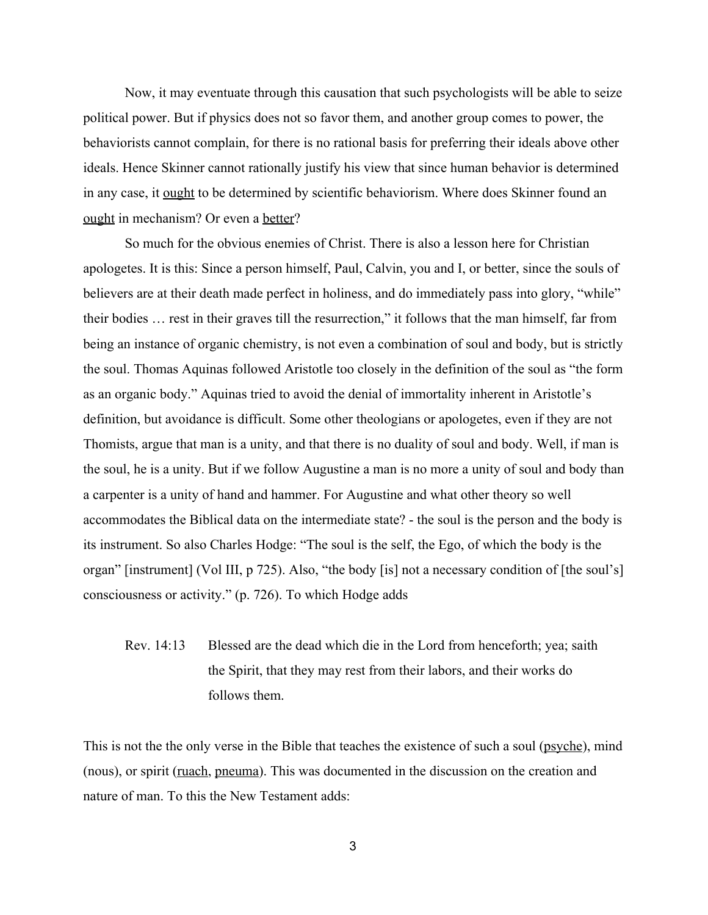Now, it may eventuate through this causation that such psychologists will be able to seize political power. But if physics does not so favor them, and another group comes to power, the behaviorists cannot complain, for there is no rational basis for preferring their ideals above other ideals. Hence Skinner cannot rationally justify his view that since human behavior is determined in any case, it ought to be determined by scientific behaviorism. Where does Skinner found an ought in mechanism? Or even a better?

So much for the obvious enemies of Christ. There is also a lesson here for Christian apologetes. It is this: Since a person himself, Paul, Calvin, you and I, or better, since the souls of believers are at their death made perfect in holiness, and do immediately pass into glory, "while" their bodies … rest in their graves till the resurrection," it follows that the man himself, far from being an instance of organic chemistry, is not even a combination of soul and body, but is strictly the soul. Thomas Aquinas followed Aristotle too closely in the definition of the soul as "the form as an organic body." Aquinas tried to avoid the denial of immortality inherent in Aristotle's definition, but avoidance is difficult. Some other theologians or apologetes, even if they are not Thomists, argue that man is a unity, and that there is no duality of soul and body. Well, if man is the soul, he is a unity. But if we follow Augustine a man is no more a unity of soul and body than a carpenter is a unity of hand and hammer. For Augustine and what other theory so well accommodates the Biblical data on the intermediate state? - the soul is the person and the body is its instrument. So also Charles Hodge: "The soul is the self, the Ego, of which the body is the organ" [instrument] (Vol III, p 725). Also, "the body [is] not a necessary condition of [the soul's] consciousness or activity." (p. 726). To which Hodge adds

> Rev. 14:13 Blessed are the dead which die in the Lord from henceforth; yea; saith the Spirit, that they may rest from their labors, and their works do follows them.

This is not the the only verse in the Bible that teaches the existence of such a soul (psyche), mind (nous), or spirit (ruach, pneuma). This was documented in the discussion on the creation and nature of man. To this the New Testament adds: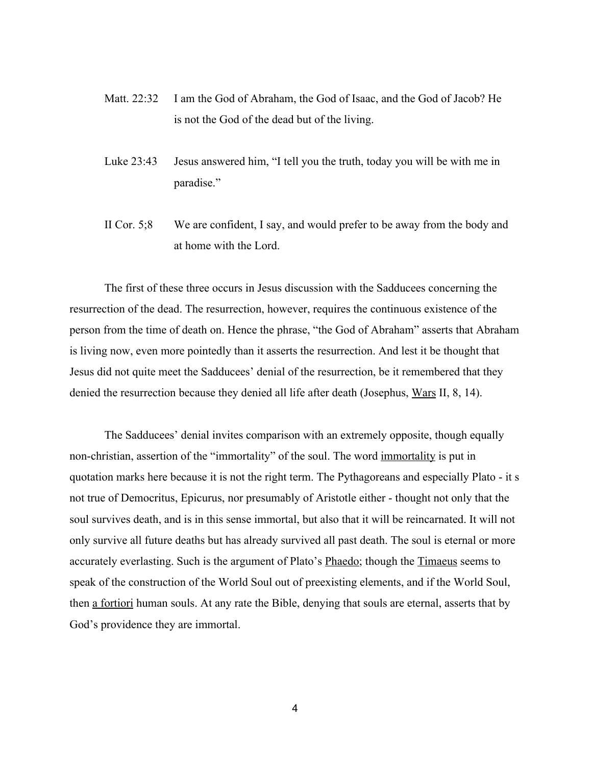Matt. 22:32 I am the God of Abraham, the God of Isaac, and the God of Jacob? He is not the God of the dead but of the living.

Luke 23:43 Jesus answered him, "I tell you the truth, today you will be with me in paradise."

II Cor. 5;8 We are confident, I say, and would prefer to be away from the body and at home with the Lord.

The first of these three occurs in Jesus discussion with the Sadducees concerning the resurrection of the dead. The resurrection, however, requires the continuous existence of the person from the time of death on. Hence the phrase, "the God of Abraham" asserts that Abraham is living now, even more pointedly than it asserts the resurrection. And lest it be thought that Jesus did not quite meet the Sadducees' denial of the resurrection, be it remembered that they denied the resurrection because they denied all life after death (Josephus, <u>Wars</u> II, 8, 14).

The Sadducees' denial invites comparison with an extremely opposite, though equally non-christian, assertion of the "immortality" of the soul. The word <u>immortality</u> is put in quotation marks here because it is not the right term. The Pythagoreans and especially Plato - it s not true of Democritus, Epicurus, nor presumably of Aristotle either - thought not only that the soul survives death, and is in this sense immortal, but also that it will be reincarnated. It will not only survive all future deaths but has already survived all past death. The soul is eternal or more accurately everlasting. Such is the argument of Plato's <u>Phaedo</u>; though the <u>Timaeus</u> seems to speak of the construction of the World Soul out of preexisting elements, and if the World Soul, then <u>a fortiori</u> human souls. At any rate the Bible, denying that souls are eternal, asserts that by God's providence they are immortal.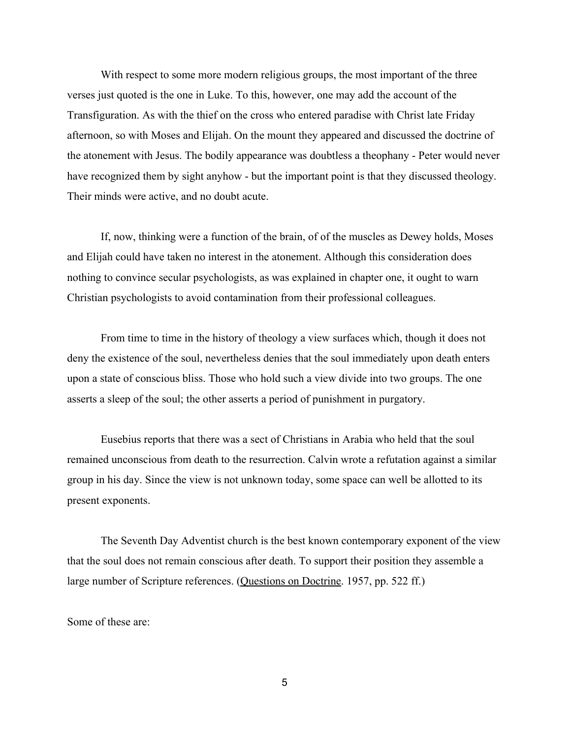With respect to some more modern religious groups, the most important of the three verses just quoted is the one in Luke. To this, however, one may add the account of the Transfiguration. As with the thief on the cross who entered paradise with Christ late Friday afternoon, so with Moses and Elijah. On the mount they appeared and discussed the doctrine of the atonement with Jesus. The bodily appearance was doubtless a theophany - Peter would never have recognized them by sight anyhow - but the important point is that they discussed theology. Their minds were active, and no doubt acute.

If, now, thinking were a function of the brain, of of the muscles as Dewey holds, Moses and Elijah could have taken no interest in the atonement. Although this consideration does nothing to convince secular psychologists, as was explained in chapter one, it ought to warn Christian psychologists to avoid contamination from their professional colleagues.

From time to time in the history of theology a view surfaces which, though it does not deny the existence of the soul, nevertheless denies that the soul immediately upon death enters upon a state of conscious bliss. Those who hold such a view divide into two groups. The one asserts a sleep of the soul; the other asserts a period of punishment in purgatory.

Eusebius reports that there was a sect of Christians in Arabia who held that the soul remained unconscious from death to the resurrection. Calvin wrote a refutation against a similar group in his day. Since the view is not unknown today, some space can well be allotted to its present exponents.

The Seventh Day Adventist church is the best known contemporary exponent of the view that the soul does not remain conscious after death. To support their position they assemble a large number of Scripture references. (Questions on Doctrine. 1957, pp. 522 ff.)

Some of these are: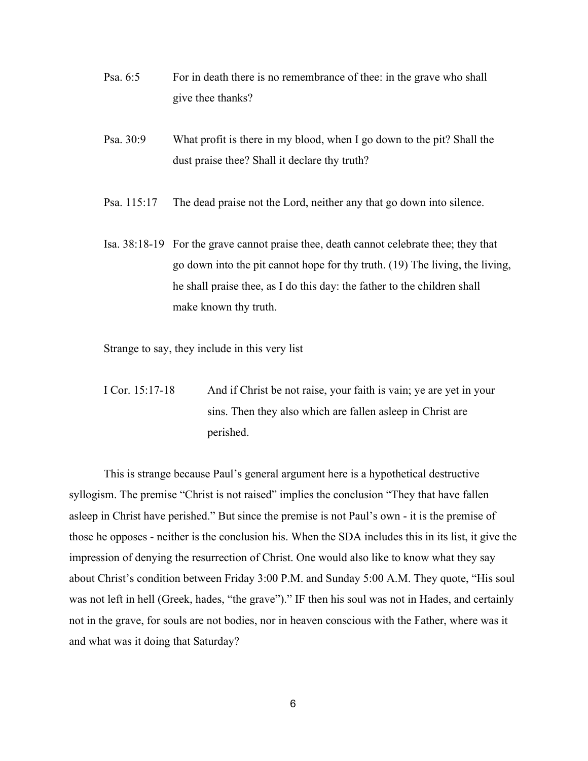Psa. 6:5 For in death there is no remembrance of thee: in the grave who shall give thee thanks?

Psa. 30:9 What profit is there in my blood, when I go down to the pit? Shall the dust praise thee? Shall it declare thy truth?

Psa. 115:17 The dead praise not the Lord, neither any that go down into silence.

Isa. 38:18-19 For the grave cannot praise thee, death cannot celebrate thee; they that go down into the pit cannot hope for thy truth. (19) The living, the living, he shall praise thee, as I do this day: the father to the children shall make known thy truth.

Strange to say, they include in this very list

I Cor. 15:17-18 And if Christ be not raise, your faith is vain; ye are yet in your sins. Then they also which are fallen asleep in Christ are perished.

This is strange because Paul's general argument here is a hypothetical destructive syllogism. The premise "Christ is not raised" implies the conclusion "They that have fallen asleep in Christ have perished." But since the premise is not Paul's own - it is the premise of those he opposes - neither is the conclusion his. When the SDA includes this in its list, it give the impression of denying the resurrection of Christ. One would also like to know what they say about Christ's condition between Friday 3:00 P.M. and Sunday 5:00 A.M. They quote, "His soul was not left in hell (Greek, hades, "the grave")." IF then his soul was not in Hades, and certainly not in the grave, for souls are not bodies, nor in heaven conscious with the Father, where was it and what was it doing that Saturday?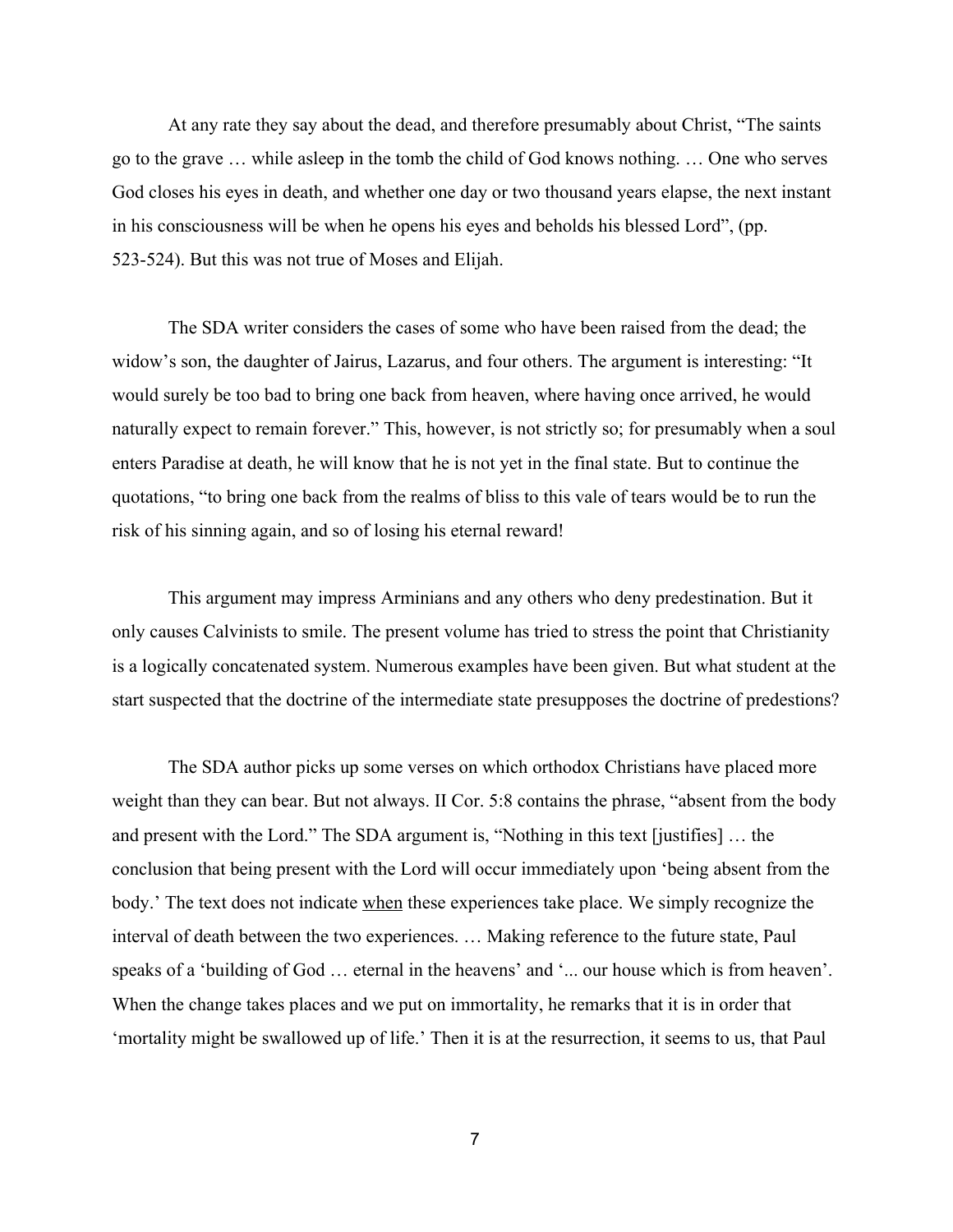At any rate they say about the dead, and therefore presumably about Christ, "The saints go to the grave … while asleep in the tomb the child of God knows nothing. … One who serves God closes his eyes in death, and whether one day or two thousand years elapse, the next instant in his consciousness will be when he opens his eyes and beholds his blessed Lord", (pp. 523-524). But this was not true of Moses and Elijah.

The SDA writer considers the cases of some who have been raised from the dead; the widow's son, the daughter of Jairus, Lazarus, and four others. The argument is interesting: "It would surely be too bad to bring one back from heaven, where having once arrived, he would naturally expect to remain forever." This, however, is not strictly so; for presumably when a soul enters Paradise at death, he will know that he is not yet in the final state. But to continue the quotations, "to bring one back from the realms of bliss to this vale of tears would be to run the risk of his sinning again, and so of losing his eternal reward!

This argument may impress Arminians and any others who deny predestination. But it only causes Calvinists to smile. The present volume has tried to stress the point that Christianity is a logically concatenated system. Numerous examples have been given. But what student at the start suspected that the doctrine of the intermediate state presupposes the doctrine of predestions?

The SDA author picks up some verses on which orthodox Christians have placed more weight than they can bear. But not always. II Cor. 5:8 contains the phrase, "absent from the body and present with the Lord." The SDA argument is, "Nothing in this text [justifies] … the conclusion that being present with the Lord will occur immediately upon 'being absent from the body.' The text does not indicate <u>when</u> these experiences take place. We simply recognize the interval of death between the two experiences. … Making reference to the future state, Paul speaks of a 'building of God … eternal in the heavens' and '... our house which is from heaven'. When the change takes places and we put on immortality, he remarks that it is in order that 'mortality might be swallowed up of life.' Then it is at the resurrection, it seems to us, that Paul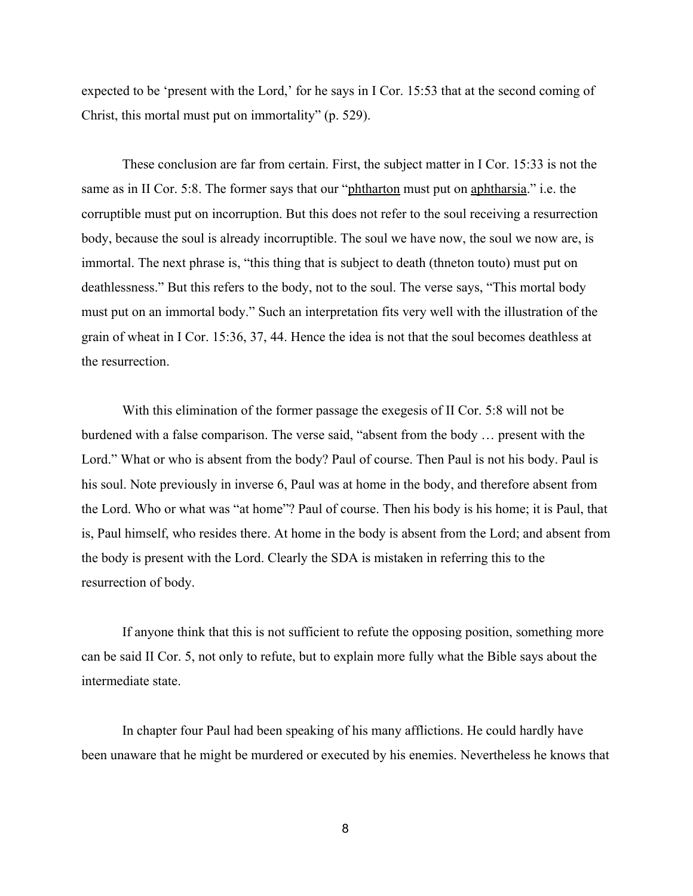expected to be 'present with the Lord,' for he says in I Cor. 15:53 that at the second coming of Christ, this mortal must put on immortality" (p. 529).

These conclusion are far from certain. First, the subject matter in I Cor. 15:33 is not the same as in II Cor. 5:8. The former says that our "phtharton must put on aphtharsia." i.e. the corruptible must put on incorruption. But this does not refer to the soul receiving a resurrection body, because the soul is already incorruptible. The soul we have now, the soul we now are, is immortal. The next phrase is, "this thing that is subject to death (thneton touto) must put on deathlessness." But this refers to the body, not to the soul. The verse says, "This mortal body must put on an immortal body." Such an interpretation fits very well with the illustration of the grain of wheat in I Cor. 15:36, 37, 44. Hence the idea is not that the soul becomes deathless at the resurrection.

With this elimination of the former passage the exegesis of II Cor. 5:8 will not be burdened with a false comparison. The verse said, "absent from the body … present with the Lord." What or who is absent from the body? Paul of course. Then Paul is not his body. Paul is his soul. Note previously in inverse 6, Paul was at home in the body, and therefore absent from the Lord. Who or what was "at home"? Paul of course. Then his body is his home; it is Paul, that is, Paul himself, who resides there. At home in the body is absent from the Lord; and absent from the body is present with the Lord. Clearly the SDA is mistaken in referring this to the resurrection of body.

If anyone think that this is not sufficient to refute the opposing position, something more can be said II Cor. 5, not only to refute, but to explain more fully what the Bible says about the intermediate state.

In chapter four Paul had been speaking of his many afflictions. He could hardly have been unaware that he might be murdered or executed by his enemies. Nevertheless he knows that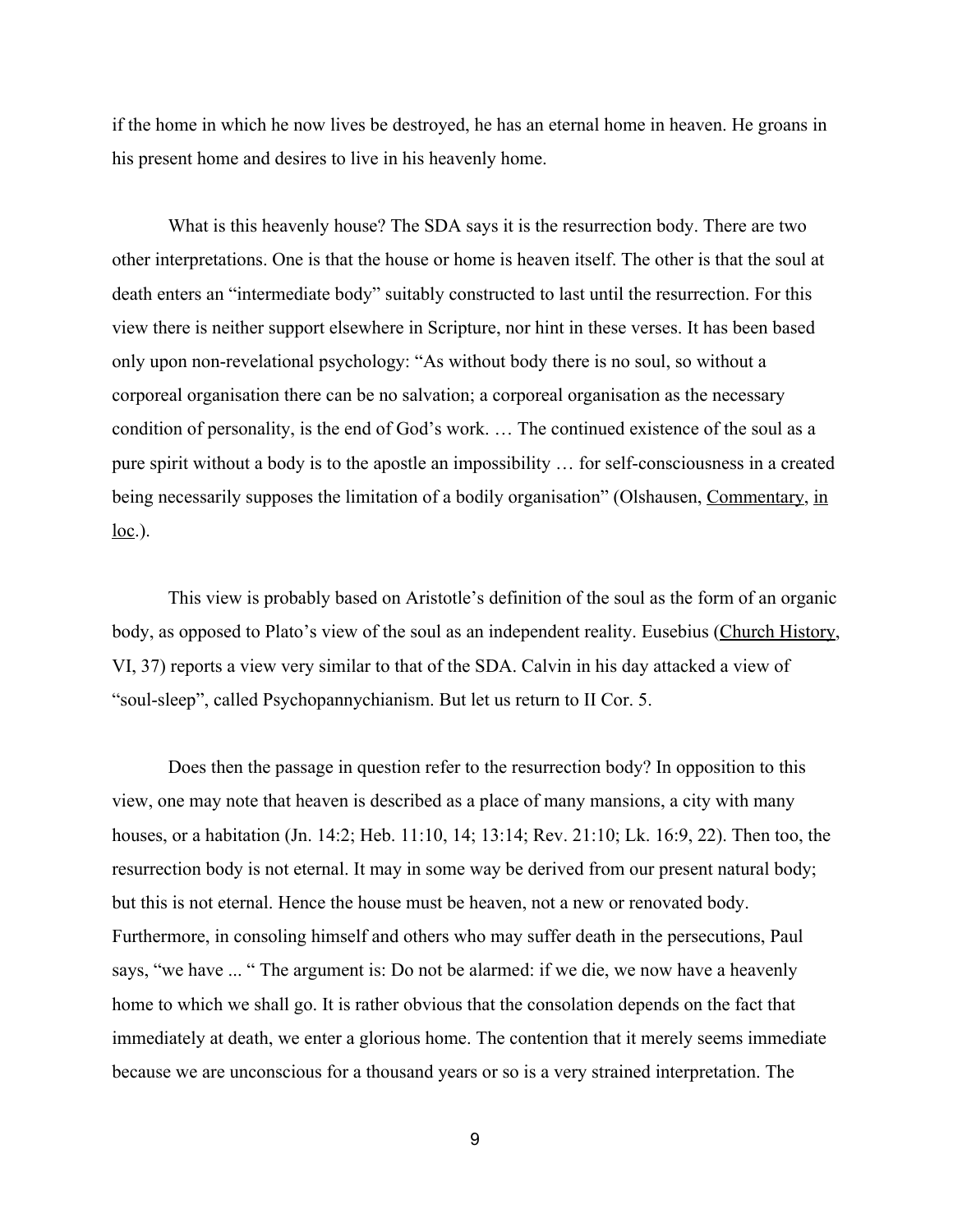if the home in which he now lives be destroyed, he has an eternal home in heaven. He groans in his present home and desires to live in his heavenly home.

What is this heavenly house? The SDA says it is the resurrection body. There are two other interpretations. One is that the house or home is heaven itself. The other is that the soul at death enters an "intermediate body" suitably constructed to last until the resurrection. For this view there is neither support elsewhere in Scripture, nor hint in these verses. It has been based only upon non-revelational psychology: "As without body there is no soul, so without a corporeal organisation there can be no salvation; a corporeal organisation as the necessary condition of personality, is the end of God's work. … The continued existence of the soul as a pure spirit without a body is to the apostle an impossibility … for self-consciousness in a created being necessarily supposes the limitation of a bodily organisation" (Olshausen, Commentary, in loc.).

This view is probably based on Aristotle's definition of the soul as the form of an organic body, as opposed to Plato's view of the soul as an independent reality. Eusebius (Church History, VI, 37) reports a view very similar to that of the SDA. Calvin in his day attacked a view of "soul-sleep", called Psychopannychianism. But let us return to II Cor. 5.

Does then the passage in question refer to the resurrection body? In opposition to this view, one may note that heaven is described as a place of many mansions, a city with many houses, or a habitation (Jn. 14:2; Heb. 11:10, 14; 13:14; Rev. 21:10; Lk. 16:9, 22). Then too, the resurrection body is not eternal. It may in some way be derived from our present natural body; but this is not eternal. Hence the house must be heaven, not a new or renovated body. Furthermore, in consoling himself and others who may suffer death in the persecutions, Paul says, "we have ... " The argument is: Do not be alarmed: if we die, we now have a heavenly home to which we shall go. It is rather obvious that the consolation depends on the fact that immediately at death, we enter a glorious home. The contention that it merely seems immediate because we are unconscious for a thousand years or so is a very strained interpretation. The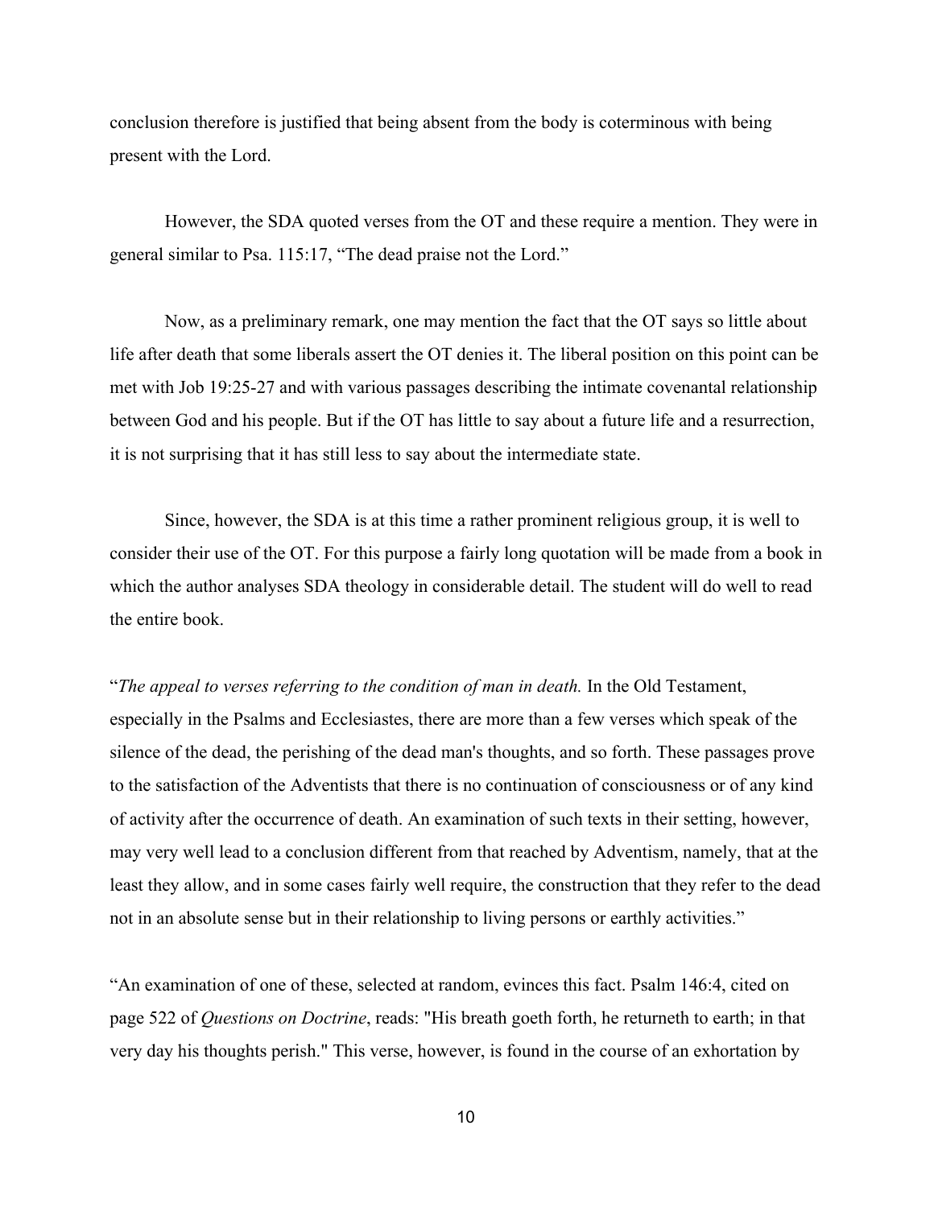conclusion therefore is justified that being absent from the body is coterminous with being present with the Lord.

However, the SDA quoted verses from the OT and these require a mention. They were in general similar to Psa. 115:17, “The dead praise not the Lord.”

Now, as a preliminary remark, one may mention the fact that the OT says so little about life after death that some liberals assert the OT denies it. The liberal position on this point can be met with Job 19:25-27 and with various passages describing the intimate covenantal relationship between God and his people. But if the OT has little to say about a future life and a resurrection, it is not surprising that it has still less to say about the intermediate state.

Since, however, the SDA is at this time a rather prominent religious group, it is well to consider their use of the OT. For this purpose a fairly long quotation will be made from a book in which the author analyses SDA theology in considerable detail. The student will do well to read the entire book.

“*The appeal to verses referring to the condition of man in death.* In the Old Testament, especially in the Psalms and Ecclesiastes, there are more than a few verses which speak of the silence of the dead, the perishing of the dead man's thoughts, and so forth. These passages prove to the satisfaction of the Adventists that there is no continuation of consciousness or of any kind of activity after the occurrence of death. An examination of such texts in their setting, however, may very well lead to a conclusion different from that reached by Adventism, namely, that at the least they allow, and in some cases fairly well require, the construction that they refer to the dead not in an absolute sense but in their relationship to living persons or earthly activities.”

“An examination of one of these, selected at random, evinces this fact. Psalm 146:4, cited on page 522 of *Questions on Doctrine*, reads: "His breath goeth forth, he returneth to earth; in that very day his thoughts perish." This verse, however, is found in the course of an exhortation by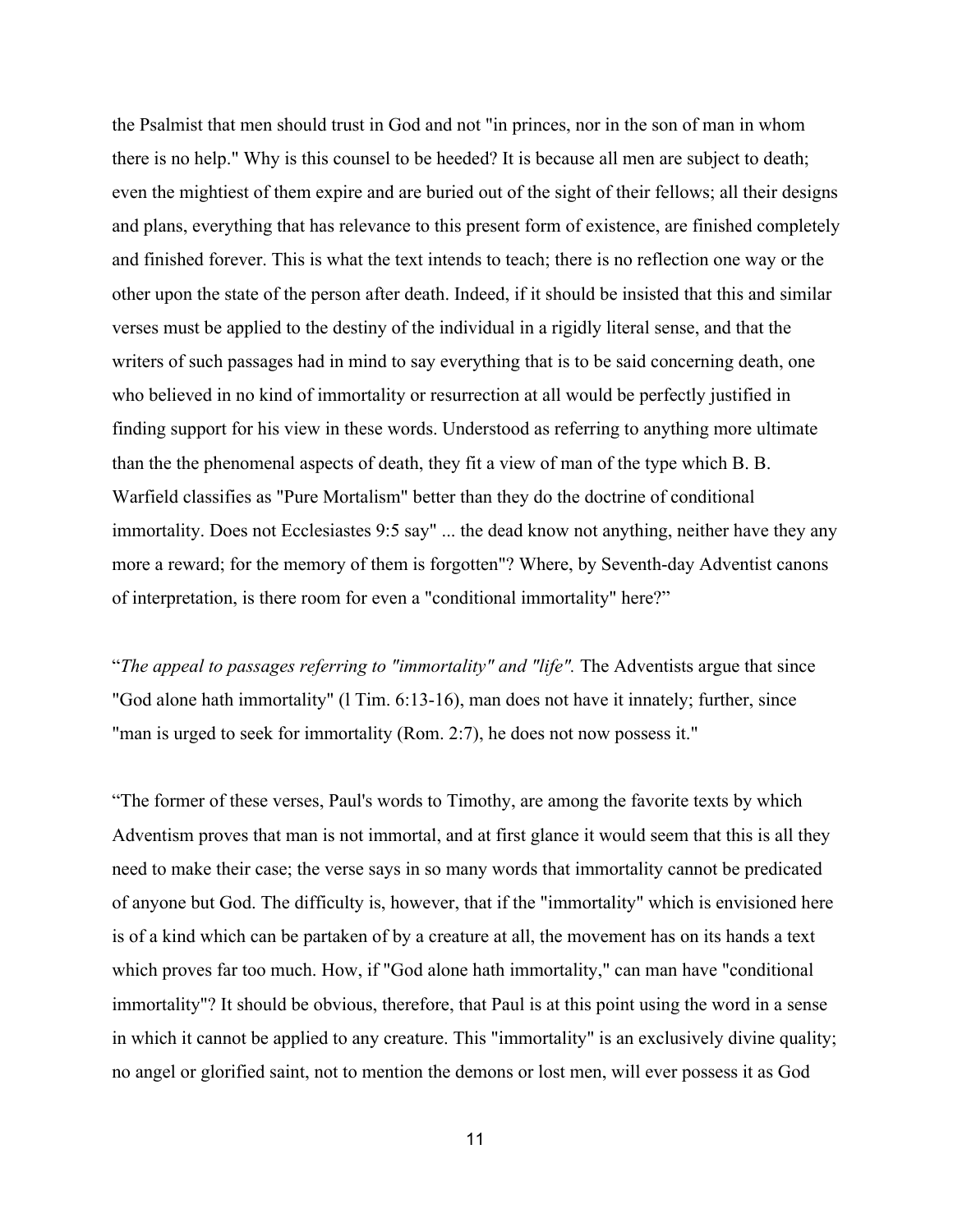the Psalmist that men should trust in God and not "in princes, nor in the son of man in whom there is no help." Why is this counsel to be heeded? It is because all men are subject to death; even the mightiest of them expire and are buried out of the sight of their fellows; all their designs and plans, everything that has relevance to this present form of existence, are finished completely and finished forever. This is what the text intends to teach; there is no reflection one way or the other upon the state of the person after death. Indeed, if it should be insisted that this and similar verses must be applied to the destiny of the individual in a rigidly literal sense, and that the writers of such passages had in mind to say everything that is to be said concerning death, one who believed in no kind of immortality or resurrection at all would be perfectly justified in finding support for his view in these words. Understood as referring to anything more ultimate than the the phenomenal aspects of death, they fit a view of man of the type which B. B. Warfield classifies as "Pure Mortalism" better than they do the doctrine of conditional immortality. Does not Ecclesiastes 9:5 say" ... the dead know not anything, neither have they any more a reward; for the memory of them is forgotten"? Where, by Seventh-day Adventist canons of interpretation, is there room for even a "conditional immortality" here?"

"*The appeal to passages referring to "immortality" and "life".* The Adventists argue that since "God alone hath immortality" (l Tim. 6:13-16), man does not have it innately; further, since "man is urged to seek for immortality (Rom. 2:7), he does not now possess it."

"The former of these verses, Paul's words to Timothy, are among the favorite texts by which Adventism proves that man is not immortal, and at first glance it would seem that this is all they need to make their case; the verse says in so many words that immortality cannot be predicated of anyone but God. The difficulty is, however, that if the "immortality" which is envisioned here is of a kind which can be partaken of by a creature at all, the movement has on its hands a text which proves far too much. How, if "God alone hath immortality," can man have "conditional immortality"? It should be obvious, therefore, that Paul is at this point using the word in a sense in which it cannot be applied to any creature. This "immortality" is an exclusively divine quality; no angel or glorified saint, not to mention the demons or lost men, will ever possess it as God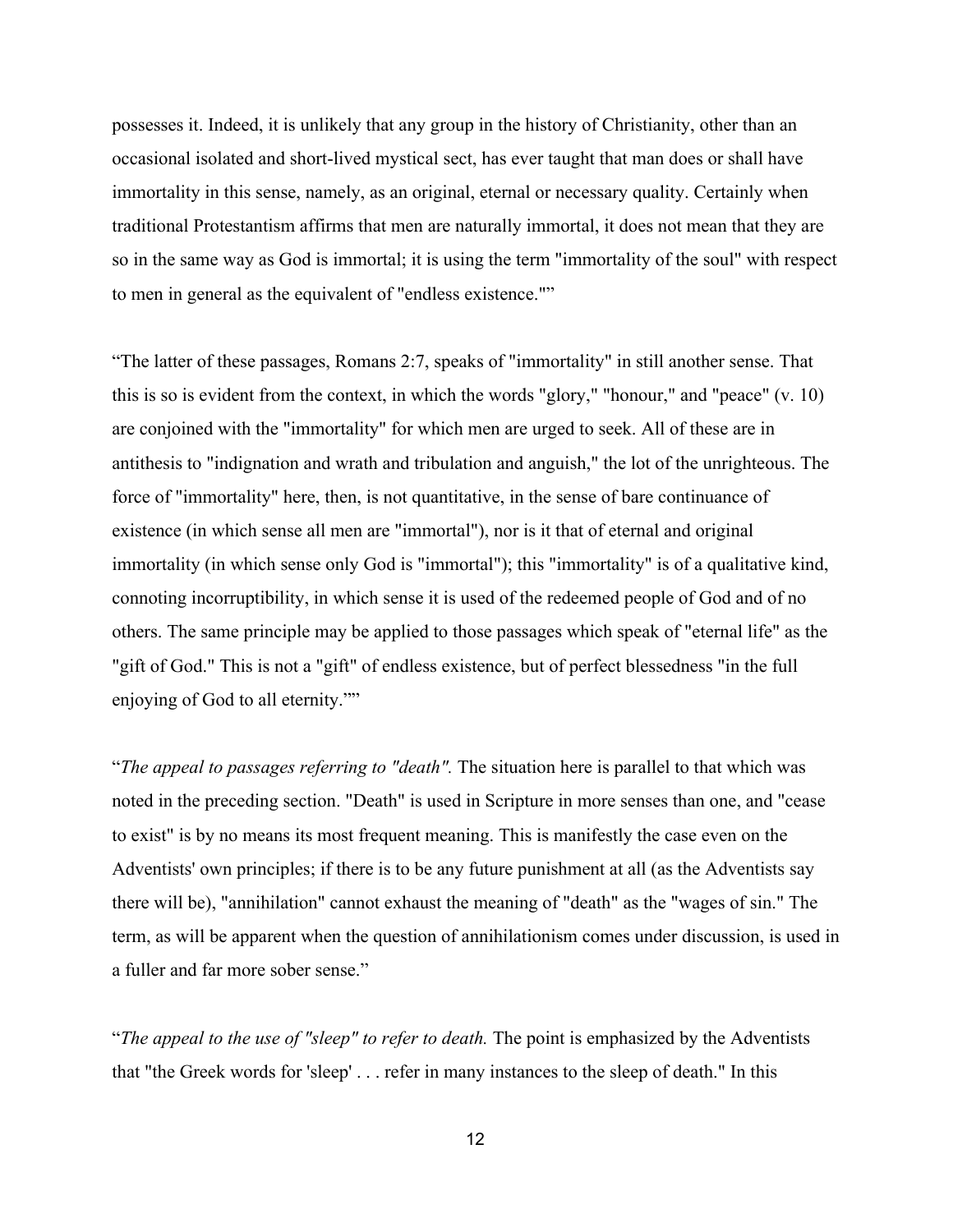possesses it. Indeed, it is unlikely that any group in the history of Christianity, other than an occasional isolated and short-lived mystical sect, has ever taught that man does or shall have immortality in this sense, namely, as an original, eternal or necessary quality. Certainly when traditional Protestantism affirms that men are naturally immortal, it does not mean that they are so in the same way as God is immortal; it is using the term "immortality of the soul" with respect to men in general as the equivalent of "endless existence.""

"The latter of these passages, Romans 2:7, speaks of "immortality" in still another sense. That this is so is evident from the context, in which the words "glory," "honour," and "peace" (v. 10) are conjoined with the "immortality" for which men are urged to seek. All of these are in antithesis to "indignation and wrath and tribulation and anguish," the lot of the unrighteous. The force of "immortality" here, then, is not quantitative, in the sense of bare continuance of existence (in which sense all men are "immortal"), nor is it that of eternal and original immortality (in which sense only God is "immortal"); this "immortality" is of a qualitative kind, connoting incorruptibility, in which sense it is used of the redeemed people of God and of no others. The same principle may be applied to those passages which speak of "eternal life" as the "gift of God." This is not a "gift" of endless existence, but of perfect blessedness "in the full enjoying of God to all eternity.""

"*The appeal to passages referring to "death".* The situation here is parallel to that which was noted in the preceding section. "Death" is used in Scripture in more senses than one, and "cease to exist" is by no means its most frequent meaning. This is manifestly the case even on the Adventists' own principles; if there is to be any future punishment at all (as the Adventists say there will be), "annihilation" cannot exhaust the meaning of "death" as the "wages of sin." The term, as will be apparent when the question of annihilationism comes under discussion, is used in a fuller and far more sober sense."

"*The appeal to the use of "sleep" to refer to death.* The point is emphasized by the Adventists that "the Greek words for 'sleep' . . . refer in many instances to the sleep of death." In this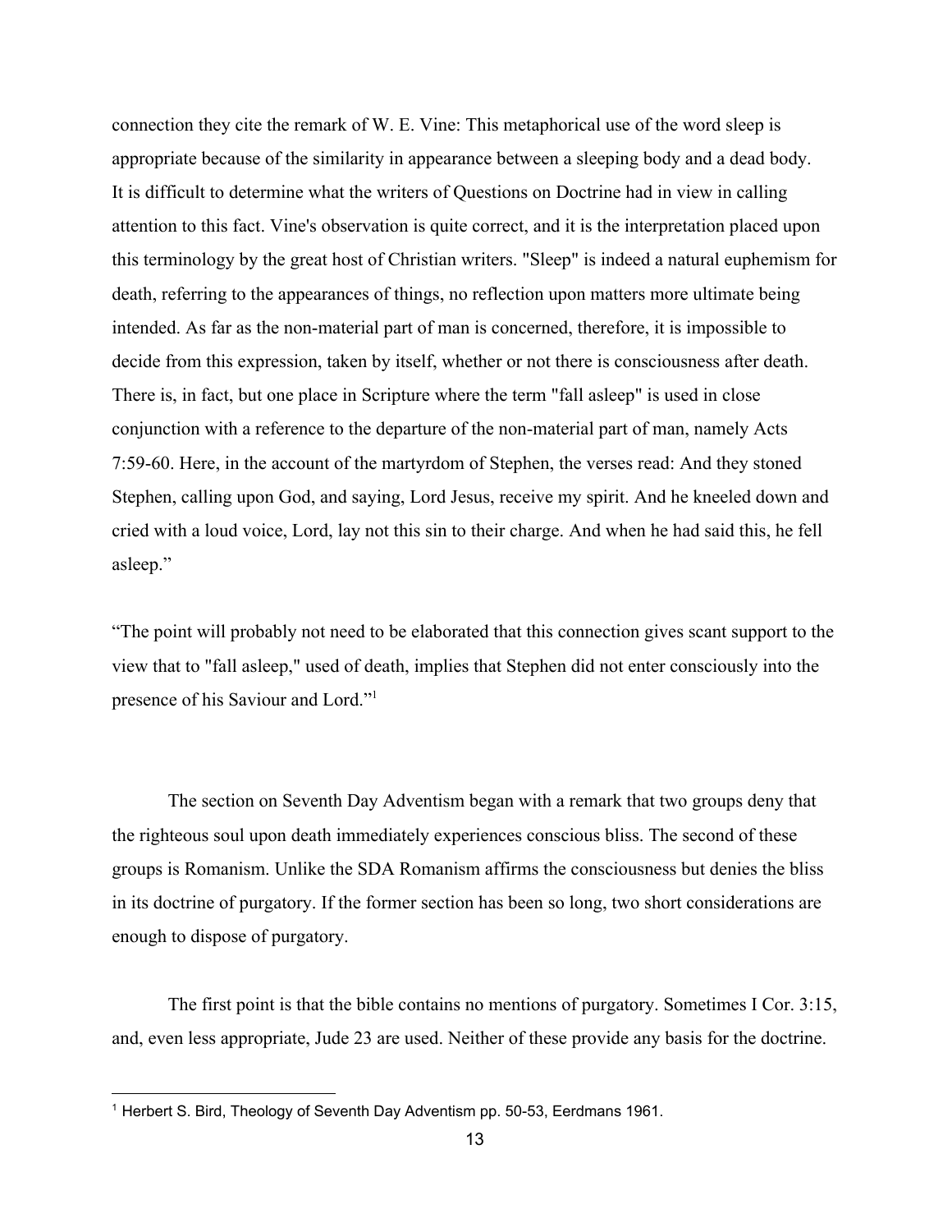connection they cite the remark of W. E. Vine: This metaphorical use of the word sleep is appropriate because of the similarity in appearance between a sleeping body and a dead body. It is difficult to determine what the writers of Questions on Doctrine had in view in calling attention to this fact. Vine's observation is quite correct, and it is the interpretation placed upon this terminology by the great host of Christian writers. "Sleep" is indeed a natural euphemism for death, referring to the appearances of things, no reflection upon matters more ultimate being intended. As far as the non-material part of man is concerned, therefore, it is impossible to decide from this expression, taken by itself, whether or not there is consciousness after death. There is, in fact, but one place in Scripture where the term "fall asleep" is used in close conjunction with a reference to the departure of the non-material part of man, namely Acts 7:59-60. Here, in the account of the martyrdom of Stephen, the verses read: And they stoned Stephen, calling upon God, and saying, Lord Jesus, receive my spirit. And he kneeled down and cried with a loud voice, Lord, lay not this sin to their charge. And when he had said this, he fell asleep."

"The point will probably not need to be elaborated that this connection gives scant support to the view that to "fall asleep," used of death, implies that Stephen did not enter consciously into the presence of his Saviour and Lord."[1]

The section on Seventh Day Adventism began with a remark that two groups deny that the righteous soul upon death immediately experiences conscious bliss. The second of these groups is Romanism. Unlike the SDA Romanism affirms the consciousness but denies the bliss in its doctrine of purgatory. If the former section has been so long, two short considerations are enough to dispose of purgatory.

The first point is that the bible contains no mentions of purgatory. Sometimes I Cor. 3:15, and, even less appropriate, Jude 23 are used. Neither of these provide any basis for the doctrine.

---

[1] Herbert S. Bird, Theology of Seventh Day Adventism pp. 50-53, Eerdmans 1961.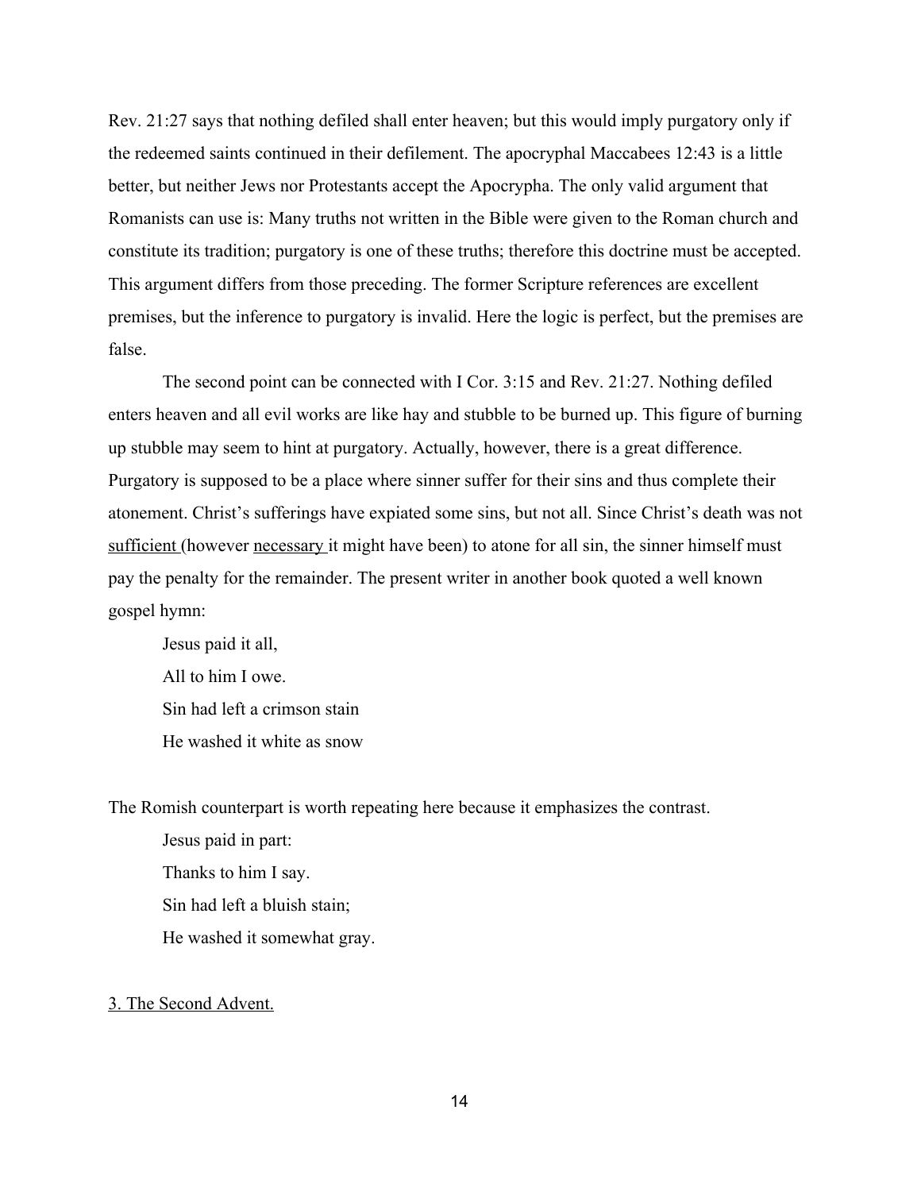Rev. 21:27 says that nothing defiled shall enter heaven; but this would imply purgatory only if the redeemed saints continued in their defilement. The apocryphal Maccabees 12:43 is a little better, but neither Jews nor Protestants accept the Apocrypha. The only valid argument that Romanists can use is: Many truths not written in the Bible were given to the Roman church and constitute its tradition; purgatory is one of these truths; therefore this doctrine must be accepted. This argument differs from those preceding. The former Scripture references are excellent premises, but the inference to purgatory is invalid. Here the logic is perfect, but the premises are false.

The second point can be connected with I Cor. 3:15 and Rev. 21:27. Nothing defiled enters heaven and all evil works are like hay and stubble to be burned up. This figure of burning up stubble may seem to hint at purgatory. Actually, however, there is a great difference. Purgatory is supposed to be a place where sinner suffer for their sins and thus complete their atonement. Christ's sufferings have expiated some sins, but not all. Since Christ's death was not <u>sufficient</u> (however <u>necessary</u> it might have been) to atone for all sin, the sinner himself must pay the penalty for the remainder. The present writer in another book quoted a well known gospel hymn:

> Jesus paid it all,
> All to him I owe.
> Sin had left a crimson stain
> He washed it white as snow

The Romish counterpart is worth repeating here because it emphasizes the contrast.

> Jesus paid in part:
> Thanks to him I say.
> Sin had left a bluish stain;
> He washed it somewhat gray.

## <u>3. The Second Advent.</u>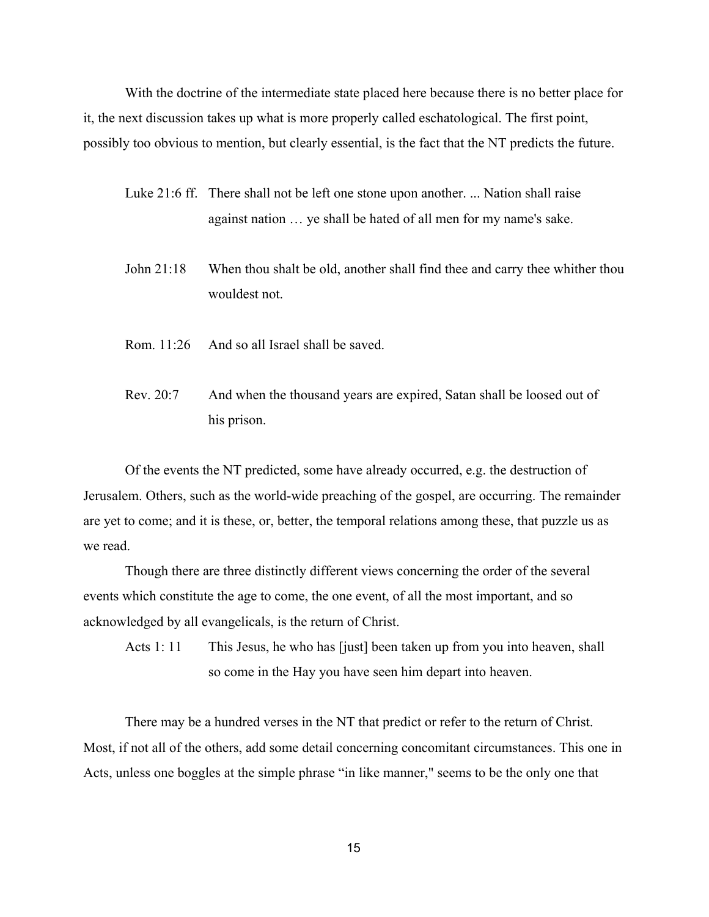With the doctrine of the intermediate state placed here because there is no better place for it, the next discussion takes up what is more properly called eschatological. The first point, possibly too obvious to mention, but clearly essential, is the fact that the NT predicts the future.

> Luke 21:6 ff. There shall not be left one stone upon another. ... Nation shall raise against nation … ye shall be hated of all men for my name's sake.

> John 21:18 When thou shalt be old, another shall find thee and carry thee whither thou wouldest not.

> Rom. 11:26 And so all Israel shall be saved.

> Rev. 20:7 And when the thousand years are expired, Satan shall be loosed out of his prison.

Of the events the NT predicted, some have already occurred, e.g. the destruction of Jerusalem. Others, such as the world-wide preaching of the gospel, are occurring. The remainder are yet to come; and it is these, or, better, the temporal relations among these, that puzzle us as we read.

Though there are three distinctly different views concerning the order of the several events which constitute the age to come, the one event, of all the most important, and so acknowledged by all evangelicals, is the return of Christ.

> Acts 1: 11 This Jesus, he who has [just] been taken up from you into heaven, shall so come in the Hay you have seen him depart into heaven.

There may be a hundred verses in the NT that predict or refer to the return of Christ. Most, if not all of the others, add some detail concerning concomitant circumstances. This one in Acts, unless one boggles at the simple phrase "in like manner," seems to be the only one that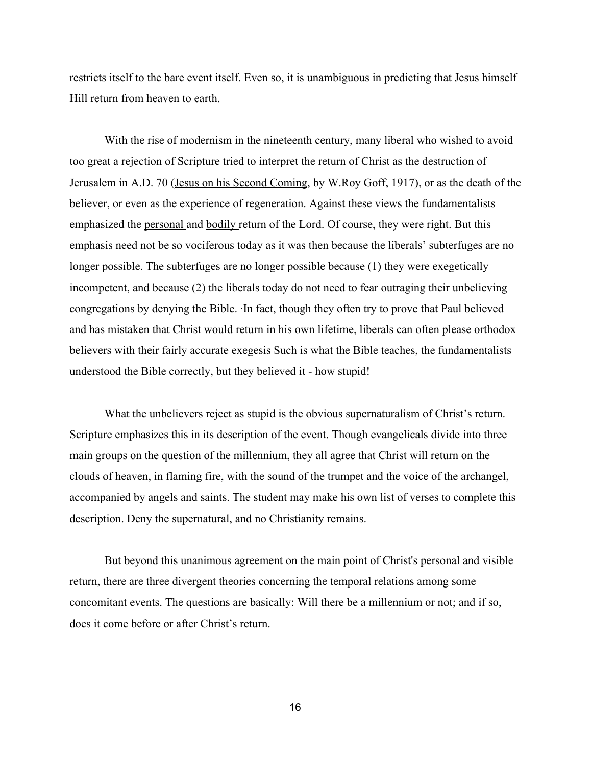restricts itself to the bare event itself. Even so, it is unambiguous in predicting that Jesus himself Hill return from heaven to earth.

With the rise of modernism in the nineteenth century, many liberal who wished to avoid too great a rejection of Scripture tried to interpret the return of Christ as the destruction of Jerusalem in A.D. 70 (Jesus on his Second Coming, by W.Roy Goff, 1917), or as the death of the believer, or even as the experience of regeneration. Against these views the fundamentalists emphasized the personal and bodily return of the Lord. Of course, they were right. But this emphasis need not be so vociferous today as it was then because the liberals' subterfuges are no longer possible. The subterfuges are no longer possible because (1) they were exegetically incompetent, and because (2) the liberals today do not need to fear outraging their unbelieving congregations by denying the Bible. ·In fact, though they often try to prove that Paul believed and has mistaken that Christ would return in his own lifetime, liberals can often please orthodox believers with their fairly accurate exegesis Such is what the Bible teaches, the fundamentalists understood the Bible correctly, but they believed it - how stupid!

What the unbelievers reject as stupid is the obvious supernaturalism of Christ's return. Scripture emphasizes this in its description of the event. Though evangelicals divide into three main groups on the question of the millennium, they all agree that Christ will return on the clouds of heaven, in flaming fire, with the sound of the trumpet and the voice of the archangel, accompanied by angels and saints. The student may make his own list of verses to complete this description. Deny the supernatural, and no Christianity remains.

But beyond this unanimous agreement on the main point of Christ's personal and visible return, there are three divergent theories concerning the temporal relations among some concomitant events. The questions are basically: Will there be a millennium or not; and if so, does it come before or after Christ's return.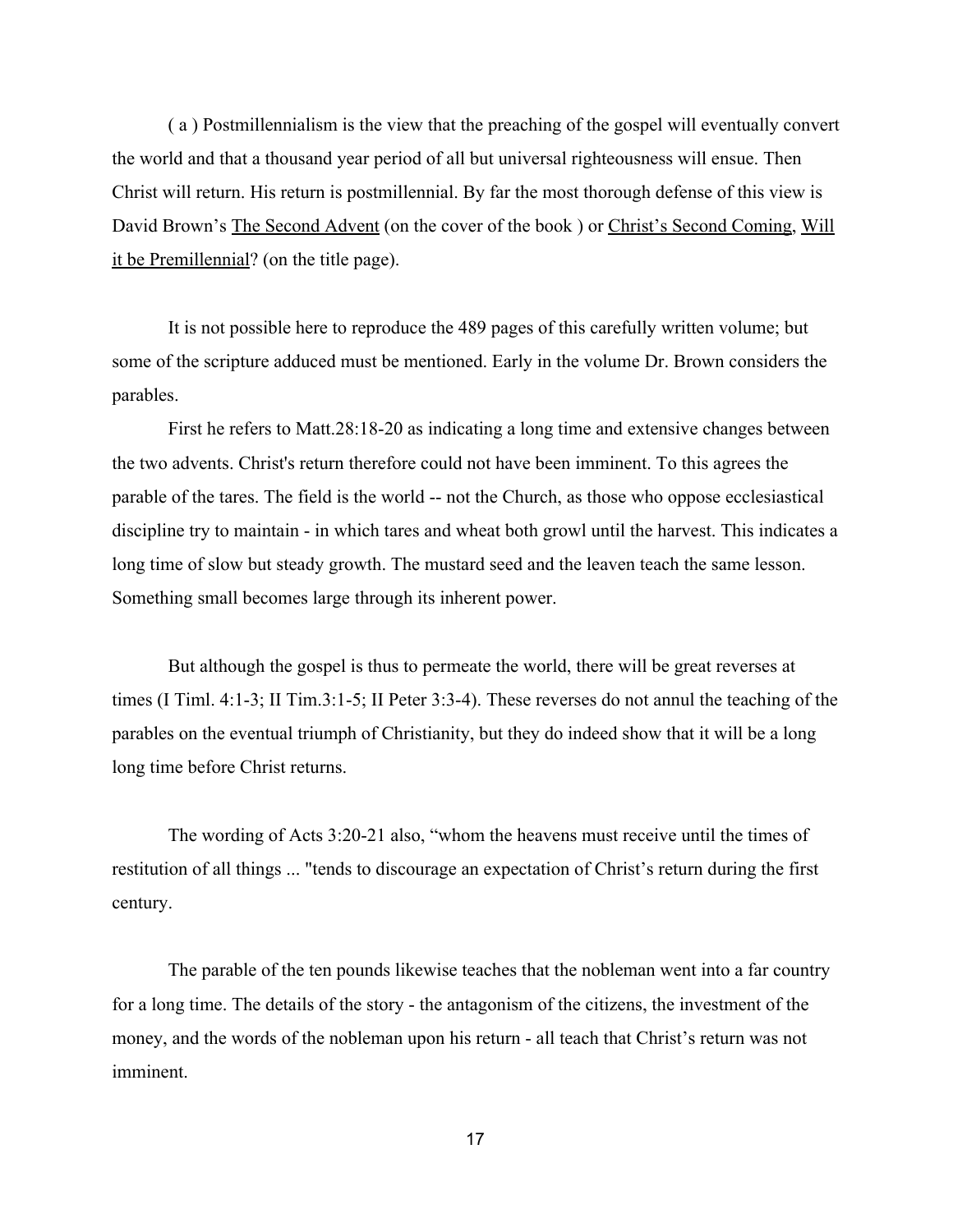( a ) Postmillennialism is the view that the preaching of the gospel will eventually convert the world and that a thousand year period of all but universal righteousness will ensue. Then Christ will return. His return is postmillennial. By far the most thorough defense of this view is David Brown's The Second Advent (on the cover of the book ) or Christ's Second Coming, Will it be Premillennial? (on the title page).

It is not possible here to reproduce the 489 pages of this carefully written volume; but some of the scripture adduced must be mentioned. Early in the volume Dr. Brown considers the parables.

First he refers to Matt.28:18-20 as indicating a long time and extensive changes between the two advents. Christ's return therefore could not have been imminent. To this agrees the parable of the tares. The field is the world -- not the Church, as those who oppose ecclesiastical discipline try to maintain - in which tares and wheat both growl until the harvest. This indicates a long time of slow but steady growth. The mustard seed and the leaven teach the same lesson. Something small becomes large through its inherent power.

But although the gospel is thus to permeate the world, there will be great reverses at times (I Timl. 4:1-3; II Tim.3:1-5; II Peter 3:3-4). These reverses do not annul the teaching of the parables on the eventual triumph of Christianity, but they do indeed show that it will be a long long time before Christ returns.

The wording of Acts 3:20-21 also, "whom the heavens must receive until the times of restitution of all things ... "tends to discourage an expectation of Christ's return during the first century.

The parable of the ten pounds likewise teaches that the nobleman went into a far country for a long time. The details of the story - the antagonism of the citizens, the investment of the money, and the words of the nobleman upon his return - all teach that Christ's return was not imminent.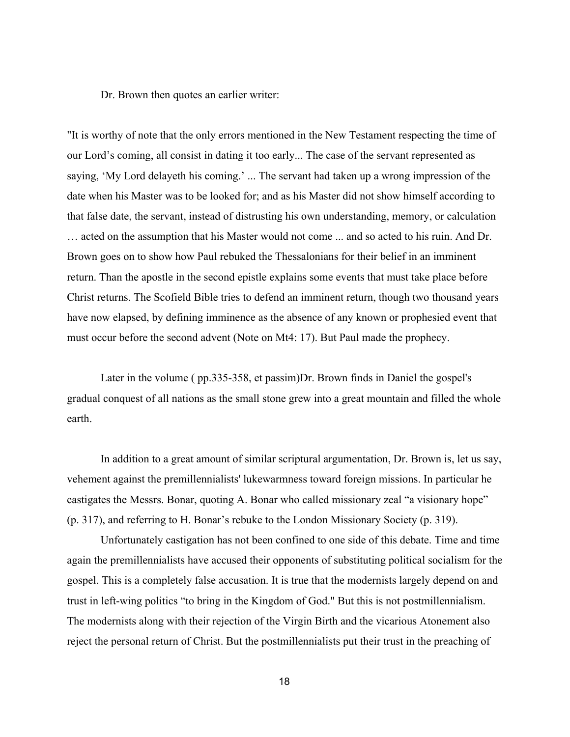Dr. Brown then quotes an earlier writer:

"It is worthy of note that the only errors mentioned in the New Testament respecting the time of our Lord's coming, all consist in dating it too early... The case of the servant represented as saying, 'My Lord delayeth his coming.' ... The servant had taken up a wrong impression of the date when his Master was to be looked for; and as his Master did not show himself according to that false date, the servant, instead of distrusting his own understanding, memory, or calculation … acted on the assumption that his Master would not come ... and so acted to his ruin. And Dr. Brown goes on to show how Paul rebuked the Thessalonians for their belief in an imminent return. Than the apostle in the second epistle explains some events that must take place before Christ returns. The Scofield Bible tries to defend an imminent return, though two thousand years have now elapsed, by defining imminence as the absence of any known or prophesied event that must occur before the second advent (Note on Mt4: 17). But Paul made the prophecy.

Later in the volume ( pp.335-358, et passim)Dr. Brown finds in Daniel the gospel's gradual conquest of all nations as the small stone grew into a great mountain and filled the whole earth.

In addition to a great amount of similar scriptural argumentation, Dr. Brown is, let us say, vehement against the premillennialists' lukewarmness toward foreign missions. In particular he castigates the Messrs. Bonar, quoting A. Bonar who called missionary zeal "a visionary hope" (p. 317), and referring to H. Bonar's rebuke to the London Missionary Society (p. 319).

Unfortunately castigation has not been confined to one side of this debate. Time and time again the premillennialists have accused their opponents of substituting political socialism for the gospel. This is a completely false accusation. It is true that the modernists largely depend on and trust in left-wing politics "to bring in the Kingdom of God." But this is not postmillennialism. The modernists along with their rejection of the Virgin Birth and the vicarious Atonement also reject the personal return of Christ. But the postmillennialists put their trust in the preaching of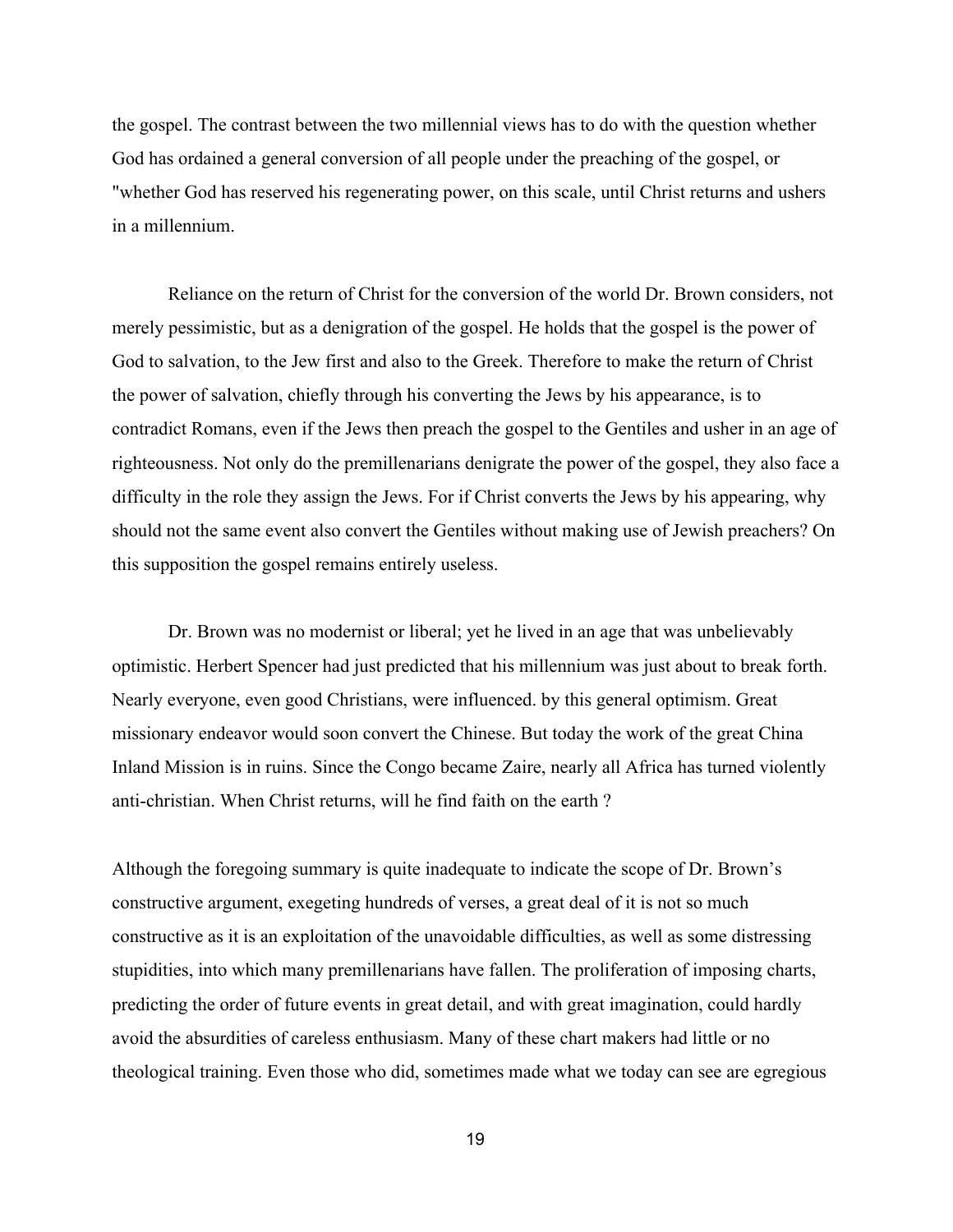the gospel. The contrast between the two millennial views has to do with the question whether God has ordained a general conversion of all people under the preaching of the gospel, or "whether God has reserved his regenerating power, on this scale, until Christ returns and ushers in a millennium.

Reliance on the return of Christ for the conversion of the world Dr. Brown considers, not merely pessimistic, but as a denigration of the gospel. He holds that the gospel is the power of God to salvation, to the Jew first and also to the Greek. Therefore to make the return of Christ the power of salvation, chiefly through his converting the Jews by his appearance, is to contradict Romans, even if the Jews then preach the gospel to the Gentiles and usher in an age of righteousness. Not only do the premillenarians denigrate the power of the gospel, they also face a difficulty in the role they assign the Jews. For if Christ converts the Jews by his appearing, why should not the same event also convert the Gentiles without making use of Jewish preachers? On this supposition the gospel remains entirely useless.

Dr. Brown was no modernist or liberal; yet he lived in an age that was unbelievably optimistic. Herbert Spencer had just predicted that his millennium was just about to break forth. Nearly everyone, even good Christians, were influenced. by this general optimism. Great missionary endeavor would soon convert the Chinese. But today the work of the great China Inland Mission is in ruins. Since the Congo became Zaire, nearly all Africa has turned violently anti-christian. When Christ returns, will he find faith on the earth ?

Although the foregoing summary is quite inadequate to indicate the scope of Dr. Brown's constructive argument, exegeting hundreds of verses, a great deal of it is not so much constructive as it is an exploitation of the unavoidable difficulties, as well as some distressing stupidities, into which many premillenarians have fallen. The proliferation of imposing charts, predicting the order of future events in great detail, and with great imagination, could hardly avoid the absurdities of careless enthusiasm. Many of these chart makers had little or no theological training. Even those who did, sometimes made what we today can see are egregious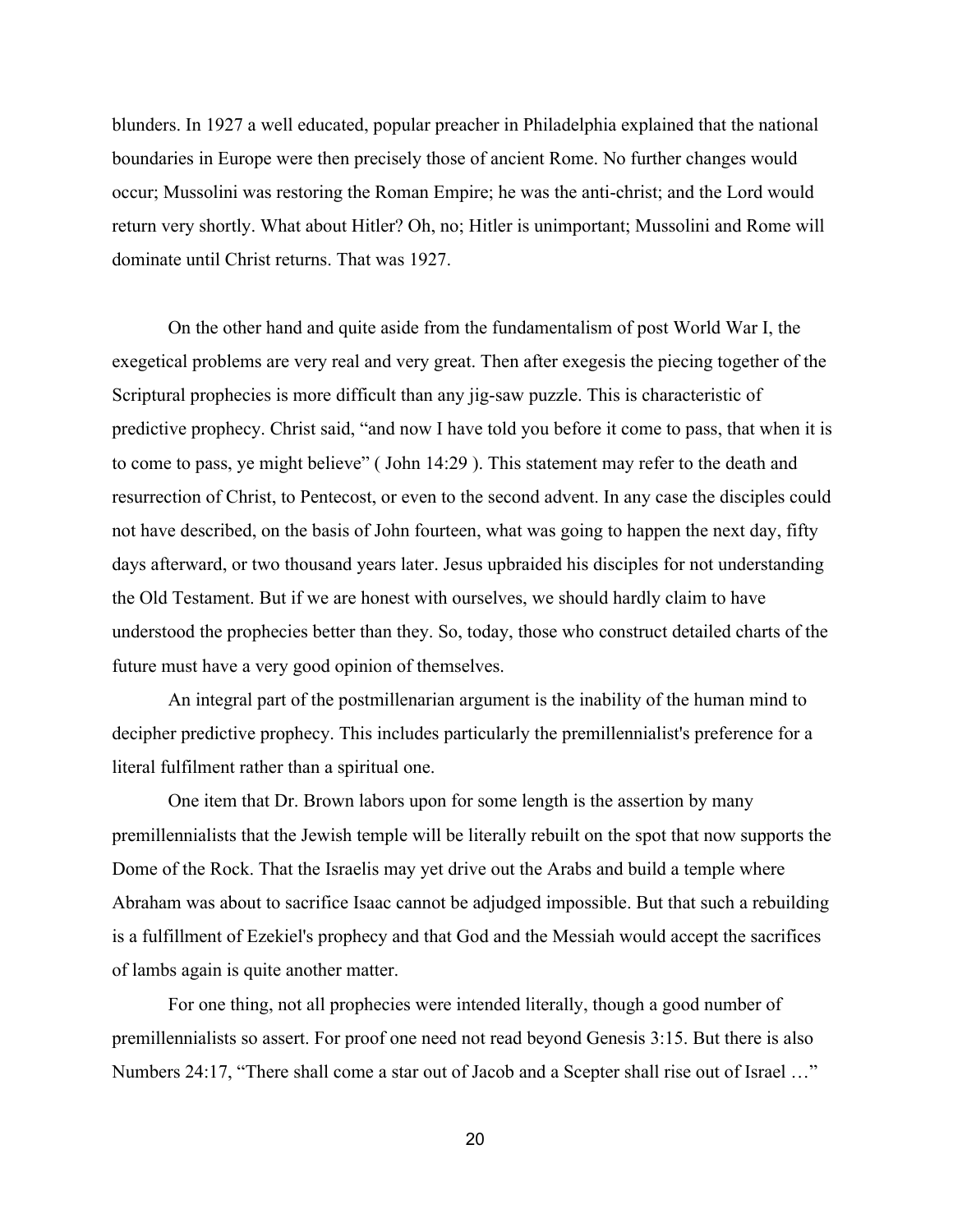blunders. In 1927 a well educated, popular preacher in Philadelphia explained that the national boundaries in Europe were then precisely those of ancient Rome. No further changes would occur; Mussolini was restoring the Roman Empire; he was the anti-christ; and the Lord would return very shortly. What about Hitler? Oh, no; Hitler is unimportant; Mussolini and Rome will dominate until Christ returns. That was 1927.

On the other hand and quite aside from the fundamentalism of post World War I, the exegetical problems are very real and very great. Then after exegesis the piecing together of the Scriptural prophecies is more difficult than any jig-saw puzzle. This is characteristic of predictive prophecy. Christ said, "and now I have told you before it come to pass, that when it is to come to pass, ye might believe" ( John 14:29 ). This statement may refer to the death and resurrection of Christ, to Pentecost, or even to the second advent. In any case the disciples could not have described, on the basis of John fourteen, what was going to happen the next day, fifty days afterward, or two thousand years later. Jesus upbraided his disciples for not understanding the Old Testament. But if we are honest with ourselves, we should hardly claim to have understood the prophecies better than they. So, today, those who construct detailed charts of the future must have a very good opinion of themselves.

An integral part of the postmillenarian argument is the inability of the human mind to decipher predictive prophecy. This includes particularly the premillennialist's preference for a literal fulfilment rather than a spiritual one.

One item that Dr. Brown labors upon for some length is the assertion by many premillennialists that the Jewish temple will be literally rebuilt on the spot that now supports the Dome of the Rock. That the Israelis may yet drive out the Arabs and build a temple where Abraham was about to sacrifice Isaac cannot be adjudged impossible. But that such a rebuilding is a fulfillment of Ezekiel's prophecy and that God and the Messiah would accept the sacrifices of lambs again is quite another matter.

For one thing, not all prophecies were intended literally, though a good number of premillennialists so assert. For proof one need not read beyond Genesis 3:15. But there is also Numbers 24:17, "There shall come a star out of Jacob and a Scepter shall rise out of Israel …"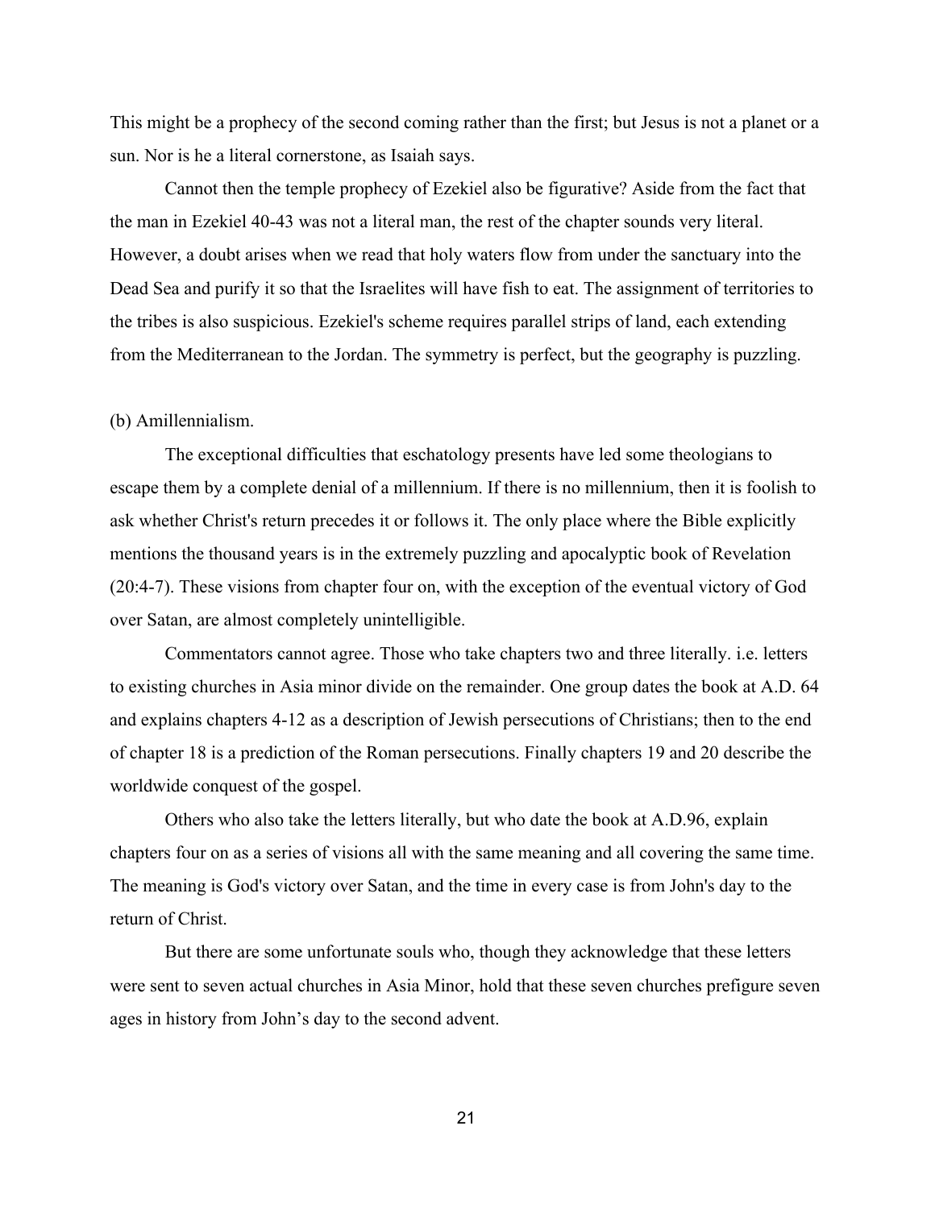This might be a prophecy of the second coming rather than the first; but Jesus is not a planet or a sun. Nor is he a literal cornerstone, as Isaiah says.

Cannot then the temple prophecy of Ezekiel also be figurative? Aside from the fact that the man in Ezekiel 40-43 was not a literal man, the rest of the chapter sounds very literal. However, a doubt arises when we read that holy waters flow from under the sanctuary into the Dead Sea and purify it so that the Israelites will have fish to eat. The assignment of territories to the tribes is also suspicious. Ezekiel's scheme requires parallel strips of land, each extending from the Mediterranean to the Jordan. The symmetry is perfect, but the geography is puzzling.

(b) Amillennialism.

The exceptional difficulties that eschatology presents have led some theologians to escape them by a complete denial of a millennium. If there is no millennium, then it is foolish to ask whether Christ's return precedes it or follows it. The only place where the Bible explicitly mentions the thousand years is in the extremely puzzling and apocalyptic book of Revelation (20:4-7). These visions from chapter four on, with the exception of the eventual victory of God over Satan, are almost completely unintelligible.

Commentators cannot agree. Those who take chapters two and three literally. i.e. letters to existing churches in Asia minor divide on the remainder. One group dates the book at A.D. 64 and explains chapters 4-12 as a description of Jewish persecutions of Christians; then to the end of chapter 18 is a prediction of the Roman persecutions. Finally chapters 19 and 20 describe the worldwide conquest of the gospel.

Others who also take the letters literally, but who date the book at A.D.96, explain chapters four on as a series of visions all with the same meaning and all covering the same time. The meaning is God's victory over Satan, and the time in every case is from John's day to the return of Christ.

But there are some unfortunate souls who, though they acknowledge that these letters were sent to seven actual churches in Asia Minor, hold that these seven churches prefigure seven ages in history from John's day to the second advent.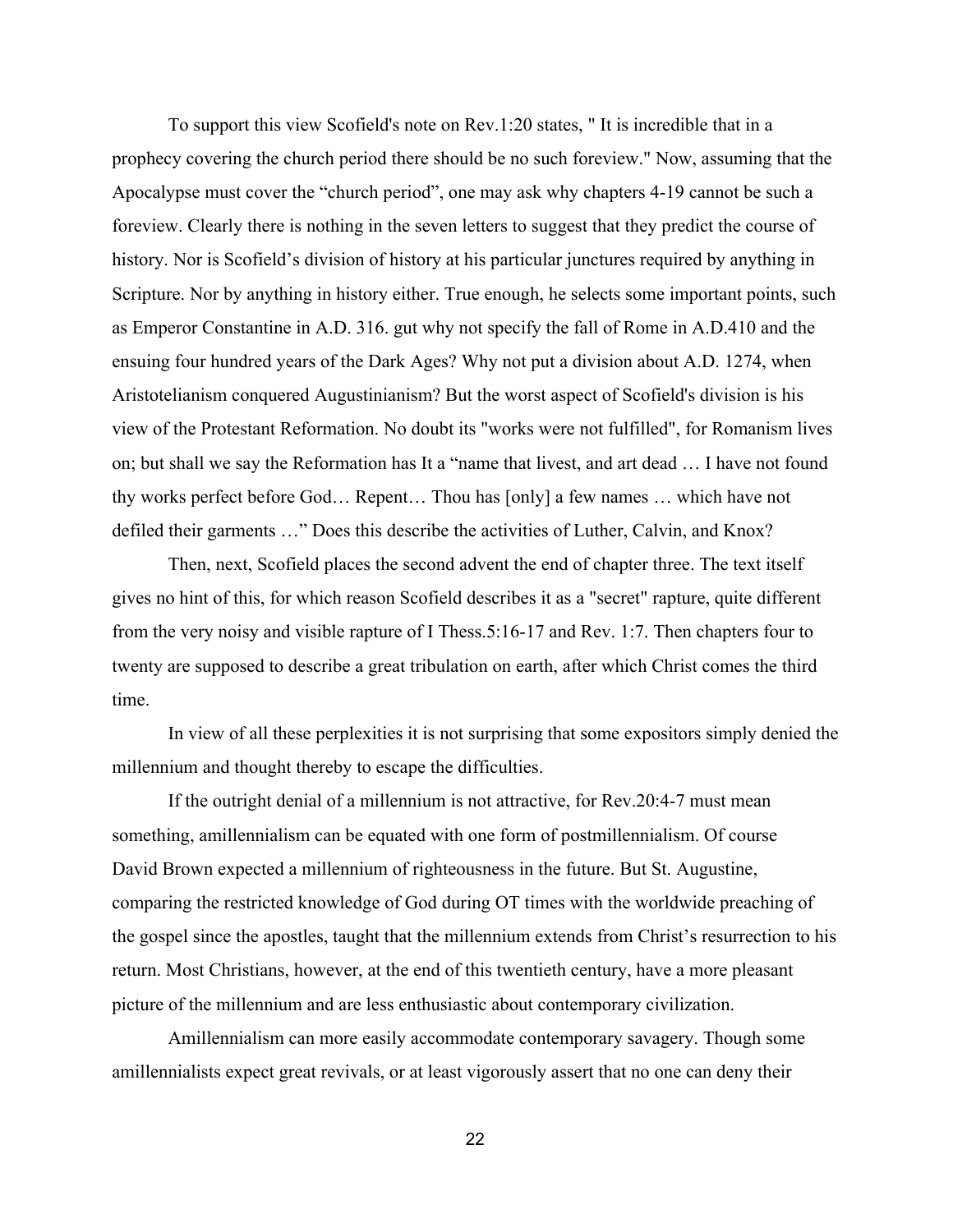To support this view Scofield's note on Rev.1:20 states, " It is incredible that in a prophecy covering the church period there should be no such foreview." Now, assuming that the Apocalypse must cover the "church period", one may ask why chapters 4-19 cannot be such a foreview. Clearly there is nothing in the seven letters to suggest that they predict the course of history. Nor is Scofield's division of history at his particular junctures required by anything in Scripture. Nor by anything in history either. True enough, he selects some important points, such as Emperor Constantine in A.D. 316. gut why not specify the fall of Rome in A.D.410 and the ensuing four hundred years of the Dark Ages? Why not put a division about A.D. 1274, when Aristotelianism conquered Augustinianism? But the worst aspect of Scofield's division is his view of the Protestant Reformation. No doubt its "works were not fulfilled", for Romanism lives on; but shall we say the Reformation has It a "name that livest, and art dead … I have not found thy works perfect before God… Repent… Thou has [only] a few names … which have not defiled their garments …" Does this describe the activities of Luther, Calvin, and Knox?

Then, next, Scofield places the second advent the end of chapter three. The text itself gives no hint of this, for which reason Scofield describes it as a "secret" rapture, quite different from the very noisy and visible rapture of I Thess.5:16-17 and Rev. 1:7. Then chapters four to twenty are supposed to describe a great tribulation on earth, after which Christ comes the third time.

In view of all these perplexities it is not surprising that some expositors simply denied the millennium and thought thereby to escape the difficulties.

If the outright denial of a millennium is not attractive, for Rev.20:4-7 must mean something, amillennialism can be equated with one form of postmillennialism. Of course David Brown expected a millennium of righteousness in the future. But St. Augustine, comparing the restricted knowledge of God during OT times with the worldwide preaching of the gospel since the apostles, taught that the millennium extends from Christ's resurrection to his return. Most Christians, however, at the end of this twentieth century, have a more pleasant picture of the millennium and are less enthusiastic about contemporary civilization.

Amillennialism can more easily accommodate contemporary savagery. Though some amillennialists expect great revivals, or at least vigorously assert that no one can deny their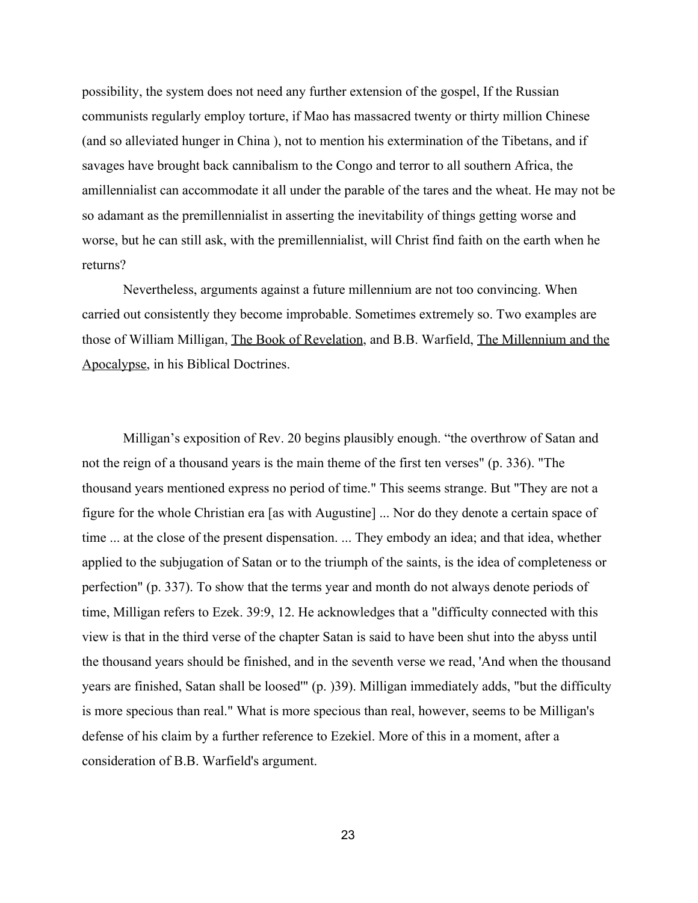possibility, the system does not need any further extension of the gospel, If the Russian communists regularly employ torture, if Mao has massacred twenty or thirty million Chinese (and so alleviated hunger in China ), not to mention his extermination of the Tibetans, and if savages have brought back cannibalism to the Congo and terror to all southern Africa, the amillennialist can accommodate it all under the parable of the tares and the wheat. He may not be so adamant as the premillennialist in asserting the inevitability of things getting worse and worse, but he can still ask, with the premillennialist, will Christ find faith on the earth when he returns?

Nevertheless, arguments against a future millennium are not too convincing. When carried out consistently they become improbable. Sometimes extremely so. Two examples are those of William Milligan, The Book of Revelation, and B.B. Warfield, The Millennium and the Apocalypse, in his Biblical Doctrines.

Milligan's exposition of Rev. 20 begins plausibly enough. "the overthrow of Satan and not the reign of a thousand years is the main theme of the first ten verses" (p. 336). "The thousand years mentioned express no period of time." This seems strange. But "They are not a figure for the whole Christian era [as with Augustine] ... Nor do they denote a certain space of time ... at the close of the present dispensation. ... They embody an idea; and that idea, whether applied to the subjugation of Satan or to the triumph of the saints, is the idea of completeness or perfection" (p. 337). To show that the terms year and month do not always denote periods of time, Milligan refers to Ezek. 39:9, 12. He acknowledges that a "difficulty connected with this view is that in the third verse of the chapter Satan is said to have been shut into the abyss until the thousand years should be finished, and in the seventh verse we read, 'And when the thousand years are finished, Satan shall be loosed'" (p. )39). Milligan immediately adds, "but the difficulty is more specious than real." What is more specious than real, however, seems to be Milligan's defense of his claim by a further reference to Ezekiel. More of this in a moment, after a consideration of B.B. Warfield's argument.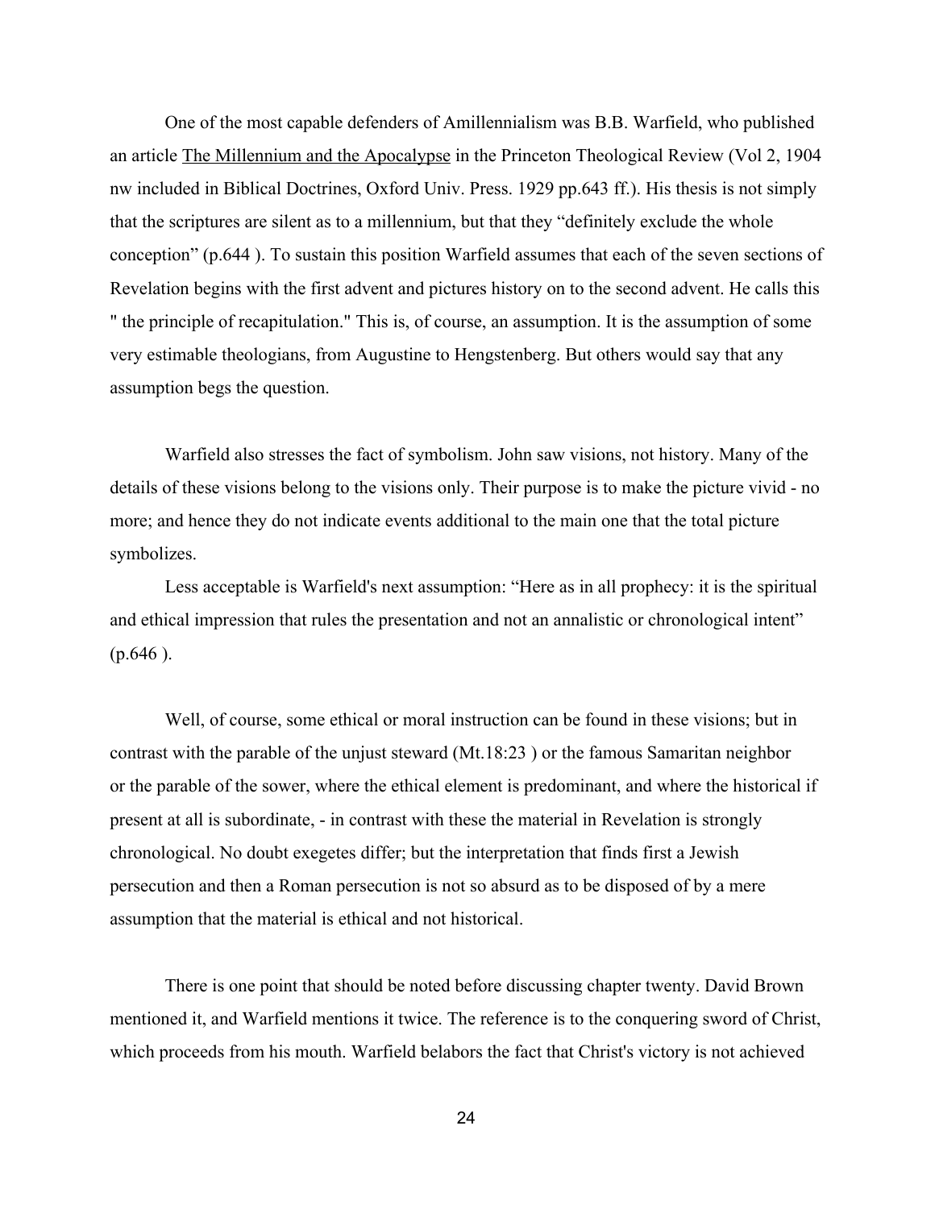One of the most capable defenders of Amillennialism was B.B. Warfield, who published an article The Millennium and the Apocalypse in the Princeton Theological Review (Vol 2, 1904 nw included in Biblical Doctrines, Oxford Univ. Press. 1929 pp.643 ff.). His thesis is not simply that the scriptures are silent as to a millennium, but that they "definitely exclude the whole conception" (p.644 ). To sustain this position Warfield assumes that each of the seven sections of Revelation begins with the first advent and pictures history on to the second advent. He calls this " the principle of recapitulation." This is, of course, an assumption. It is the assumption of some very estimable theologians, from Augustine to Hengstenberg. But others would say that any assumption begs the question.

Warfield also stresses the fact of symbolism. John saw visions, not history. Many of the details of these visions belong to the visions only. Their purpose is to make the picture vivid - no more; and hence they do not indicate events additional to the main one that the total picture symbolizes.

Less acceptable is Warfield's next assumption: "Here as in all prophecy: it is the spiritual and ethical impression that rules the presentation and not an annalistic or chronological intent" (p.646 ).

Well, of course, some ethical or moral instruction can be found in these visions; but in contrast with the parable of the unjust steward (Mt.18:23 ) or the famous Samaritan neighbor or the parable of the sower, where the ethical element is predominant, and where the historical if present at all is subordinate, - in contrast with these the material in Revelation is strongly chronological. No doubt exegetes differ; but the interpretation that finds first a Jewish persecution and then a Roman persecution is not so absurd as to be disposed of by a mere assumption that the material is ethical and not historical.

There is one point that should be noted before discussing chapter twenty. David Brown mentioned it, and Warfield mentions it twice. The reference is to the conquering sword of Christ, which proceeds from his mouth. Warfield belabors the fact that Christ's victory is not achieved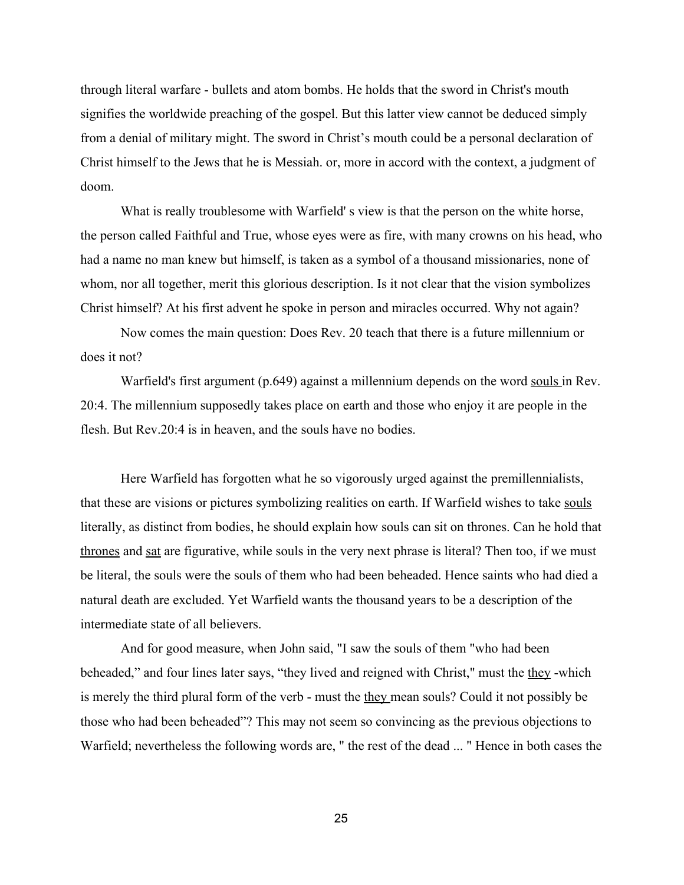through literal warfare - bullets and atom bombs. He holds that the sword in Christ's mouth signifies the worldwide preaching of the gospel. But this latter view cannot be deduced simply from a denial of military might. The sword in Christ's mouth could be a personal declaration of Christ himself to the Jews that he is Messiah. or, more in accord with the context, a judgment of doom.

What is really troublesome with Warfield' s view is that the person on the white horse, the person called Faithful and True, whose eyes were as fire, with many crowns on his head, who had a name no man knew but himself, is taken as a symbol of a thousand missionaries, none of whom, nor all together, merit this glorious description. Is it not clear that the vision symbolizes Christ himself? At his first advent he spoke in person and miracles occurred. Why not again?

Now comes the main question: Does Rev. 20 teach that there is a future millennium or does it not?

Warfield's first argument (p.649) against a millennium depends on the word <u>souls</u> in Rev. 20:4. The millennium supposedly takes place on earth and those who enjoy it are people in the flesh. But Rev.20:4 is in heaven, and the souls have no bodies.

Here Warfield has forgotten what he so vigorously urged against the premillennialists, that these are visions or pictures symbolizing realities on earth. If Warfield wishes to take <u>souls</u> literally, as distinct from bodies, he should explain how souls can sit on thrones. Can he hold that <u>thrones</u> and <u>sat</u> are figurative, while souls in the very next phrase is literal? Then too, if we must be literal, the souls were the souls of them who had been beheaded. Hence saints who had died a natural death are excluded. Yet Warfield wants the thousand years to be a description of the intermediate state of all believers.

And for good measure, when John said, "I saw the souls of them "who had been beheaded," and four lines later says, "they lived and reigned with Christ," must the <u>they</u> -which is merely the third plural form of the verb - must the <u>they</u> mean souls? Could it not possibly be those who had been beheaded"? This may not seem so convincing as the previous objections to Warfield; nevertheless the following words are, " the rest of the dead ... " Hence in both cases the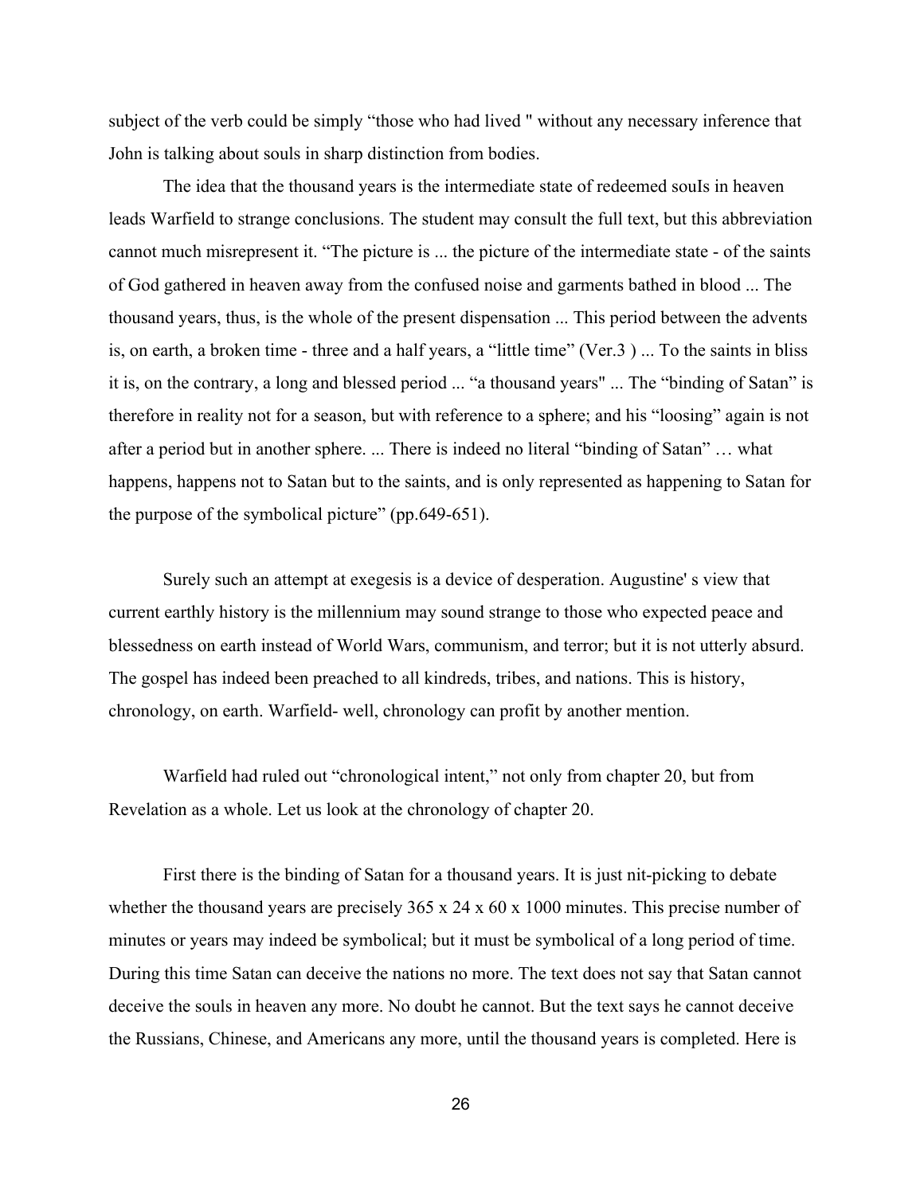subject of the verb could be simply "those who had lived " without any necessary inference that John is talking about souls in sharp distinction from bodies.

The idea that the thousand years is the intermediate state of redeemed souIs in heaven leads Warfield to strange conclusions. The student may consult the full text, but this abbreviation cannot much misrepresent it. "The picture is ... the picture of the intermediate state - of the saints of God gathered in heaven away from the confused noise and garments bathed in blood ... The thousand years, thus, is the whole of the present dispensation ... This period between the advents is, on earth, a broken time - three and a half years, a "little time" (Ver.3 ) ... To the saints in bliss it is, on the contrary, a long and blessed period ... "a thousand years" ... The "binding of Satan" is therefore in reality not for a season, but with reference to a sphere; and his "loosing" again is not after a period but in another sphere. ... There is indeed no literal "binding of Satan" … what happens, happens not to Satan but to the saints, and is only represented as happening to Satan for the purpose of the symbolical picture" (pp.649-651).

Surely such an attempt at exegesis is a device of desperation. Augustine' s view that current earthly history is the millennium may sound strange to those who expected peace and blessedness on earth instead of World Wars, communism, and terror; but it is not utterly absurd. The gospel has indeed been preached to all kindreds, tribes, and nations. This is history, chronology, on earth. Warfield- well, chronology can profit by another mention.

Warfield had ruled out "chronological intent," not only from chapter 20, but from Revelation as a whole. Let us look at the chronology of chapter 20.

First there is the binding of Satan for a thousand years. It is just nit-picking to debate whether the thousand years are precisely 365 x 24 x 60 x 1000 minutes. This precise number of minutes or years may indeed be symbolical; but it must be symbolical of a long period of time. During this time Satan can deceive the nations no more. The text does not say that Satan cannot deceive the souls in heaven any more. No doubt he cannot. But the text says he cannot deceive the Russians, Chinese, and Americans any more, until the thousand years is completed. Here is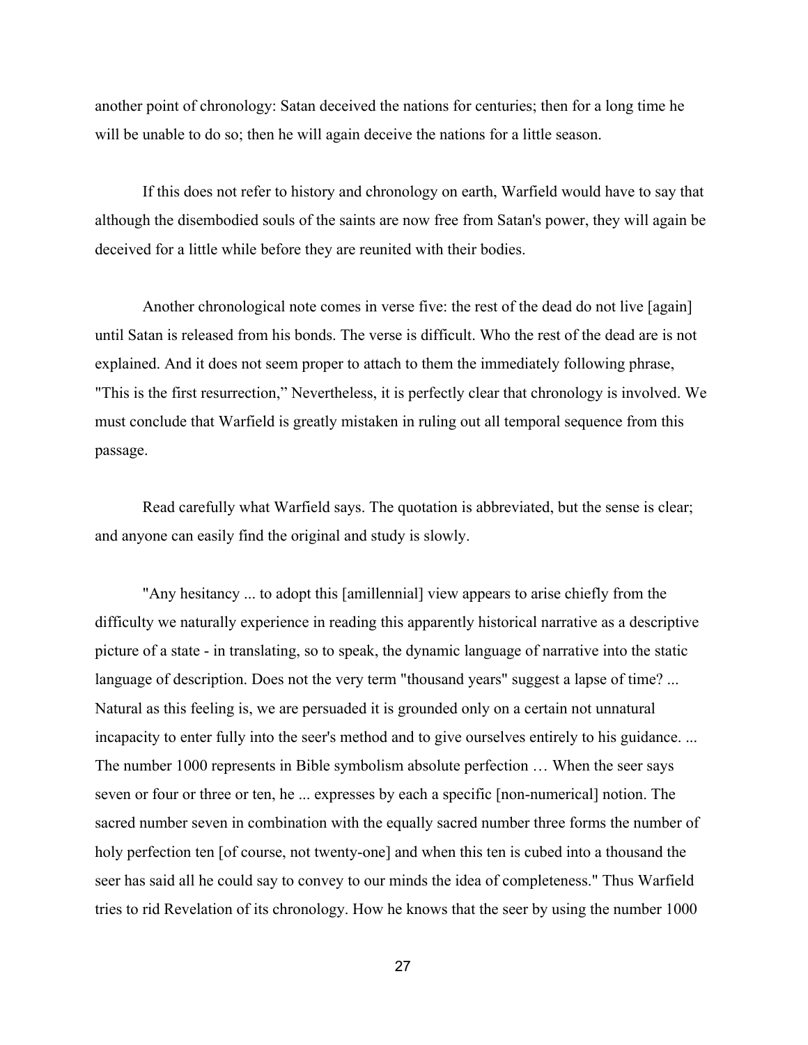another point of chronology: Satan deceived the nations for centuries; then for a long time he will be unable to do so; then he will again deceive the nations for a little season.

If this does not refer to history and chronology on earth, Warfield would have to say that although the disembodied souls of the saints are now free from Satan's power, they will again be deceived for a little while before they are reunited with their bodies.

Another chronological note comes in verse five: the rest of the dead do not live [again] until Satan is released from his bonds. The verse is difficult. Who the rest of the dead are is not explained. And it does not seem proper to attach to them the immediately following phrase, "This is the first resurrection," Nevertheless, it is perfectly clear that chronology is involved. We must conclude that Warfield is greatly mistaken in ruling out all temporal sequence from this passage.

Read carefully what Warfield says. The quotation is abbreviated, but the sense is clear; and anyone can easily find the original and study is slowly.

"Any hesitancy ... to adopt this [amillennial] view appears to arise chiefly from the difficulty we naturally experience in reading this apparently historical narrative as a descriptive picture of a state - in translating, so to speak, the dynamic language of narrative into the static language of description. Does not the very term "thousand years" suggest a lapse of time? ... Natural as this feeling is, we are persuaded it is grounded only on a certain not unnatural incapacity to enter fully into the seer's method and to give ourselves entirely to his guidance. ... The number 1000 represents in Bible symbolism absolute perfection … When the seer says seven or four or three or ten, he ... expresses by each a specific [non-numerical] notion. The sacred number seven in combination with the equally sacred number three forms the number of holy perfection ten [of course, not twenty-one] and when this ten is cubed into a thousand the seer has said all he could say to convey to our minds the idea of completeness." Thus Warfield tries to rid Revelation of its chronology. How he knows that the seer by using the number 1000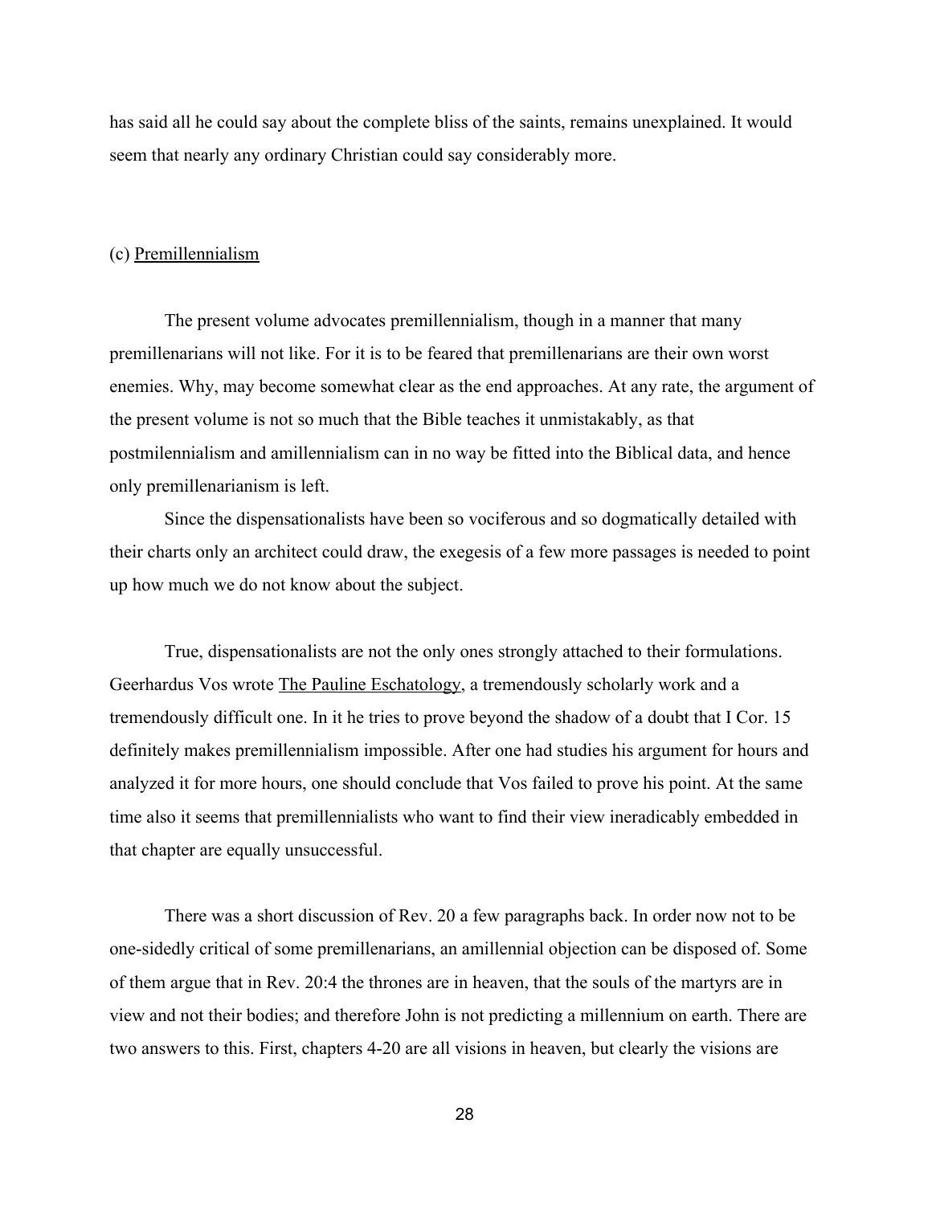has said all he could say about the complete bliss of the saints, remains unexplained. It would seem that nearly any ordinary Christian could say considerably more.

(c) <u>Premillennialism</u>

The present volume advocates premillennialism, though in a manner that many premillenarians will not like. For it is to be feared that premillenarians are their own worst enemies. Why, may become somewhat clear as the end approaches. At any rate, the argument of the present volume is not so much that the Bible teaches it unmistakably, as that postmilennialism and amillennialism can in no way be fitted into the Biblical data, and hence only premillenarianism is left.

Since the dispensationalists have been so vociferous and so dogmatically detailed with their charts only an architect could draw, the exegesis of a few more passages is needed to point up how much we do not know about the subject.

True, dispensationalists are not the only ones strongly attached to their formulations. Geerhardus Vos wrote <u>The Pauline Eschatology</u>, a tremendously scholarly work and a tremendously difficult one. In it he tries to prove beyond the shadow of a doubt that I Cor. 15 definitely makes premillennialism impossible. After one had studies his argument for hours and analyzed it for more hours, one should conclude that Vos failed to prove his point. At the same time also it seems that premillennialists who want to find their view ineradicably embedded in that chapter are equally unsuccessful.

There was a short discussion of Rev. 20 a few paragraphs back. In order now not to be one-sidedly critical of some premillenarians, an amillennial objection can be disposed of. Some of them argue that in Rev. 20:4 the thrones are in heaven, that the souls of the martyrs are in view and not their bodies; and therefore John is not predicting a millennium on earth. There are two answers to this. First, chapters 4-20 are all visions in heaven, but clearly the visions are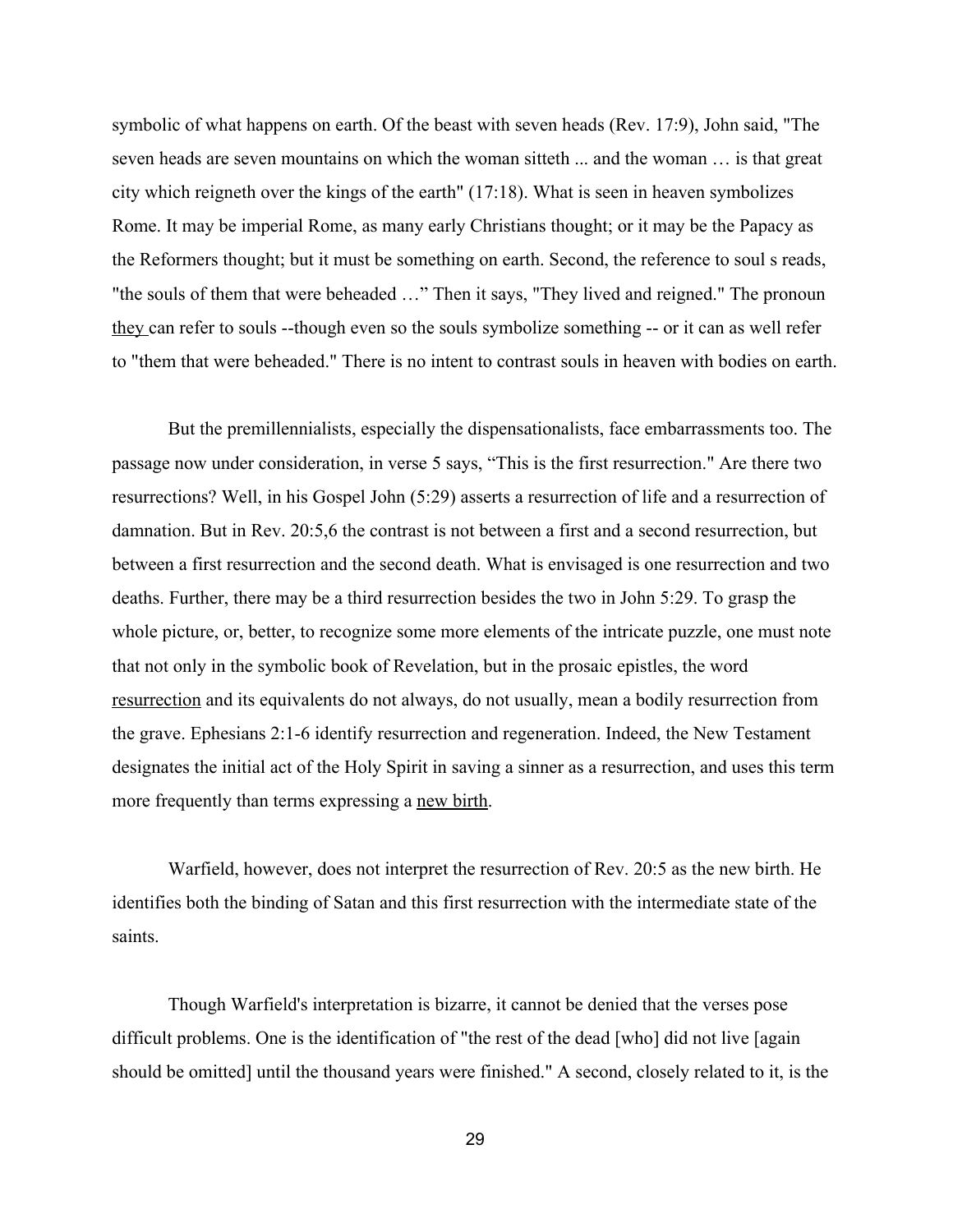symbolic of what happens on earth. Of the beast with seven heads (Rev. 17:9), John said, "The seven heads are seven mountains on which the woman sitteth ... and the woman … is that great city which reigneth over the kings of the earth" (17:18). What is seen in heaven symbolizes Rome. It may be imperial Rome, as many early Christians thought; or it may be the Papacy as the Reformers thought; but it must be something on earth. Second, the reference to soul s reads, "the souls of them that were beheaded …" Then it says, "They lived and reigned." The pronoun they can refer to souls --though even so the souls symbolize something -- or it can as well refer to "them that were beheaded." There is no intent to contrast souls in heaven with bodies on earth.

But the premillennialists, especially the dispensationalists, face embarrassments too. The passage now under consideration, in verse 5 says, "This is the first resurrection." Are there two resurrections? Well, in his Gospel John (5:29) asserts a resurrection of life and a resurrection of damnation. But in Rev. 20:5,6 the contrast is not between a first and a second resurrection, but between a first resurrection and the second death. What is envisaged is one resurrection and two deaths. Further, there may be a third resurrection besides the two in John 5:29. To grasp the whole picture, or, better, to recognize some more elements of the intricate puzzle, one must note that not only in the symbolic book of Revelation, but in the prosaic epistles, the word resurrection and its equivalents do not always, do not usually, mean a bodily resurrection from the grave. Ephesians 2:1-6 identify resurrection and regeneration. Indeed, the New Testament designates the initial act of the Holy Spirit in saving a sinner as a resurrection, and uses this term more frequently than terms expressing a new birth.

Warfield, however, does not interpret the resurrection of Rev. 20:5 as the new birth. He identifies both the binding of Satan and this first resurrection with the intermediate state of the saints.

Though Warfield's interpretation is bizarre, it cannot be denied that the verses pose difficult problems. One is the identification of "the rest of the dead [who] did not live [again should be omitted] until the thousand years were finished." A second, closely related to it, is the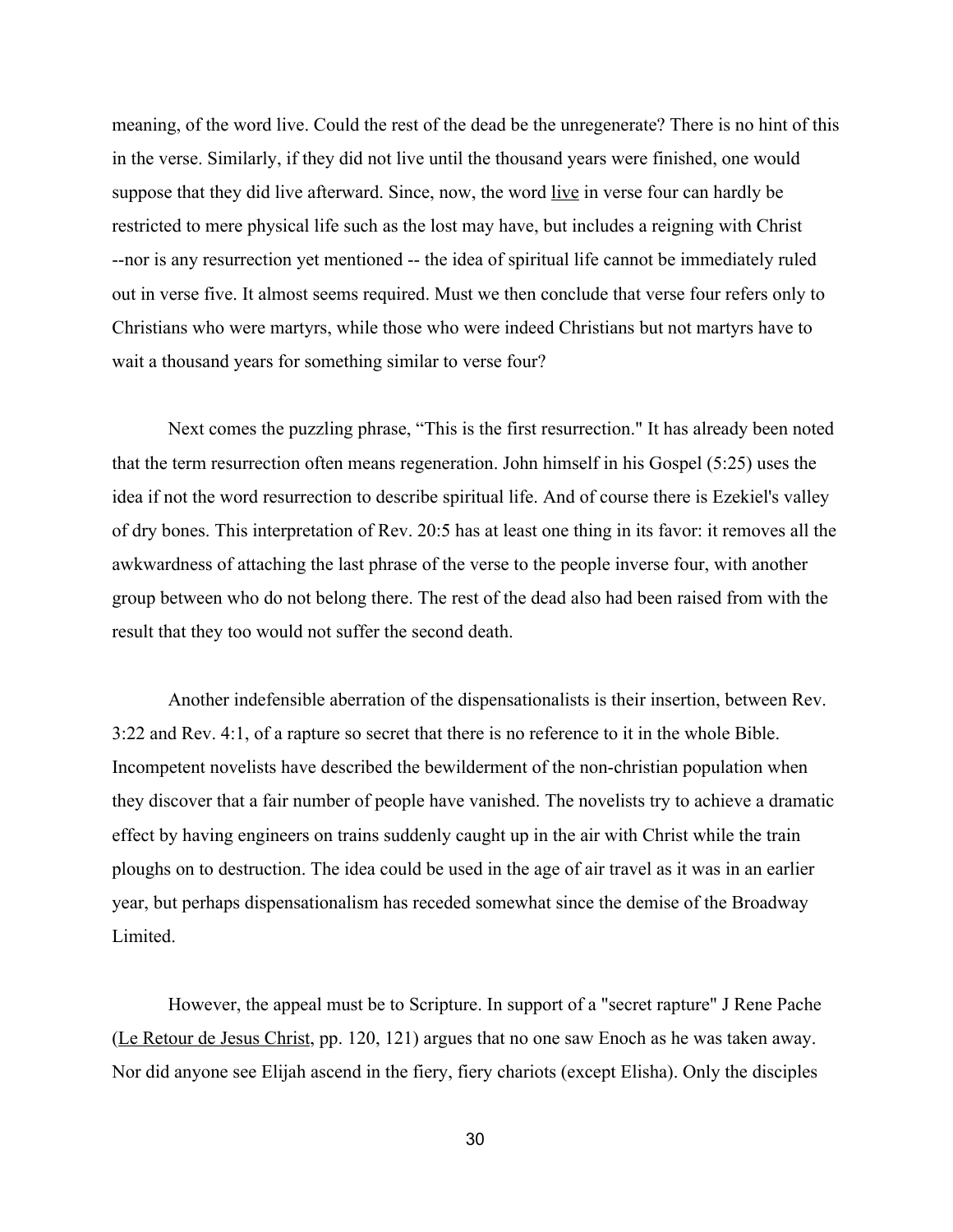meaning, of the word live. Could the rest of the dead be the unregenerate? There is no hint of this in the verse. Similarly, if they did not live until the thousand years were finished, one would suppose that they did live afterward. Since, now, the word live in verse four can hardly be restricted to mere physical life such as the lost may have, but includes a reigning with Christ --nor is any resurrection yet mentioned -- the idea of spiritual life cannot be immediately ruled out in verse five. It almost seems required. Must we then conclude that verse four refers only to Christians who were martyrs, while those who were indeed Christians but not martyrs have to wait a thousand years for something similar to verse four?

Next comes the puzzling phrase, "This is the first resurrection." It has already been noted that the term resurrection often means regeneration. John himself in his Gospel (5:25) uses the idea if not the word resurrection to describe spiritual life. And of course there is Ezekiel's valley of dry bones. This interpretation of Rev. 20:5 has at least one thing in its favor: it removes all the awkwardness of attaching the last phrase of the verse to the people inverse four, with another group between who do not belong there. The rest of the dead also had been raised from with the result that they too would not suffer the second death.

Another indefensible aberration of the dispensationalists is their insertion, between Rev. 3:22 and Rev. 4:1, of a rapture so secret that there is no reference to it in the whole Bible. Incompetent novelists have described the bewilderment of the non-christian population when they discover that a fair number of people have vanished. The novelists try to achieve a dramatic effect by having engineers on trains suddenly caught up in the air with Christ while the train ploughs on to destruction. The idea could be used in the age of air travel as it was in an earlier year, but perhaps dispensationalism has receded somewhat since the demise of the Broadway Limited.

However, the appeal must be to Scripture. In support of a "secret rapture" J Rene Pache (Le Retour de Jesus Christ, pp. 120, 121) argues that no one saw Enoch as he was taken away. Nor did anyone see Elijah ascend in the fiery, fiery chariots (except Elisha). Only the disciples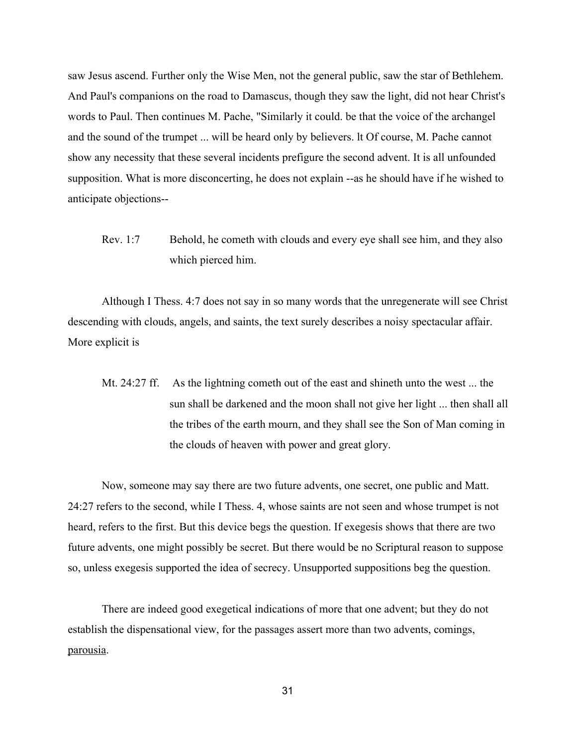saw Jesus ascend. Further only the Wise Men, not the general public, saw the star of Bethlehem. And Paul's companions on the road to Damascus, though they saw the light, did not hear Christ's words to Paul. Then continues M. Pache, "Similarly it could. be that the voice of the archangel and the sound of the trumpet ... will be heard only by believers. lt Of course, M. Pache cannot show any necessity that these several incidents prefigure the second advent. It is all unfounded supposition. What is more disconcerting, he does not explain --as he should have if he wished to anticipate objections--

> Rev. 1:7 Behold, he cometh with clouds and every eye shall see him, and they also which pierced him.

Although I Thess. 4:7 does not say in so many words that the unregenerate will see Christ descending with clouds, angels, and saints, the text surely describes a noisy spectacular affair. More explicit is

> Mt. 24:27 ff. As the lightning cometh out of the east and shineth unto the west ... the sun shall be darkened and the moon shall not give her light ... then shall all the tribes of the earth mourn, and they shall see the Son of Man coming in the clouds of heaven with power and great glory.

Now, someone may say there are two future advents, one secret, one public and Matt. 24:27 refers to the second, while I Thess. 4, whose saints are not seen and whose trumpet is not heard, refers to the first. But this device begs the question. If exegesis shows that there are two future advents, one might possibly be secret. But there would be no Scriptural reason to suppose so, unless exegesis supported the idea of secrecy. Unsupported suppositions beg the question.

There are indeed good exegetical indications of more that one advent; but they do not establish the dispensational view, for the passages assert more than two advents, comings, <u>parousia</u>.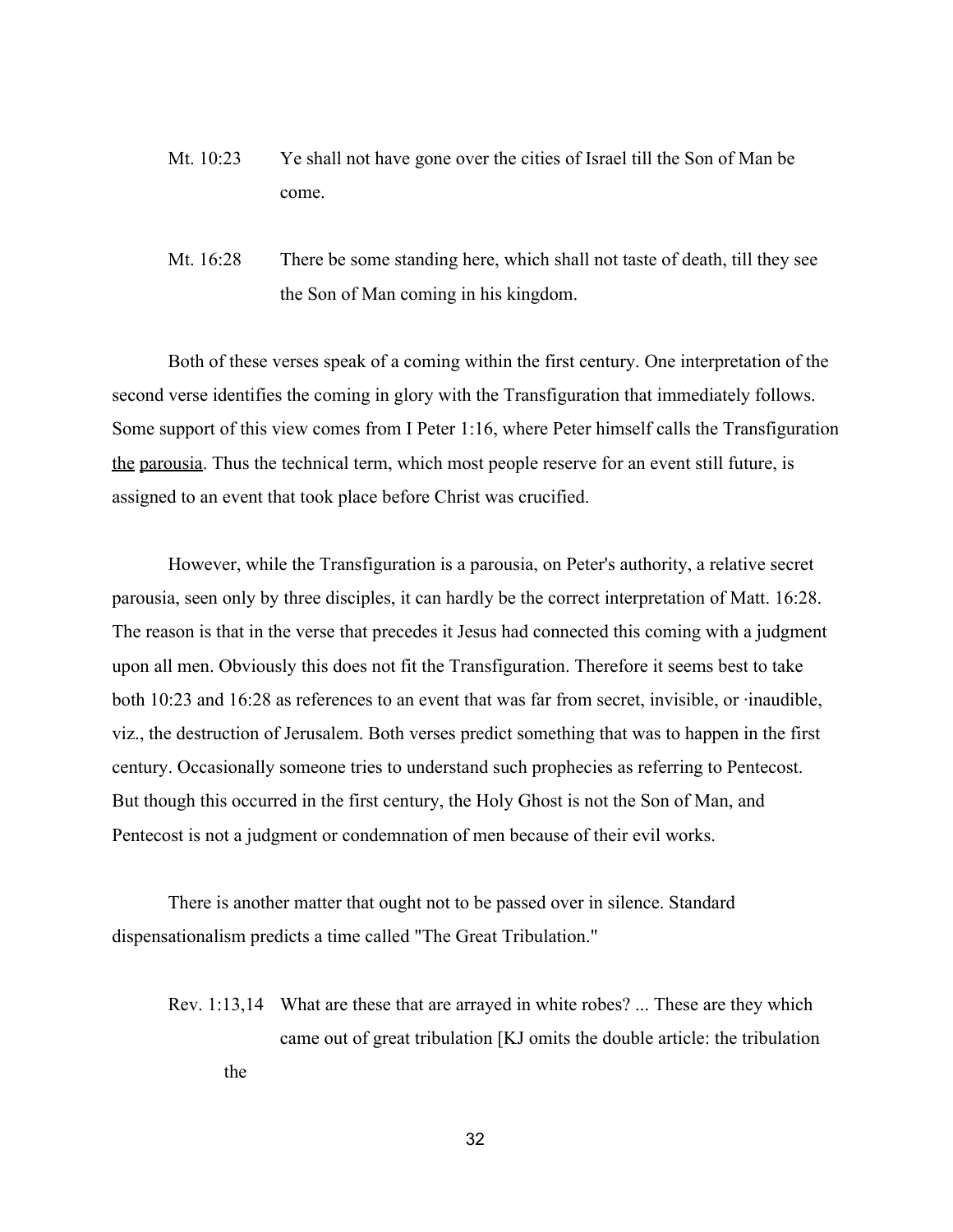Mt. 10:23 Ye shall not have gone over the cities of Israel till the Son of Man be come.

Mt. 16:28 There be some standing here, which shall not taste of death, till they see the Son of Man coming in his kingdom.

Both of these verses speak of a coming within the first century. One interpretation of the second verse identifies the coming in glory with the Transfiguration that immediately follows. Some support of this view comes from I Peter 1:16, where Peter himself calls the Transfiguration <u>the</u> <u>parousia</u>. Thus the technical term, which most people reserve for an event still future, is assigned to an event that took place before Christ was crucified.

However, while the Transfiguration is a parousia, on Peter's authority, a relative secret parousia, seen only by three disciples, it can hardly be the correct interpretation of Matt. 16:28. The reason is that in the verse that precedes it Jesus had connected this coming with a judgment upon all men. Obviously this does not fit the Transfiguration. Therefore it seems best to take both 10:23 and 16:28 as references to an event that was far from secret, invisible, or ·inaudible, viz., the destruction of Jerusalem. Both verses predict something that was to happen in the first century. Occasionally someone tries to understand such prophecies as referring to Pentecost. But though this occurred in the first century, the Holy Ghost is not the Son of Man, and Pentecost is not a judgment or condemnation of men because of their evil works.

There is another matter that ought not to be passed over in silence. Standard dispensationalism predicts a time called "The Great Tribulation."

Rev. 1:13,14 What are these that are arrayed in white robes? ... These are they which came out of great tribulation [KJ omits the double article: the tribulation the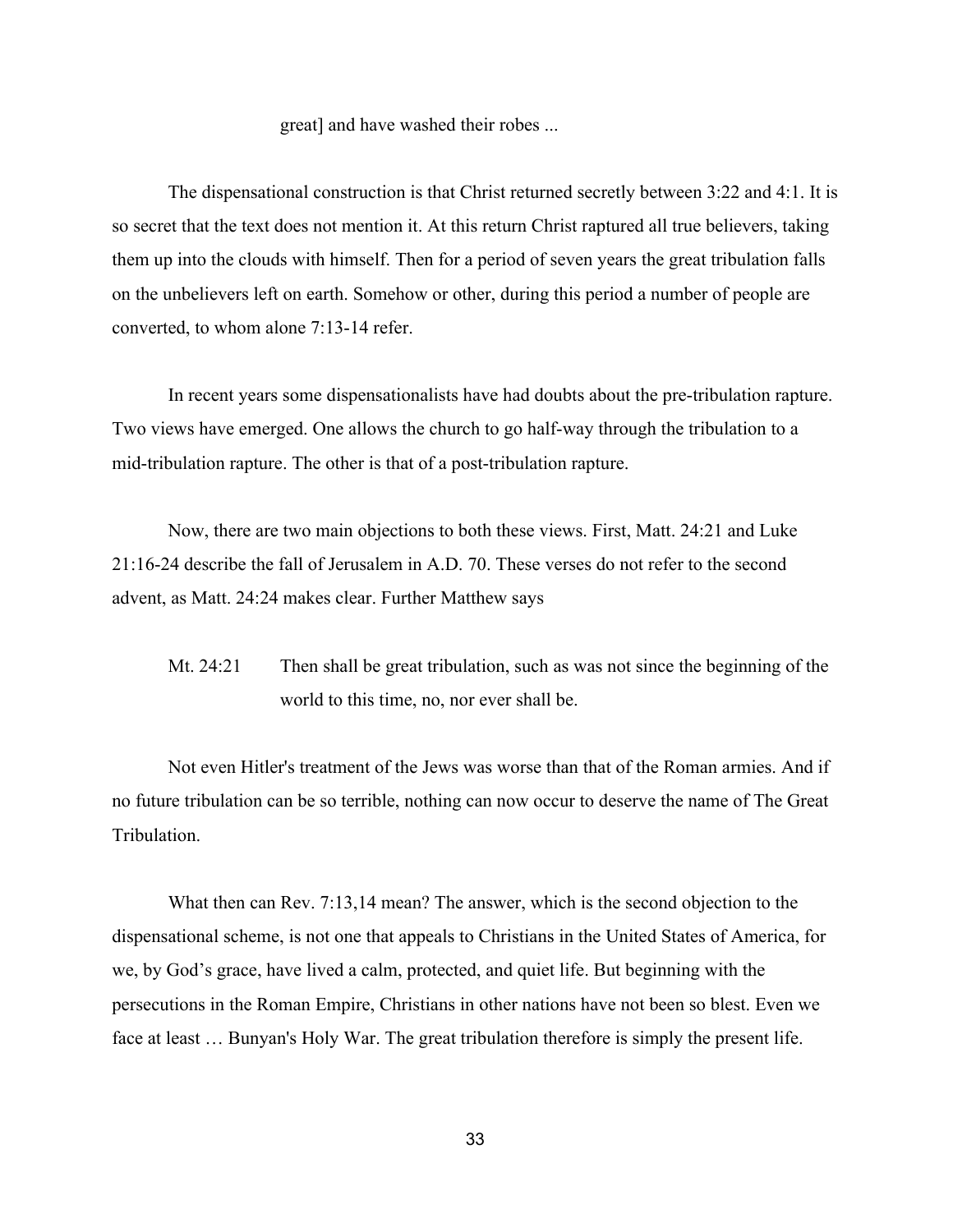great] and have washed their robes ...

The dispensational construction is that Christ returned secretly between 3:22 and 4:1. It is so secret that the text does not mention it. At this return Christ raptured all true believers, taking them up into the clouds with himself. Then for a period of seven years the great tribulation falls on the unbelievers left on earth. Somehow or other, during this period a number of people are converted, to whom alone 7:13-14 refer.

In recent years some dispensationalists have had doubts about the pre-tribulation rapture. Two views have emerged. One allows the church to go half-way through the tribulation to a mid-tribulation rapture. The other is that of a post-tribulation rapture.

Now, there are two main objections to both these views. First, Matt. 24:21 and Luke 21:16-24 describe the fall of Jerusalem in A.D. 70. These verses do not refer to the second advent, as Matt. 24:24 makes clear. Further Matthew says

> Mt. 24:21 Then shall be great tribulation, such as was not since the beginning of the world to this time, no, nor ever shall be.

Not even Hitler's treatment of the Jews was worse than that of the Roman armies. And if no future tribulation can be so terrible, nothing can now occur to deserve the name of The Great Tribulation.

What then can Rev. 7:13,14 mean? The answer, which is the second objection to the dispensational scheme, is not one that appeals to Christians in the United States of America, for we, by God's grace, have lived a calm, protected, and quiet life. But beginning with the persecutions in the Roman Empire, Christians in other nations have not been so blest. Even we face at least … Bunyan's Holy War. The great tribulation therefore is simply the present life.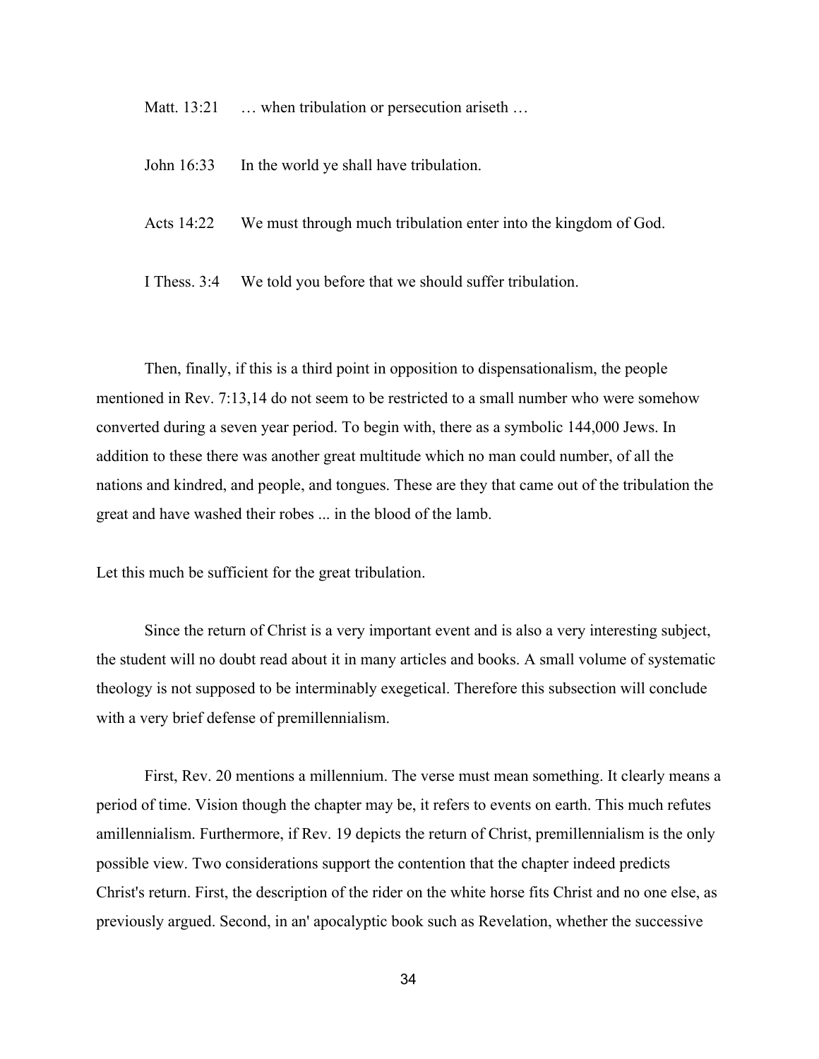Matt. 13:21 … when tribulation or persecution ariseth …

John 16:33 In the world ye shall have tribulation.

Acts 14:22 We must through much tribulation enter into the kingdom of God.

I Thess. 3:4 We told you before that we should suffer tribulation.

Then, finally, if this is a third point in opposition to dispensationalism, the people mentioned in Rev. 7:13,14 do not seem to be restricted to a small number who were somehow converted during a seven year period. To begin with, there as a symbolic 144,000 Jews. In addition to these there was another great multitude which no man could number, of all the nations and kindred, and people, and tongues. These are they that came out of the tribulation the great and have washed their robes ... in the blood of the lamb.

Let this much be sufficient for the great tribulation.

Since the return of Christ is a very important event and is also a very interesting subject, the student will no doubt read about it in many articles and books. A small volume of systematic theology is not supposed to be interminably exegetical. Therefore this subsection will conclude with a very brief defense of premillennialism.

First, Rev. 20 mentions a millennium. The verse must mean something. It clearly means a period of time. Vision though the chapter may be, it refers to events on earth. This much refutes amillennialism. Furthermore, if Rev. 19 depicts the return of Christ, premillennialism is the only possible view. Two considerations support the contention that the chapter indeed predicts Christ's return. First, the description of the rider on the white horse fits Christ and no one else, as previously argued. Second, in an' apocalyptic book such as Revelation, whether the successive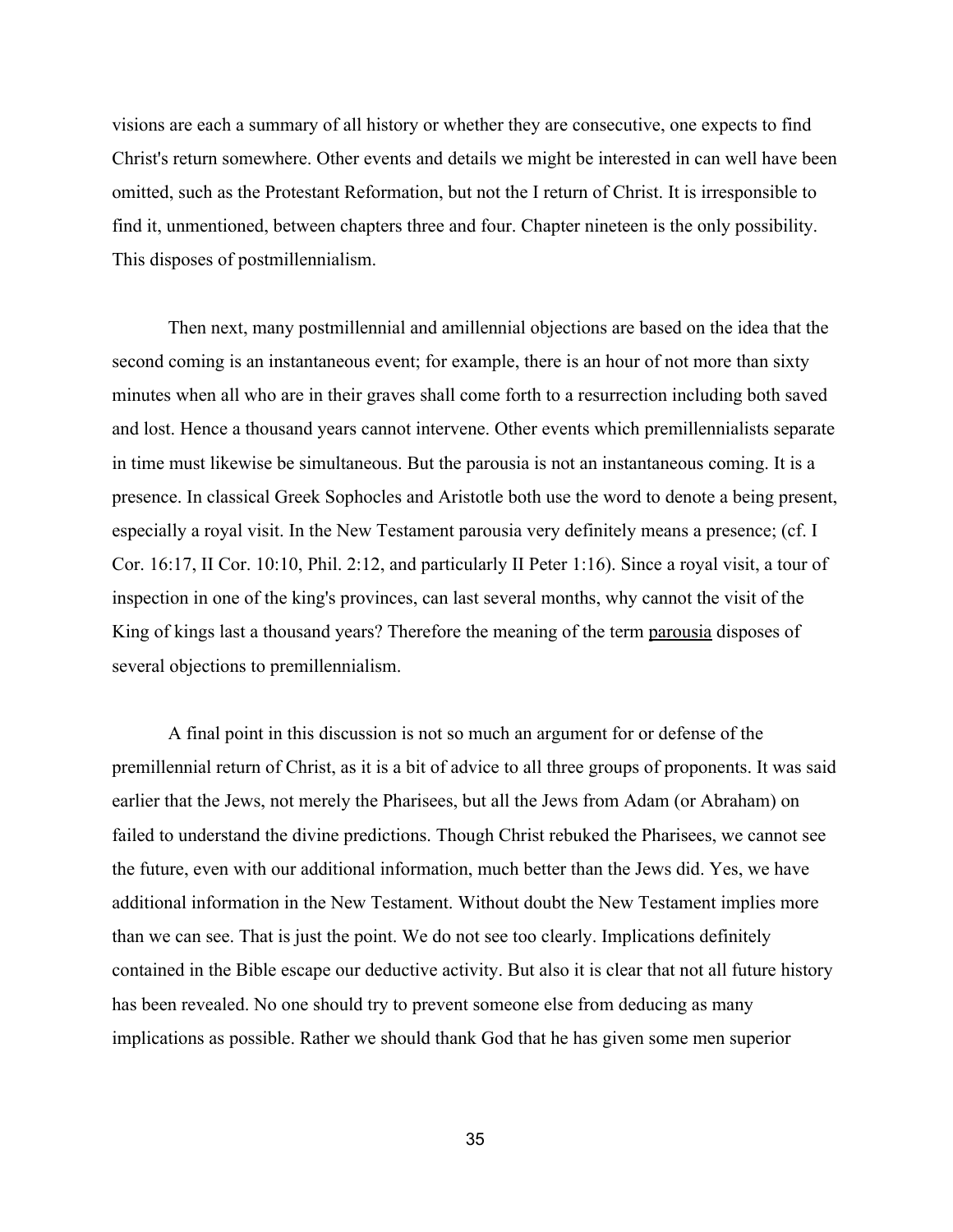visions are each a summary of all history or whether they are consecutive, one expects to find Christ's return somewhere. Other events and details we might be interested in can well have been omitted, such as the Protestant Reformation, but not the I return of Christ. It is irresponsible to find it, unmentioned, between chapters three and four. Chapter nineteen is the only possibility. This disposes of postmillennialism.

Then next, many postmillennial and amillennial objections are based on the idea that the second coming is an instantaneous event; for example, there is an hour of not more than sixty minutes when all who are in their graves shall come forth to a resurrection including both saved and lost. Hence a thousand years cannot intervene. Other events which premillennialists separate in time must likewise be simultaneous. But the parousia is not an instantaneous coming. It is a presence. In classical Greek Sophocles and Aristotle both use the word to denote a being present, especially a royal visit. In the New Testament parousia very definitely means a presence; (cf. I Cor. 16:17, II Cor. 10:10, Phil. 2:12, and particularly II Peter 1:16). Since a royal visit, a tour of inspection in one of the king's provinces, can last several months, why cannot the visit of the King of kings last a thousand years? Therefore the meaning of the term parousia disposes of several objections to premillennialism.

A final point in this discussion is not so much an argument for or defense of the premillennial return of Christ, as it is a bit of advice to all three groups of proponents. It was said earlier that the Jews, not merely the Pharisees, but all the Jews from Adam (or Abraham) on failed to understand the divine predictions. Though Christ rebuked the Pharisees, we cannot see the future, even with our additional information, much better than the Jews did. Yes, we have additional information in the New Testament. Without doubt the New Testament implies more than we can see. That is just the point. We do not see too clearly. Implications definitely contained in the Bible escape our deductive activity. But also it is clear that not all future history has been revealed. No one should try to prevent someone else from deducing as many implications as possible. Rather we should thank God that he has given some men superior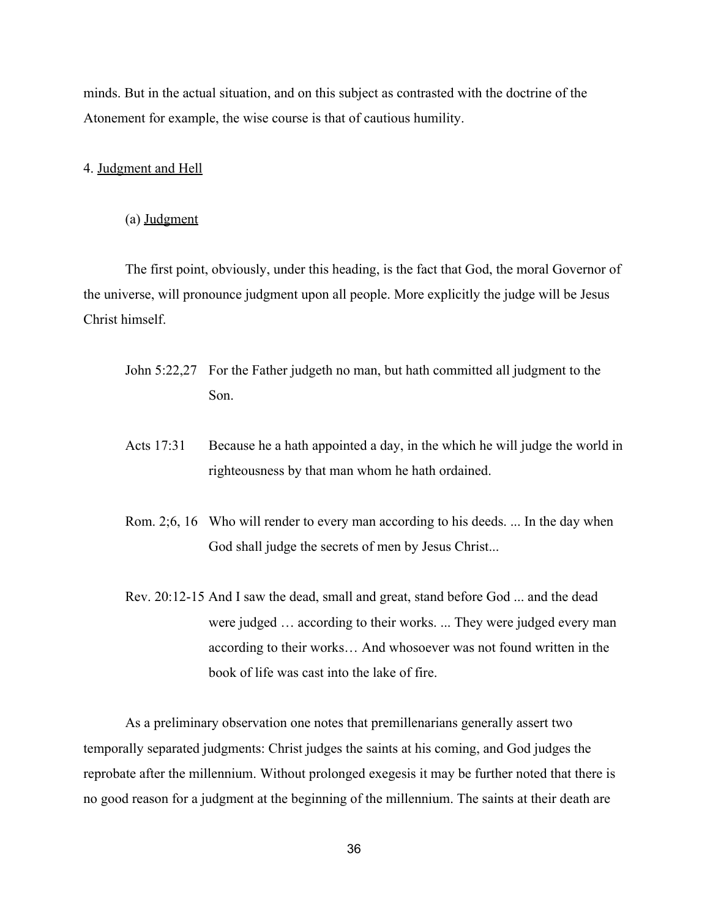minds. But in the actual situation, and on this subject as contrasted with the doctrine of the Atonement for example, the wise course is that of cautious humility.

4. <u>Judgment and Hell</u>

(a) <u>Judgment</u>

The first point, obviously, under this heading, is the fact that God, the moral Governor of the universe, will pronounce judgment upon all people. More explicitly the judge will be Jesus Christ himself.

> John 5:22,27 For the Father judgeth no man, but hath committed all judgment to the Son.

> Acts 17:31 Because he a hath appointed a day, in the which he will judge the world in righteousness by that man whom he hath ordained.

> Rom. 2;6, 16 Who will render to every man according to his deeds. ... In the day when God shall judge the secrets of men by Jesus Christ...

> Rev. 20:12-15 And I saw the dead, small and great, stand before God ... and the dead were judged … according to their works. ... They were judged every man according to their works… And whosoever was not found written in the book of life was cast into the lake of fire.

As a preliminary observation one notes that premillenarians generally assert two temporally separated judgments: Christ judges the saints at his coming, and God judges the reprobate after the millennium. Without prolonged exegesis it may be further noted that there is no good reason for a judgment at the beginning of the millennium. The saints at their death are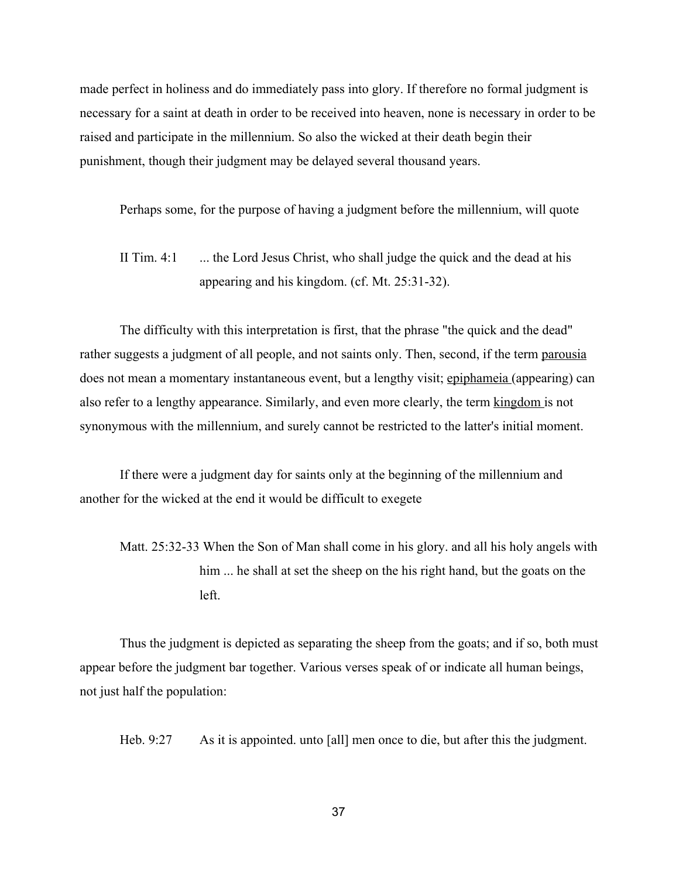made perfect in holiness and do immediately pass into glory. If therefore no formal judgment is necessary for a saint at death in order to be received into heaven, none is necessary in order to be raised and participate in the millennium. So also the wicked at their death begin their punishment, though their judgment may be delayed several thousand years.

Perhaps some, for the purpose of having a judgment before the millennium, will quote

> II Tim. 4:1 ... the Lord Jesus Christ, who shall judge the quick and the dead at his appearing and his kingdom. (cf. Mt. 25:31-32).

The difficulty with this interpretation is first, that the phrase "the quick and the dead" rather suggests a judgment of all people, and not saints only. Then, second, if the term <u>parousia</u> does not mean a momentary instantaneous event, but a lengthy visit; <u>epiphameia</u> (appearing) can also refer to a lengthy appearance. Similarly, and even more clearly, the term <u>kingdom</u> is not synonymous with the millennium, and surely cannot be restricted to the latter's initial moment.

If there were a judgment day for saints only at the beginning of the millennium and another for the wicked at the end it would be difficult to exegete

> Matt. 25:32-33 When the Son of Man shall come in his glory. and all his holy angels with him ... he shall at set the sheep on the his right hand, but the goats on the left.

Thus the judgment is depicted as separating the sheep from the goats; and if so, both must appear before the judgment bar together. Various verses speak of or indicate all human beings, not just half the population:

> Heb. 9:27 As it is appointed. unto [all] men once to die, but after this the judgment.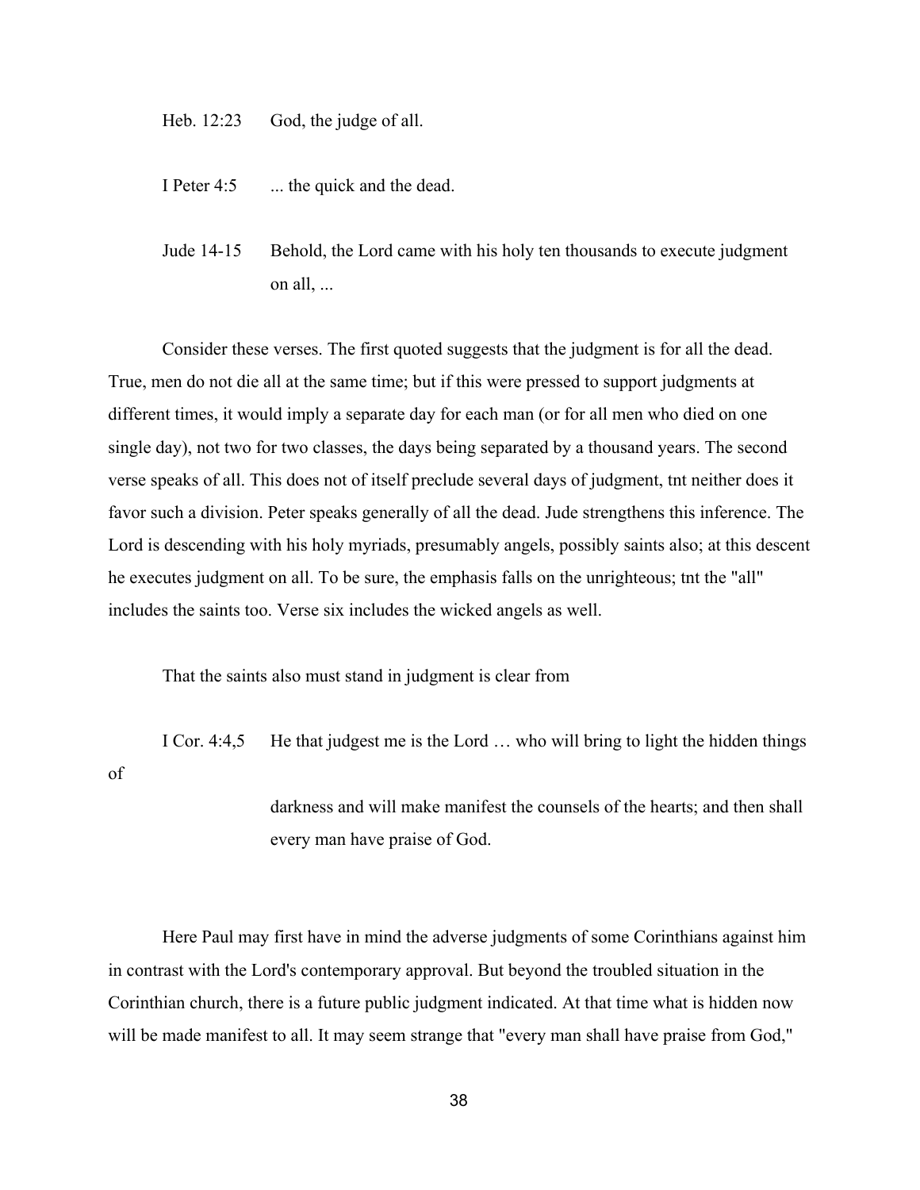Heb. 12:23 God, the judge of all.

I Peter 4:5 ... the quick and the dead.

Jude 14-15 Behold, the Lord came with his holy ten thousands to execute judgment on all, ...

Consider these verses. The first quoted suggests that the judgment is for all the dead. True, men do not die all at the same time; but if this were pressed to support judgments at different times, it would imply a separate day for each man (or for all men who died on one single day), not two for two classes, the days being separated by a thousand years. The second verse speaks of all. This does not of itself preclude several days of judgment, tnt neither does it favor such a division. Peter speaks generally of all the dead. Jude strengthens this inference. The Lord is descending with his holy myriads, presumably angels, possibly saints also; at this descent he executes judgment on all. To be sure, the emphasis falls on the unrighteous; tnt the "all" includes the saints too. Verse six includes the wicked angels as well.

That the saints also must stand in judgment is clear from

I Cor. 4:4,5 He that judgest me is the Lord … who will bring to light the hidden things of darkness and will make manifest the counsels of the hearts; and then shall every man have praise of God.

Here Paul may first have in mind the adverse judgments of some Corinthians against him in contrast with the Lord's contemporary approval. But beyond the troubled situation in the Corinthian church, there is a future public judgment indicated. At that time what is hidden now will be made manifest to all. It may seem strange that "every man shall have praise from God,"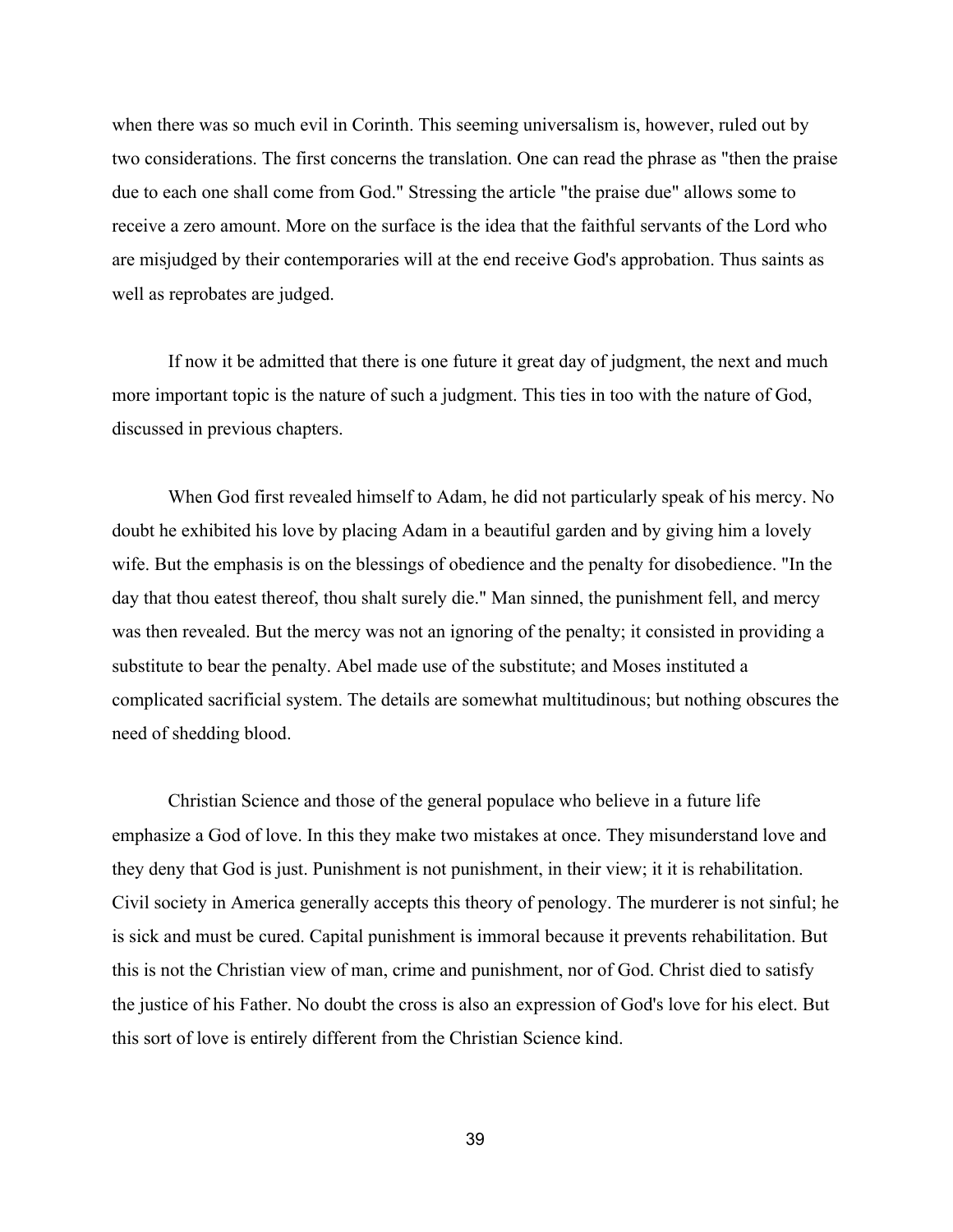when there was so much evil in Corinth. This seeming universalism is, however, ruled out by two considerations. The first concerns the translation. One can read the phrase as "then the praise due to each one shall come from God." Stressing the article "the praise due" allows some to receive a zero amount. More on the surface is the idea that the faithful servants of the Lord who are misjudged by their contemporaries will at the end receive God's approbation. Thus saints as well as reprobates are judged.

If now it be admitted that there is one future it great day of judgment, the next and much more important topic is the nature of such a judgment. This ties in too with the nature of God, discussed in previous chapters.

When God first revealed himself to Adam, he did not particularly speak of his mercy. No doubt he exhibited his love by placing Adam in a beautiful garden and by giving him a lovely wife. But the emphasis is on the blessings of obedience and the penalty for disobedience. "In the day that thou eatest thereof, thou shalt surely die." Man sinned, the punishment fell, and mercy was then revealed. But the mercy was not an ignoring of the penalty; it consisted in providing a substitute to bear the penalty. Abel made use of the substitute; and Moses instituted a complicated sacrificial system. The details are somewhat multitudinous; but nothing obscures the need of shedding blood.

Christian Science and those of the general populace who believe in a future life emphasize a God of love. In this they make two mistakes at once. They misunderstand love and they deny that God is just. Punishment is not punishment, in their view; it it is rehabilitation. Civil society in America generally accepts this theory of penology. The murderer is not sinful; he is sick and must be cured. Capital punishment is immoral because it prevents rehabilitation. But this is not the Christian view of man, crime and punishment, nor of God. Christ died to satisfy the justice of his Father. No doubt the cross is also an expression of God's love for his elect. But this sort of love is entirely different from the Christian Science kind.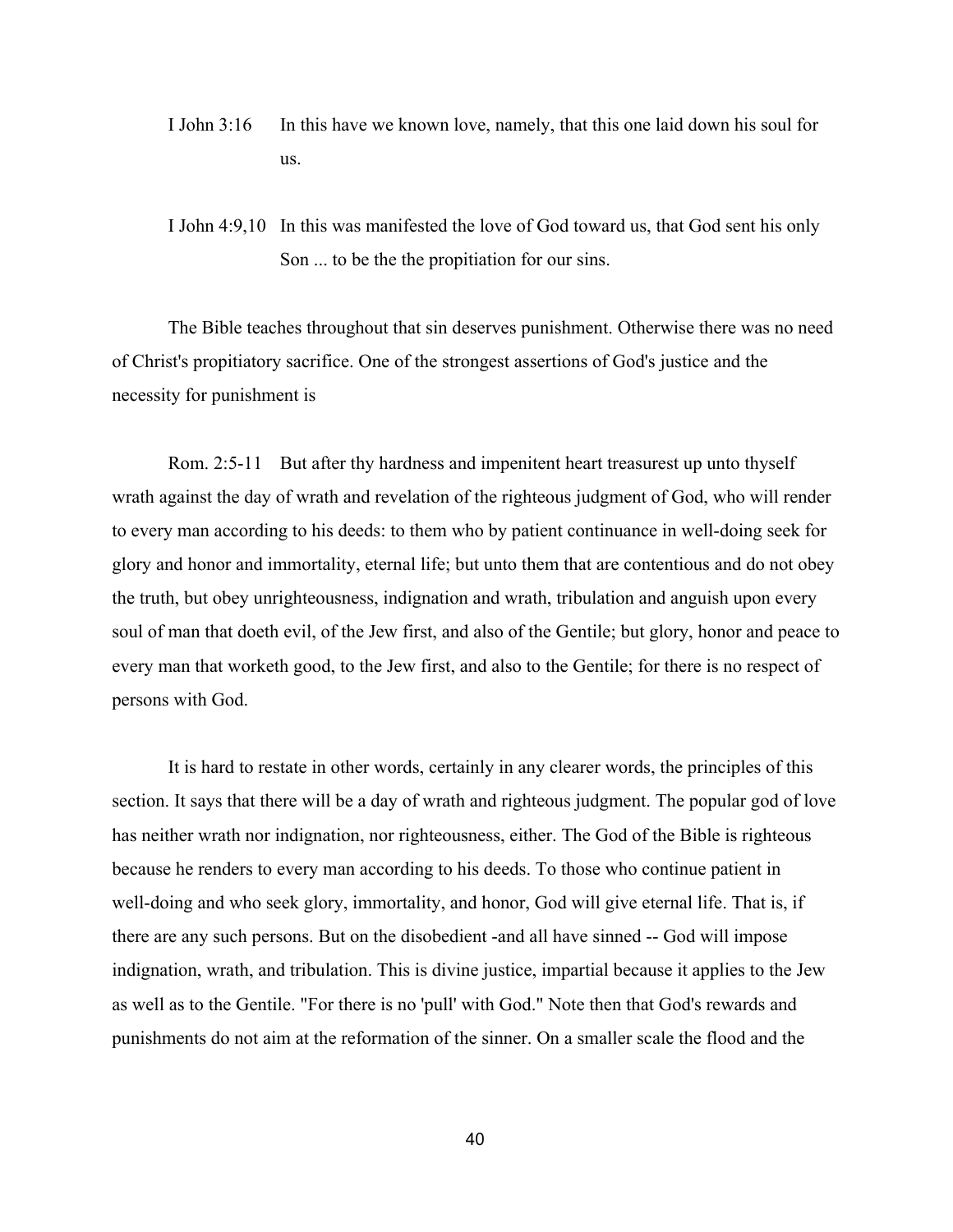I John 3:16 In this have we known love, namely, that this one laid down his soul for us.

I John 4:9,10 In this was manifested the love of God toward us, that God sent his only Son ... to be the the propitiation for our sins.

The Bible teaches throughout that sin deserves punishment. Otherwise there was no need of Christ's propitiatory sacrifice. One of the strongest assertions of God's justice and the necessity for punishment is

Rom. 2:5-11 But after thy hardness and impenitent heart treasurest up unto thyself wrath against the day of wrath and revelation of the righteous judgment of God, who will render to every man according to his deeds: to them who by patient continuance in well-doing seek for glory and honor and immortality, eternal life; but unto them that are contentious and do not obey the truth, but obey unrighteousness, indignation and wrath, tribulation and anguish upon every soul of man that doeth evil, of the Jew first, and also of the Gentile; but glory, honor and peace to every man that worketh good, to the Jew first, and also to the Gentile; for there is no respect of persons with God.

It is hard to restate in other words, certainly in any clearer words, the principles of this section. It says that there will be a day of wrath and righteous judgment. The popular god of love has neither wrath nor indignation, nor righteousness, either. The God of the Bible is righteous because he renders to every man according to his deeds. To those who continue patient in well-doing and who seek glory, immortality, and honor, God will give eternal life. That is, if there are any such persons. But on the disobedient -and all have sinned -- God will impose indignation, wrath, and tribulation. This is divine justice, impartial because it applies to the Jew as well as to the Gentile. "For there is no 'pull' with God." Note then that God's rewards and punishments do not aim at the reformation of the sinner. On a smaller scale the flood and the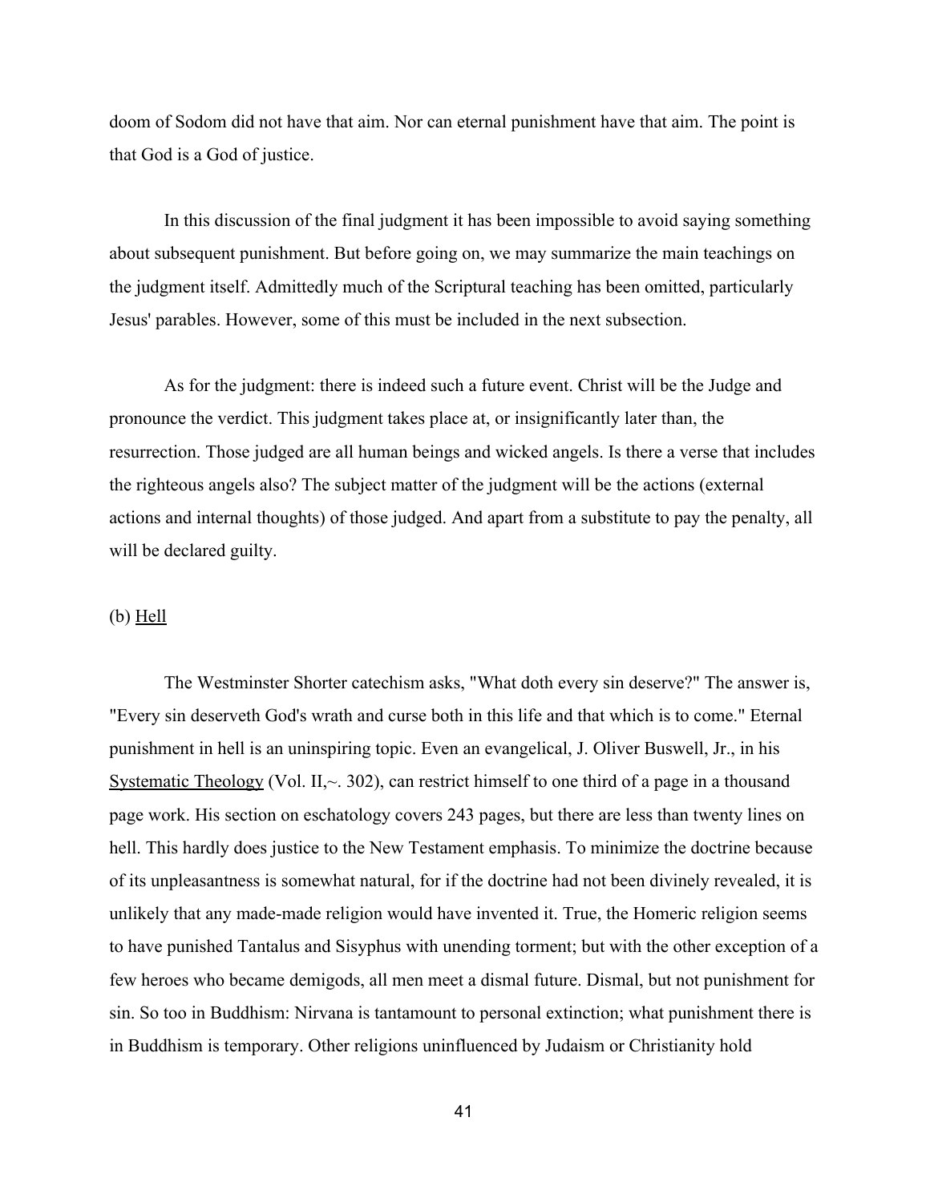doom of Sodom did not have that aim. Nor can eternal punishment have that aim. The point is that God is a God of justice.

In this discussion of the final judgment it has been impossible to avoid saying something about subsequent punishment. But before going on, we may summarize the main teachings on the judgment itself. Admittedly much of the Scriptural teaching has been omitted, particularly Jesus' parables. However, some of this must be included in the next subsection.

As for the judgment: there is indeed such a future event. Christ will be the Judge and pronounce the verdict. This judgment takes place at, or insignificantly later than, the resurrection. Those judged are all human beings and wicked angels. Is there a verse that includes the righteous angels also? The subject matter of the judgment will be the actions (external actions and internal thoughts) of those judged. And apart from a substitute to pay the penalty, all will be declared guilty.

(b) Hell

The Westminster Shorter catechism asks, "What doth every sin deserve?" The answer is, "Every sin deserveth God's wrath and curse both in this life and that which is to come." Eternal punishment in hell is an uninspiring topic. Even an evangelical, J. Oliver Buswell, Jr., in his Systematic Theology (Vol. II,~. 302), can restrict himself to one third of a page in a thousand page work. His section on eschatology covers 243 pages, but there are less than twenty lines on hell. This hardly does justice to the New Testament emphasis. To minimize the doctrine because of its unpleasantness is somewhat natural, for if the doctrine had not been divinely revealed, it is unlikely that any made-made religion would have invented it. True, the Homeric religion seems to have punished Tantalus and Sisyphus with unending torment; but with the other exception of a few heroes who became demigods, all men meet a dismal future. Dismal, but not punishment for sin. So too in Buddhism: Nirvana is tantamount to personal extinction; what punishment there is in Buddhism is temporary. Other religions uninfluenced by Judaism or Christianity hold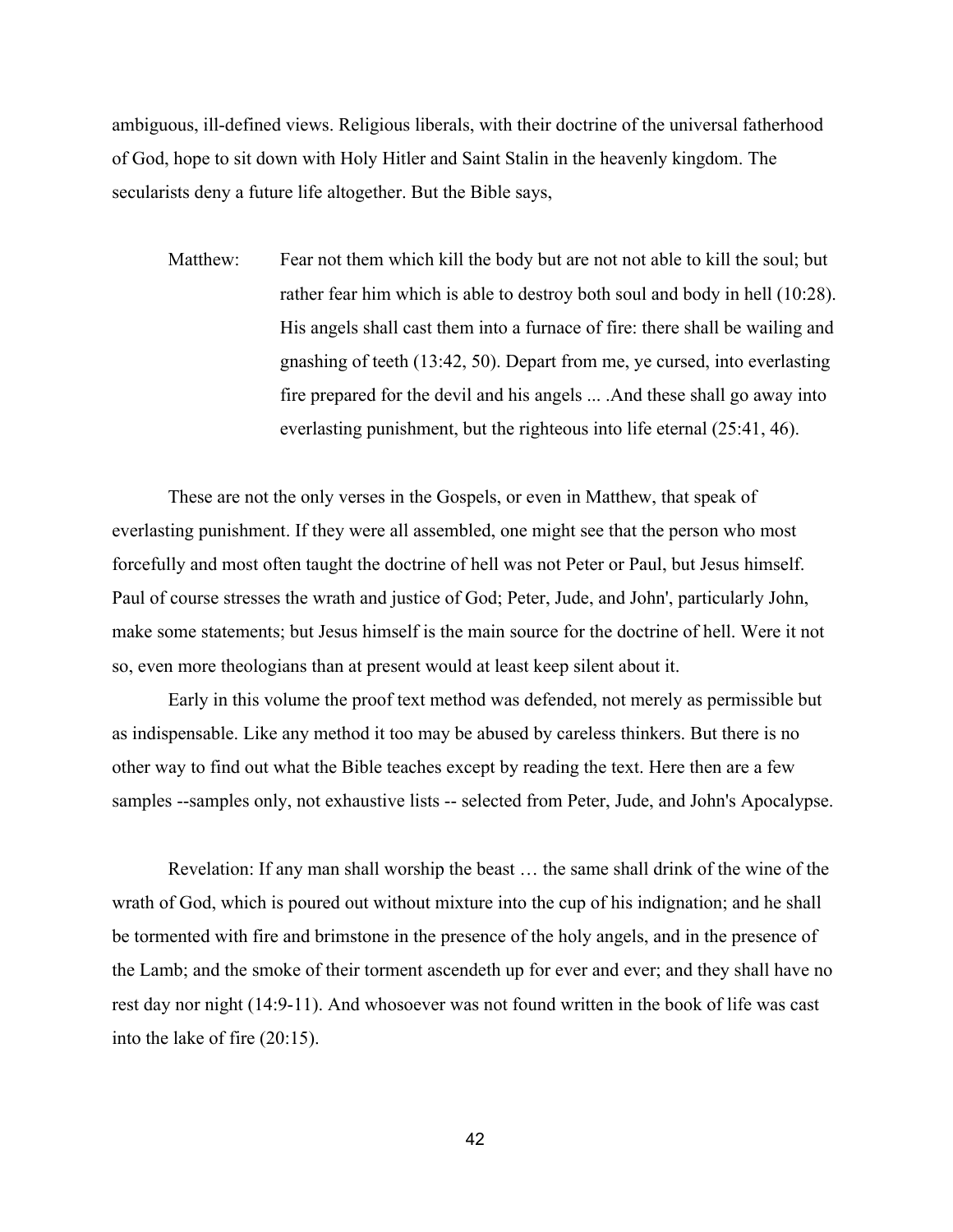ambiguous, ill-defined views. Religious liberals, with their doctrine of the universal fatherhood of God, hope to sit down with Holy Hitler and Saint Stalin in the heavenly kingdom. The secularists deny a future life altogether. But the Bible says,

> Matthew: Fear not them which kill the body but are not not able to kill the soul; but rather fear him which is able to destroy both soul and body in hell (10:28). His angels shall cast them into a furnace of fire: there shall be wailing and gnashing of teeth (13:42, 50). Depart from me, ye cursed, into everlasting fire prepared for the devil and his angels ... .And these shall go away into everlasting punishment, but the righteous into life eternal (25:41, 46).

These are not the only verses in the Gospels, or even in Matthew, that speak of everlasting punishment. If they were all assembled, one might see that the person who most forcefully and most often taught the doctrine of hell was not Peter or Paul, but Jesus himself. Paul of course stresses the wrath and justice of God; Peter, Jude, and John', particularly John, make some statements; but Jesus himself is the main source for the doctrine of hell. Were it not so, even more theologians than at present would at least keep silent about it.

Early in this volume the proof text method was defended, not merely as permissible but as indispensable. Like any method it too may be abused by careless thinkers. But there is no other way to find out what the Bible teaches except by reading the text. Here then are a few samples --samples only, not exhaustive lists -- selected from Peter, Jude, and John's Apocalypse.

Revelation: If any man shall worship the beast … the same shall drink of the wine of the wrath of God, which is poured out without mixture into the cup of his indignation; and he shall be tormented with fire and brimstone in the presence of the holy angels, and in the presence of the Lamb; and the smoke of their torment ascendeth up for ever and ever; and they shall have no rest day nor night (14:9-11). And whosoever was not found written in the book of life was cast into the lake of fire (20:15).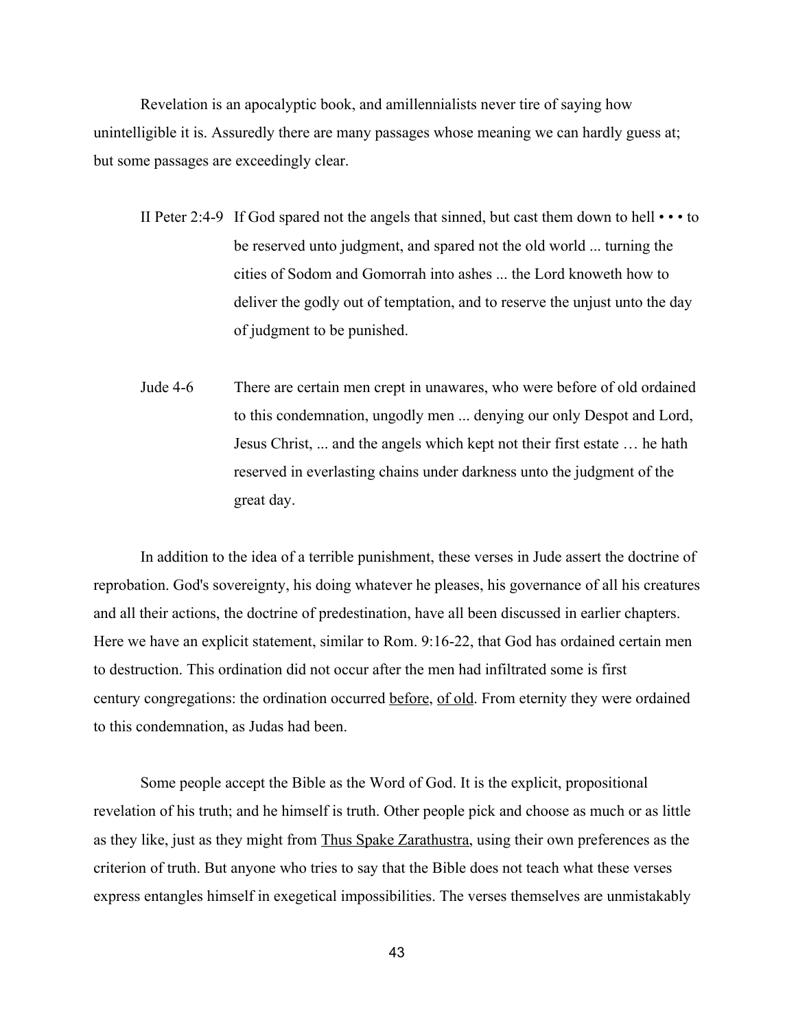Revelation is an apocalyptic book, and amillennialists never tire of saying how unintelligible it is. Assuredly there are many passages whose meaning we can hardly guess at; but some passages are exceedingly clear.

> II Peter 2:4-9 If God spared not the angels that sinned, but cast them down to hell • • • to be reserved unto judgment, and spared not the old world ... turning the cities of Sodom and Gomorrah into ashes ... the Lord knoweth how to deliver the godly out of temptation, and to reserve the unjust unto the day of judgment to be punished.

> Jude 4-6 There are certain men crept in unawares, who were before of old ordained to this condemnation, ungodly men ... denying our only Despot and Lord, Jesus Christ, ... and the angels which kept not their first estate … he hath reserved in everlasting chains under darkness unto the judgment of the great day.

In addition to the idea of a terrible punishment, these verses in Jude assert the doctrine of reprobation. God's sovereignty, his doing whatever he pleases, his governance of all his creatures and all their actions, the doctrine of predestination, have all been discussed in earlier chapters. Here we have an explicit statement, similar to Rom. 9:16-22, that God has ordained certain men to destruction. This ordination did not occur after the men had infiltrated some is first century congregations: the ordination occurred <u>before</u>, <u>of old</u>. From eternity they were ordained to this condemnation, as Judas had been.

Some people accept the Bible as the Word of God. It is the explicit, propositional revelation of his truth; and he himself is truth. Other people pick and choose as much or as little as they like, just as they might from <u>Thus Spake Zarathustra</u>, using their own preferences as the criterion of truth. But anyone who tries to say that the Bible does not teach what these verses express entangles himself in exegetical impossibilities. The verses themselves are unmistakably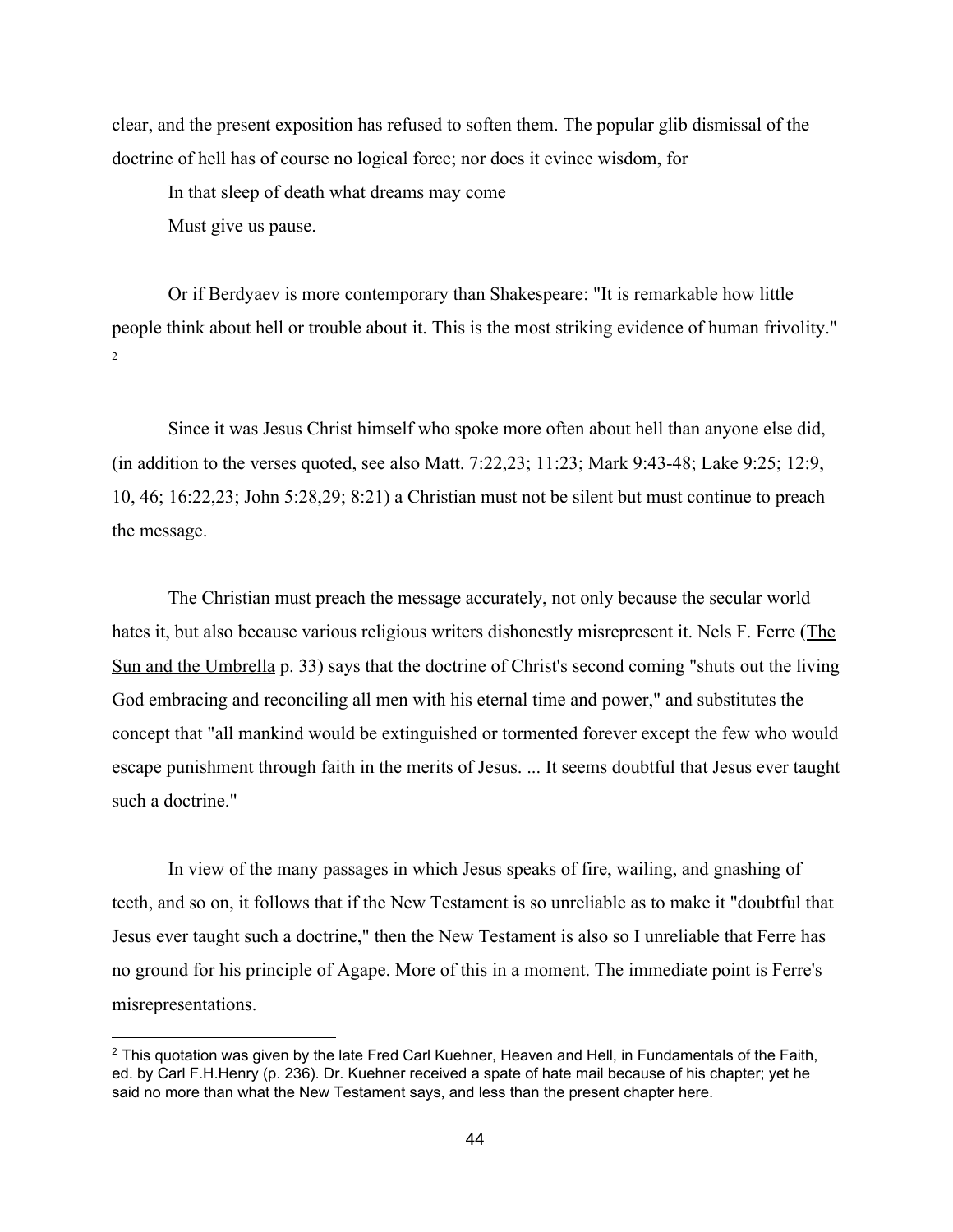clear, and the present exposition has refused to soften them. The popular glib dismissal of the doctrine of hell has of course no logical force; nor does it evince wisdom, for

> In that sleep of death what dreams may come
> Must give us pause.

Or if Berdyaev is more contemporary than Shakespeare: "It is remarkable how little people think about hell or trouble about it. This is the most striking evidence of human frivolity." [2]

Since it was Jesus Christ himself who spoke more often about hell than anyone else did, (in addition to the verses quoted, see also Matt. 7:22,23; 11:23; Mark 9:43-48; Lake 9:25; 12:9, 10, 46; 16:22,23; John 5:28,29; 8:21) a Christian must not be silent but must continue to preach the message.

The Christian must preach the message accurately, not only because the secular world hates it, but also because various religious writers dishonestly misrepresent it. Nels F. Ferre (The Sun and the Umbrella p. 33) says that the doctrine of Christ's second coming "shuts out the living God embracing and reconciling all men with his eternal time and power," and substitutes the concept that "all mankind would be extinguished or tormented forever except the few who would escape punishment through faith in the merits of Jesus. ... It seems doubtful that Jesus ever taught such a doctrine."

In view of the many passages in which Jesus speaks of fire, wailing, and gnashing of teeth, and so on, it follows that if the New Testament is so unreliable as to make it "doubtful that Jesus ever taught such a doctrine," then the New Testament is also so I unreliable that Ferre has no ground for his principle of Agape. More of this in a moment. The immediate point is Ferre's misrepresentations.

---

[2] This quotation was given by the late Fred Carl Kuehner, Heaven and Hell, in Fundamentals of the Faith, ed. by Carl F.H.Henry (p. 236). Dr. Kuehner received a spate of hate mail because of his chapter; yet he said no more than what the New Testament says, and less than the present chapter here.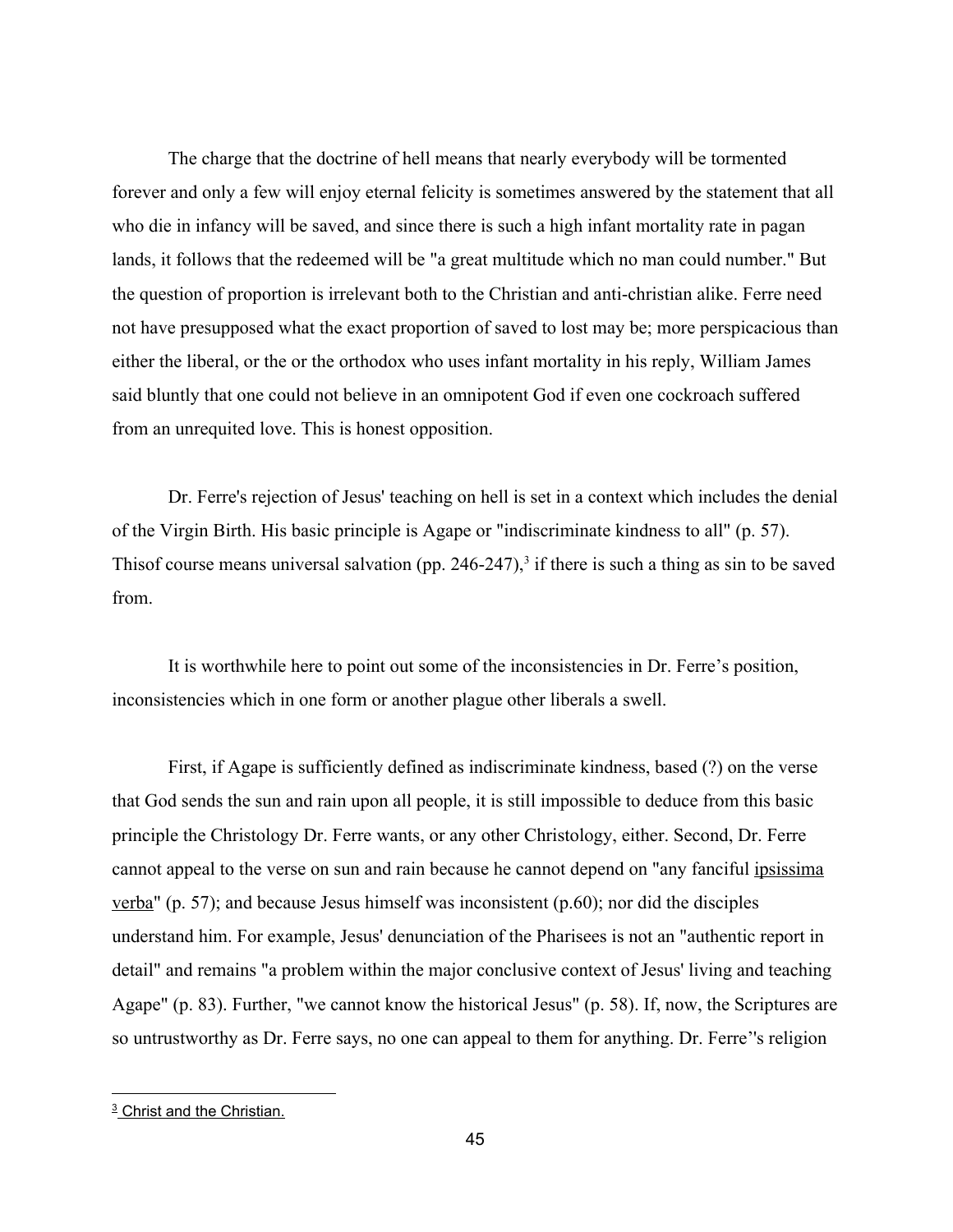The charge that the doctrine of hell means that nearly everybody will be tormented forever and only a few will enjoy eternal felicity is sometimes answered by the statement that all who die in infancy will be saved, and since there is such a high infant mortality rate in pagan lands, it follows that the redeemed will be "a great multitude which no man could number." But the question of proportion is irrelevant both to the Christian and anti-christian alike. Ferre need not have presupposed what the exact proportion of saved to lost may be; more perspicacious than either the liberal, or the or the orthodox who uses infant mortality in his reply, William James said bluntly that one could not believe in an omnipotent God if even one cockroach suffered from an unrequited love. This is honest opposition.

Dr. Ferre's rejection of Jesus' teaching on hell is set in a context which includes the denial of the Virgin Birth. His basic principle is Agape or "indiscriminate kindness to all" (p. 57). Thisof course means universal salvation (pp. 246-247),[3] if there is such a thing as sin to be saved from.

It is worthwhile here to point out some of the inconsistencies in Dr. Ferre's position, inconsistencies which in one form or another plague other liberals a swell.

First, if Agape is sufficiently defined as indiscriminate kindness, based (?) on the verse that God sends the sun and rain upon all people, it is still impossible to deduce from this basic principle the Christology Dr. Ferre wants, or any other Christology, either. Second, Dr. Ferre cannot appeal to the verse on sun and rain because he cannot depend on "any fanciful *ipsissima verba*" (p. 57); and because Jesus himself was inconsistent (p.60); nor did the disciples understand him. For example, Jesus' denunciation of the Pharisees is not an "authentic report in detail" and remains "a problem within the major conclusive context of Jesus' living and teaching Agape" (p. 83). Further, "we cannot know the historical Jesus" (p. 58). If, now, the Scriptures are so untrustworthy as Dr. Ferre says, no one can appeal to them for anything. Dr. Ferre''s religion

---

[3] Christ and the Christian.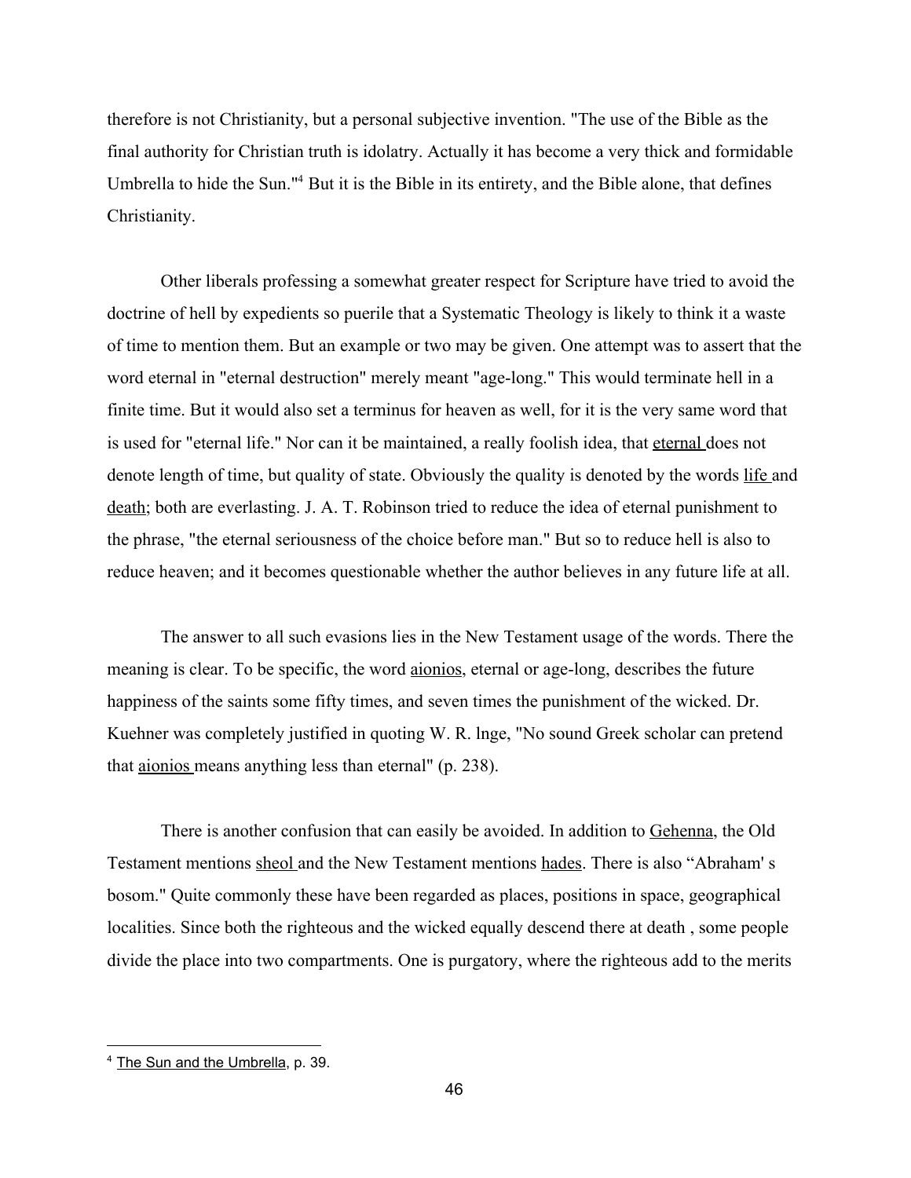therefore is not Christianity, but a personal subjective invention. "The use of the Bible as the final authority for Christian truth is idolatry. Actually it has become a very thick and formidable Umbrella to hide the Sun."[4] But it is the Bible in its entirety, and the Bible alone, that defines Christianity.

Other liberals professing a somewhat greater respect for Scripture have tried to avoid the doctrine of hell by expedients so puerile that a Systematic Theology is likely to think it a waste of time to mention them. But an example or two may be given. One attempt was to assert that the word eternal in "eternal destruction" merely meant "age-long." This would terminate hell in a finite time. But it would also set a terminus for heaven as well, for it is the very same word that is used for "eternal life." Nor can it be maintained, a really foolish idea, that eternal does not denote length of time, but quality of state. Obviously the quality is denoted by the words life and death; both are everlasting. J. A. T. Robinson tried to reduce the idea of eternal punishment to the phrase, "the eternal seriousness of the choice before man." But so to reduce hell is also to reduce heaven; and it becomes questionable whether the author believes in any future life at all.

The answer to all such evasions lies in the New Testament usage of the words. There the meaning is clear. To be specific, the word aionios, eternal or age-long, describes the future happiness of the saints some fifty times, and seven times the punishment of the wicked. Dr. Kuehner was completely justified in quoting W. R. lnge, "No sound Greek scholar can pretend that aionios means anything less than eternal" (p. 238).

There is another confusion that can easily be avoided. In addition to Gehenna, the Old Testament mentions sheol and the New Testament mentions hades. There is also "Abraham' s bosom." Quite commonly these have been regarded as places, positions in space, geographical localities. Since both the righteous and the wicked equally descend there at death , some people divide the place into two compartments. One is purgatory, where the righteous add to the merits

[4] The Sun and the Umbrella, p. 39.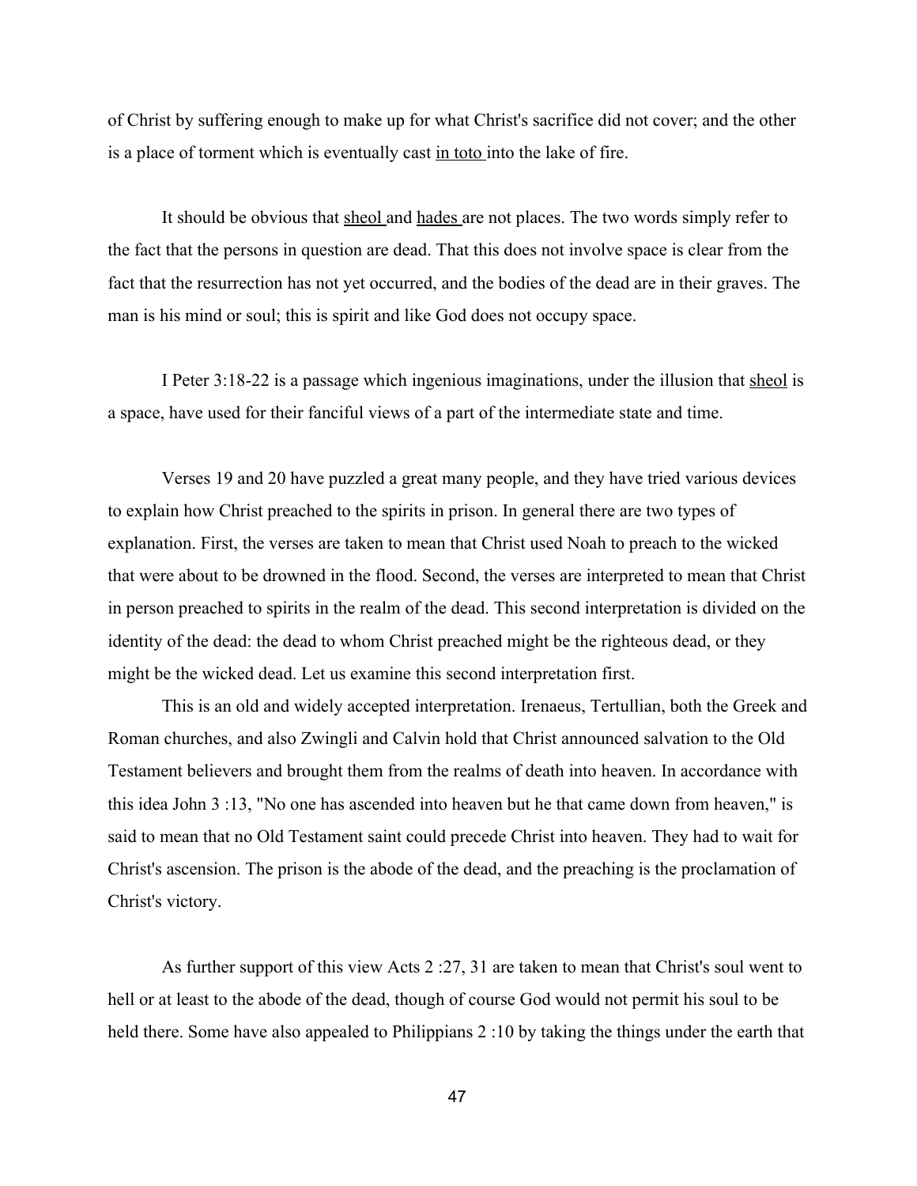of Christ by suffering enough to make up for what Christ's sacrifice did not cover; and the other is a place of torment which is eventually cast in toto into the lake of fire.

It should be obvious that sheol and hades are not places. The two words simply refer to the fact that the persons in question are dead. That this does not involve space is clear from the fact that the resurrection has not yet occurred, and the bodies of the dead are in their graves. The man is his mind or soul; this is spirit and like God does not occupy space.

I Peter 3:18-22 is a passage which ingenious imaginations, under the illusion that sheol is a space, have used for their fanciful views of a part of the intermediate state and time.

Verses 19 and 20 have puzzled a great many people, and they have tried various devices to explain how Christ preached to the spirits in prison. In general there are two types of explanation. First, the verses are taken to mean that Christ used Noah to preach to the wicked that were about to be drowned in the flood. Second, the verses are interpreted to mean that Christ in person preached to spirits in the realm of the dead. This second interpretation is divided on the identity of the dead: the dead to whom Christ preached might be the righteous dead, or they might be the wicked dead. Let us examine this second interpretation first.

This is an old and widely accepted interpretation. Irenaeus, Tertullian, both the Greek and Roman churches, and also Zwingli and Calvin hold that Christ announced salvation to the Old Testament believers and brought them from the realms of death into heaven. In accordance with this idea John 3 :13, "No one has ascended into heaven but he that came down from heaven," is said to mean that no Old Testament saint could precede Christ into heaven. They had to wait for Christ's ascension. The prison is the abode of the dead, and the preaching is the proclamation of Christ's victory.

As further support of this view Acts 2 :27, 31 are taken to mean that Christ's soul went to hell or at least to the abode of the dead, though of course God would not permit his soul to be held there. Some have also appealed to Philippians 2 :10 by taking the things under the earth that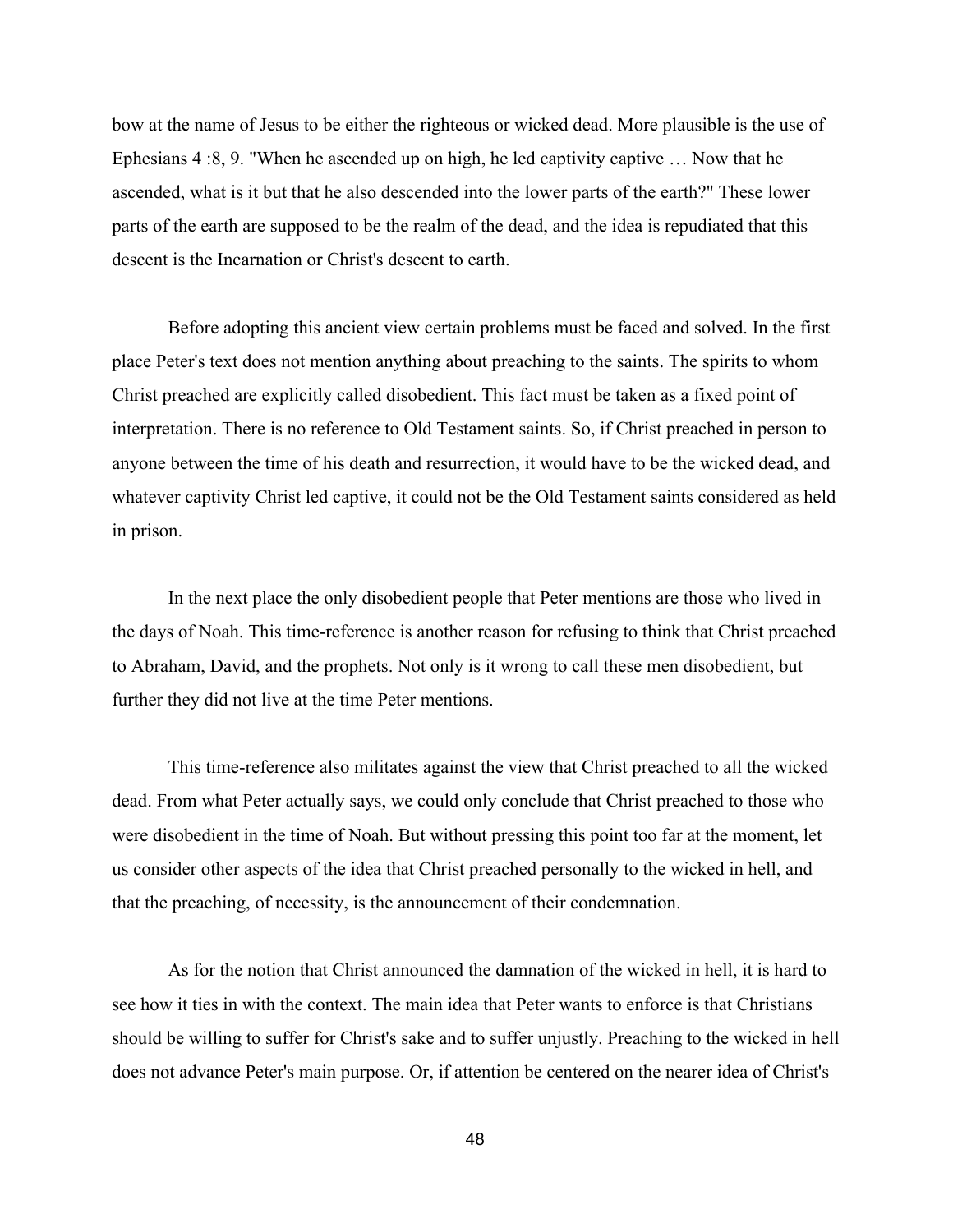bow at the name of Jesus to be either the righteous or wicked dead. More plausible is the use of Ephesians 4 :8, 9. "When he ascended up on high, he led captivity captive … Now that he ascended, what is it but that he also descended into the lower parts of the earth?" These lower parts of the earth are supposed to be the realm of the dead, and the idea is repudiated that this descent is the Incarnation or Christ's descent to earth.

Before adopting this ancient view certain problems must be faced and solved. In the first place Peter's text does not mention anything about preaching to the saints. The spirits to whom Christ preached are explicitly called disobedient. This fact must be taken as a fixed point of interpretation. There is no reference to Old Testament saints. So, if Christ preached in person to anyone between the time of his death and resurrection, it would have to be the wicked dead, and whatever captivity Christ led captive, it could not be the Old Testament saints considered as held in prison.

In the next place the only disobedient people that Peter mentions are those who lived in the days of Noah. This time-reference is another reason for refusing to think that Christ preached to Abraham, David, and the prophets. Not only is it wrong to call these men disobedient, but further they did not live at the time Peter mentions.

This time-reference also militates against the view that Christ preached to all the wicked dead. From what Peter actually says, we could only conclude that Christ preached to those who were disobedient in the time of Noah. But without pressing this point too far at the moment, let us consider other aspects of the idea that Christ preached personally to the wicked in hell, and that the preaching, of necessity, is the announcement of their condemnation.

As for the notion that Christ announced the damnation of the wicked in hell, it is hard to see how it ties in with the context. The main idea that Peter wants to enforce is that Christians should be willing to suffer for Christ's sake and to suffer unjustly. Preaching to the wicked in hell does not advance Peter's main purpose. Or, if attention be centered on the nearer idea of Christ's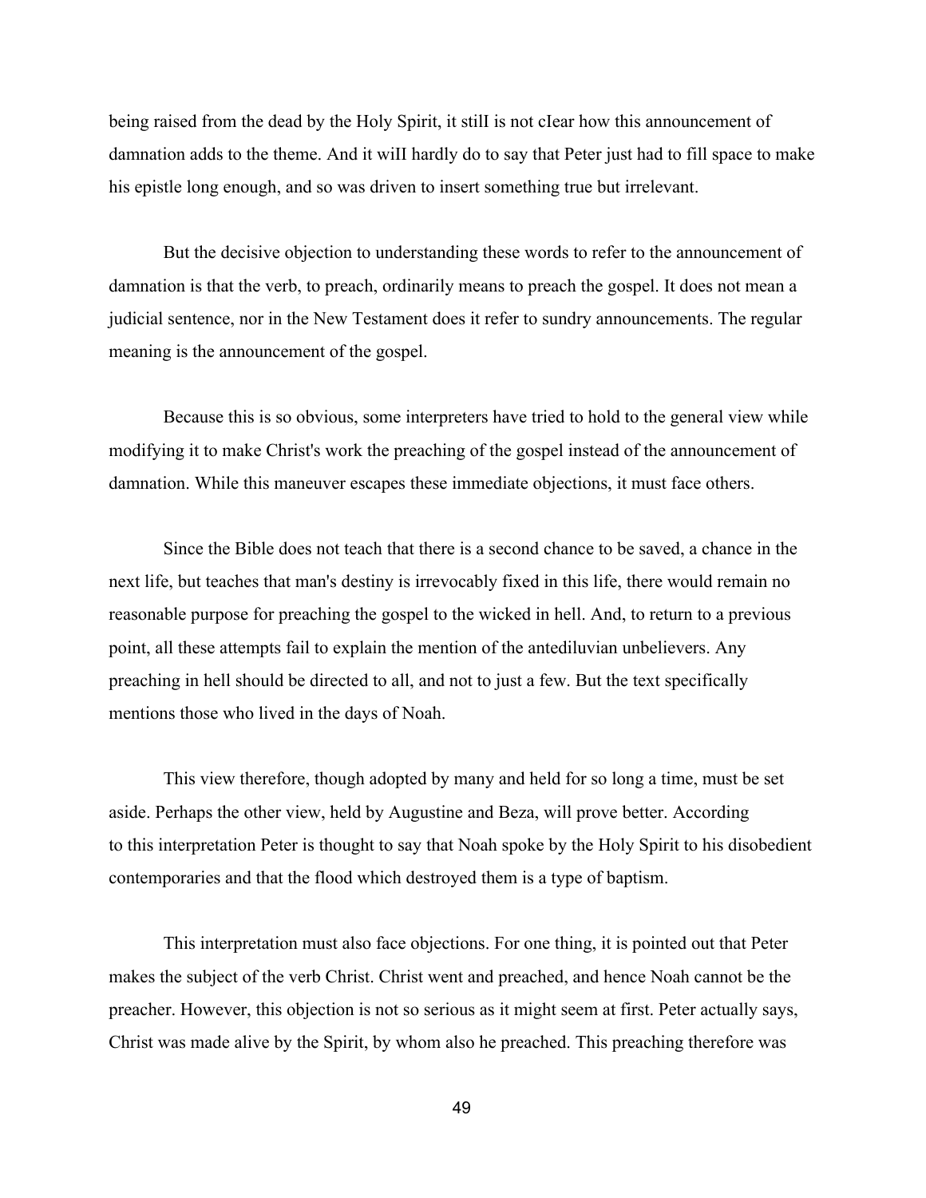being raised from the dead by the Holy Spirit, it still is not clear how this announcement of damnation adds to the theme. And it will hardly do to say that Peter just had to fill space to make his epistle long enough, and so was driven to insert something true but irrelevant.

But the decisive objection to understanding these words to refer to the announcement of damnation is that the verb, to preach, ordinarily means to preach the gospel. It does not mean a judicial sentence, nor in the New Testament does it refer to sundry announcements. The regular meaning is the announcement of the gospel.

Because this is so obvious, some interpreters have tried to hold to the general view while modifying it to make Christ's work the preaching of the gospel instead of the announcement of damnation. While this maneuver escapes these immediate objections, it must face others.

Since the Bible does not teach that there is a second chance to be saved, a chance in the next life, but teaches that man's destiny is irrevocably fixed in this life, there would remain no reasonable purpose for preaching the gospel to the wicked in hell. And, to return to a previous point, all these attempts fail to explain the mention of the antediluvian unbelievers. Any preaching in hell should be directed to all, and not to just a few. But the text specifically mentions those who lived in the days of Noah.

This view therefore, though adopted by many and held for so long a time, must be set aside. Perhaps the other view, held by Augustine and Beza, will prove better. According to this interpretation Peter is thought to say that Noah spoke by the Holy Spirit to his disobedient contemporaries and that the flood which destroyed them is a type of baptism.

This interpretation must also face objections. For one thing, it is pointed out that Peter makes the subject of the verb Christ. Christ went and preached, and hence Noah cannot be the preacher. However, this objection is not so serious as it might seem at first. Peter actually says, Christ was made alive by the Spirit, by whom also he preached. This preaching therefore was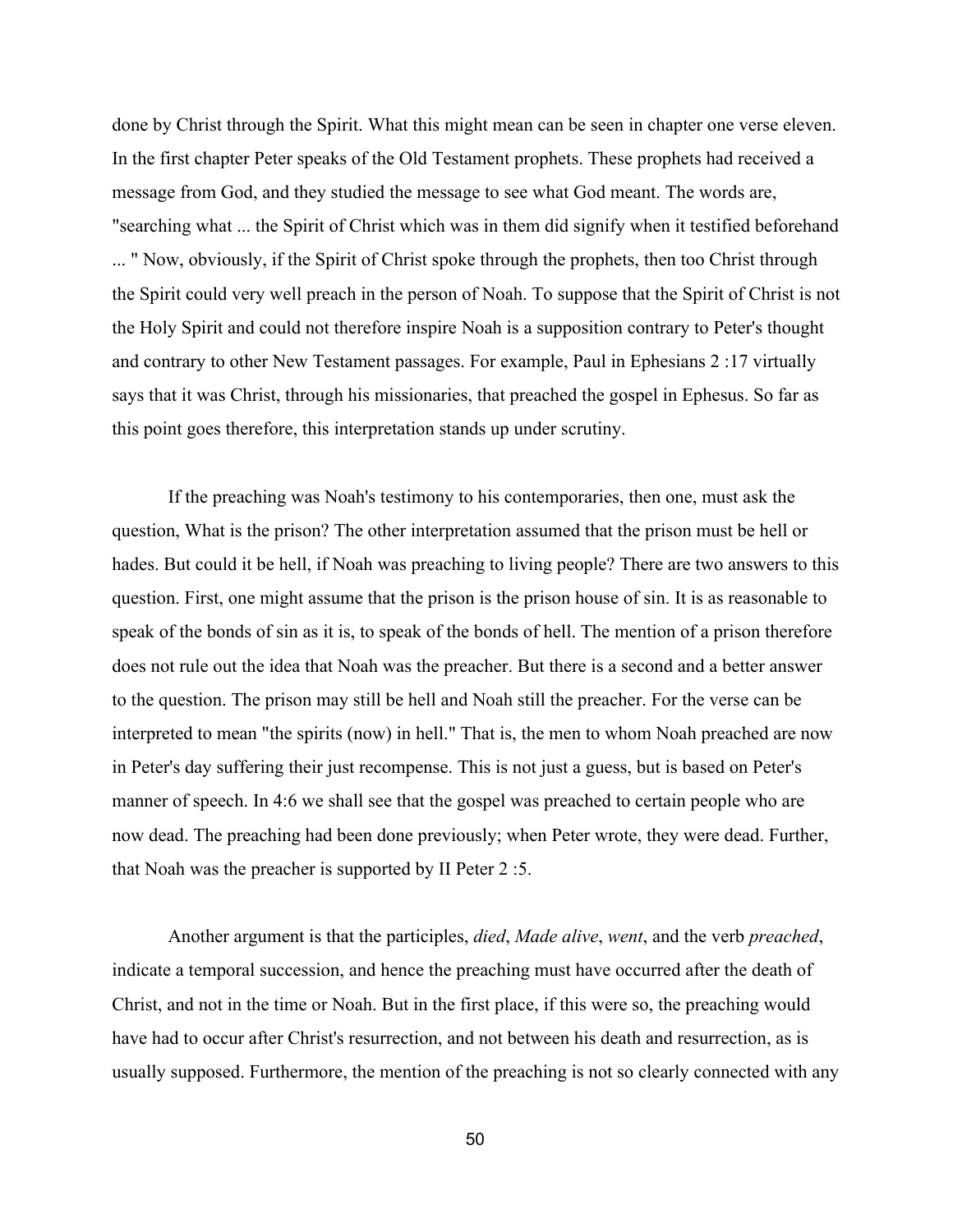done by Christ through the Spirit. What this might mean can be seen in chapter one verse eleven. In the first chapter Peter speaks of the Old Testament prophets. These prophets had received a message from God, and they studied the message to see what God meant. The words are, "searching what ... the Spirit of Christ which was in them did signify when it testified beforehand ... " Now, obviously, if the Spirit of Christ spoke through the prophets, then too Christ through the Spirit could very well preach in the person of Noah. To suppose that the Spirit of Christ is not the Holy Spirit and could not therefore inspire Noah is a supposition contrary to Peter's thought and contrary to other New Testament passages. For example, Paul in Ephesians 2 :17 virtually says that it was Christ, through his missionaries, that preached the gospel in Ephesus. So far as this point goes therefore, this interpretation stands up under scrutiny.

If the preaching was Noah's testimony to his contemporaries, then one, must ask the question, What is the prison? The other interpretation assumed that the prison must be hell or hades. But could it be hell, if Noah was preaching to living people? There are two answers to this question. First, one might assume that the prison is the prison house of sin. It is as reasonable to speak of the bonds of sin as it is, to speak of the bonds of hell. The mention of a prison therefore does not rule out the idea that Noah was the preacher. But there is a second and a better answer to the question. The prison may still be hell and Noah still the preacher. For the verse can be interpreted to mean "the spirits (now) in hell." That is, the men to whom Noah preached are now in Peter's day suffering their just recompense. This is not just a guess, but is based on Peter's manner of speech. In 4:6 we shall see that the gospel was preached to certain people who are now dead. The preaching had been done previously; when Peter wrote, they were dead. Further, that Noah was the preacher is supported by II Peter 2 :5.

Another argument is that the participles, *died*, *Made alive*, *went*, and the verb *preached*, indicate a temporal succession, and hence the preaching must have occurred after the death of Christ, and not in the time or Noah. But in the first place, if this were so, the preaching would have had to occur after Christ's resurrection, and not between his death and resurrection, as is usually supposed. Furthermore, the mention of the preaching is not so clearly connected with any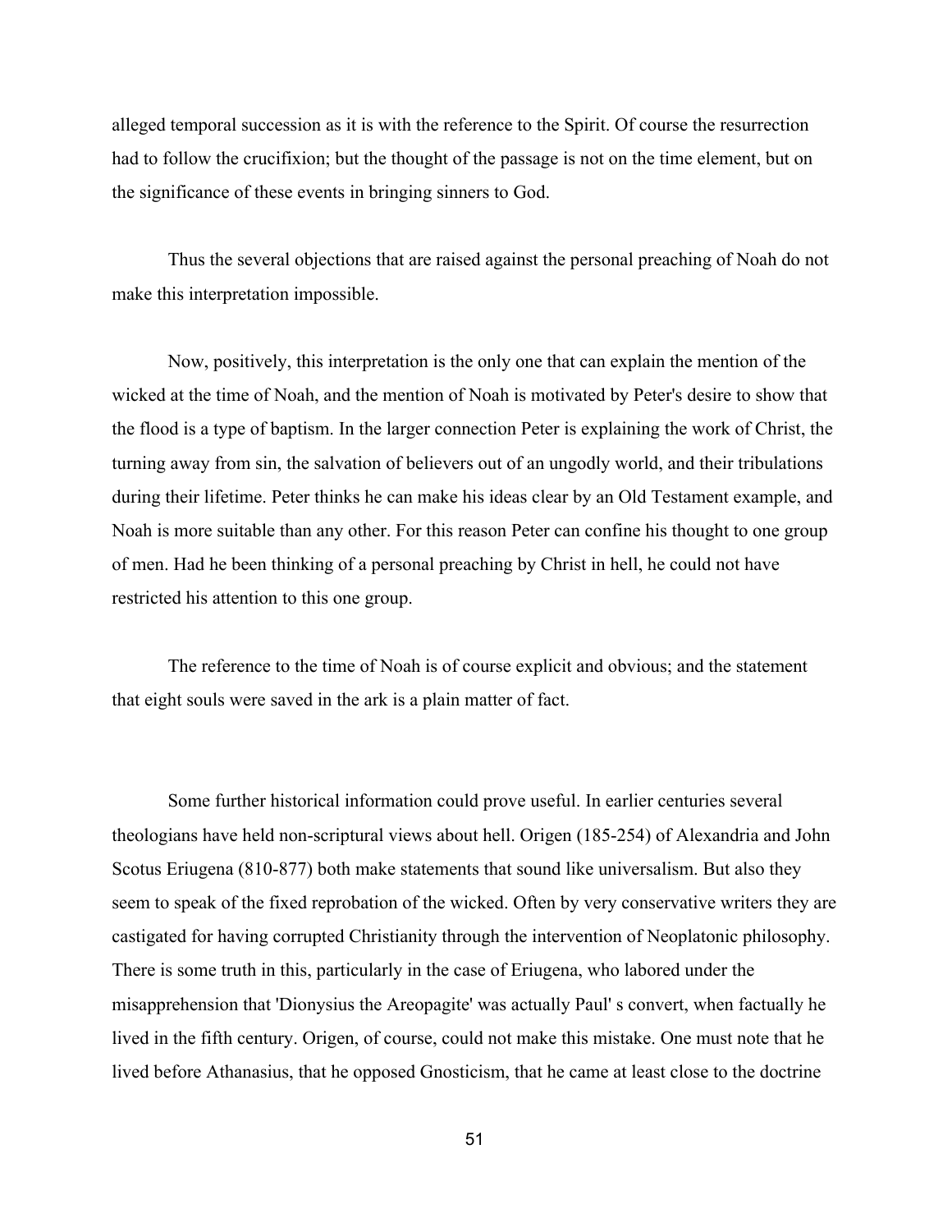alleged temporal succession as it is with the reference to the Spirit. Of course the resurrection had to follow the crucifixion; but the thought of the passage is not on the time element, but on the significance of these events in bringing sinners to God.

Thus the several objections that are raised against the personal preaching of Noah do not make this interpretation impossible.

Now, positively, this interpretation is the only one that can explain the mention of the wicked at the time of Noah, and the mention of Noah is motivated by Peter's desire to show that the flood is a type of baptism. In the larger connection Peter is explaining the work of Christ, the turning away from sin, the salvation of believers out of an ungodly world, and their tribulations during their lifetime. Peter thinks he can make his ideas clear by an Old Testament example, and Noah is more suitable than any other. For this reason Peter can confine his thought to one group of men. Had he been thinking of a personal preaching by Christ in hell, he could not have restricted his attention to this one group.

The reference to the time of Noah is of course explicit and obvious; and the statement that eight souls were saved in the ark is a plain matter of fact.

Some further historical information could prove useful. In earlier centuries several theologians have held non-scriptural views about hell. Origen (185-254) of Alexandria and John Scotus Eriugena (810-877) both make statements that sound like universalism. But also they seem to speak of the fixed reprobation of the wicked. Often by very conservative writers they are castigated for having corrupted Christianity through the intervention of Neoplatonic philosophy. There is some truth in this, particularly in the case of Eriugena, who labored under the misapprehension that 'Dionysius the Areopagite' was actually Paul' s convert, when factually he lived in the fifth century. Origen, of course, could not make this mistake. One must note that he lived before Athanasius, that he opposed Gnosticism, that he came at least close to the doctrine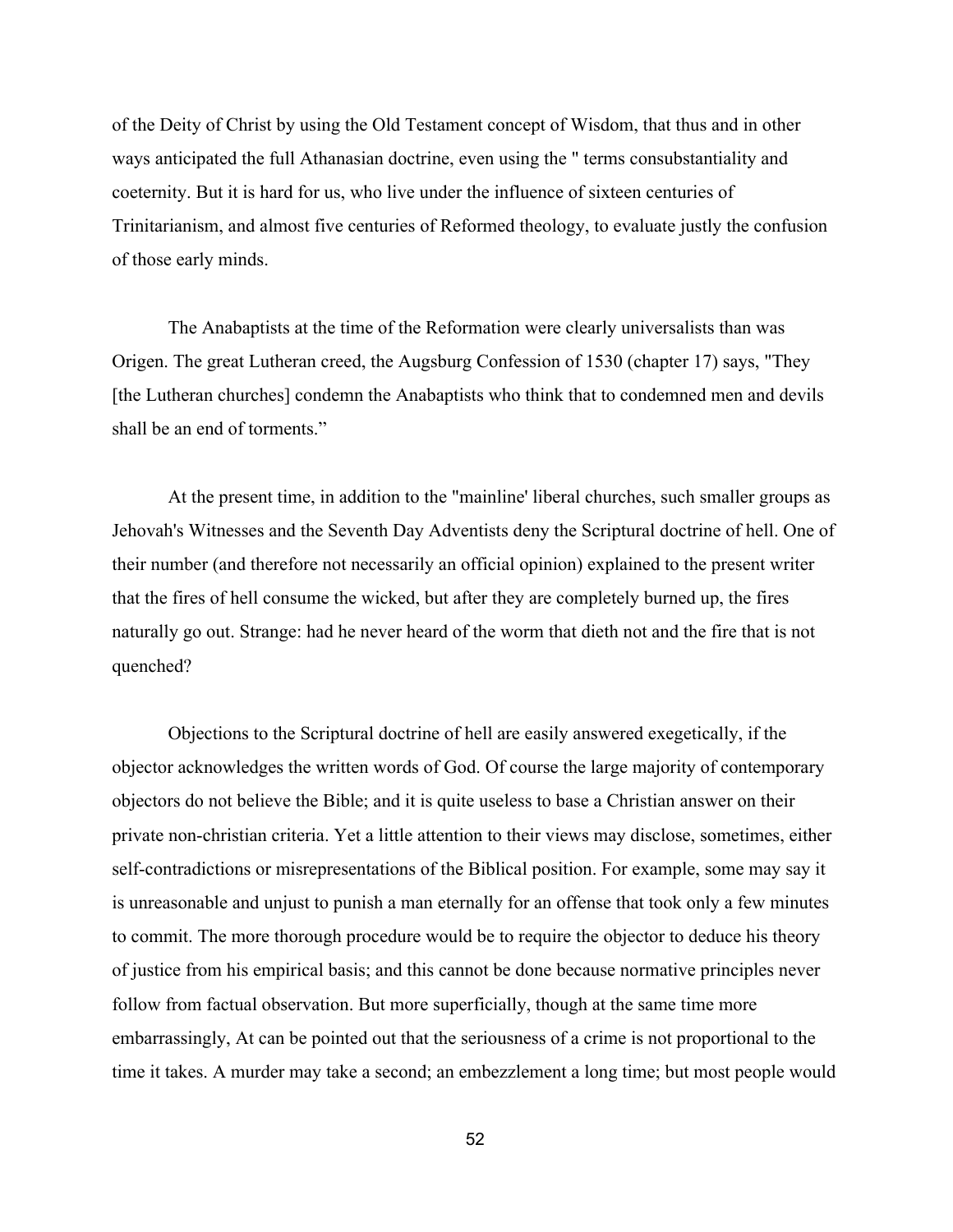of the Deity of Christ by using the Old Testament concept of Wisdom, that thus and in other ways anticipated the full Athanasian doctrine, even using the " terms consubstantiality and coeternity. But it is hard for us, who live under the influence of sixteen centuries of Trinitarianism, and almost five centuries of Reformed theology, to evaluate justly the confusion of those early minds.

The Anabaptists at the time of the Reformation were clearly universalists than was Origen. The great Lutheran creed, the Augsburg Confession of 1530 (chapter 17) says, "They [the Lutheran churches] condemn the Anabaptists who think that to condemned men and devils shall be an end of torments."

At the present time, in addition to the "mainline' liberal churches, such smaller groups as Jehovah's Witnesses and the Seventh Day Adventists deny the Scriptural doctrine of hell. One of their number (and therefore not necessarily an official opinion) explained to the present writer that the fires of hell consume the wicked, but after they are completely burned up, the fires naturally go out. Strange: had he never heard of the worm that dieth not and the fire that is not quenched?

Objections to the Scriptural doctrine of hell are easily answered exegetically, if the objector acknowledges the written words of God. Of course the large majority of contemporary objectors do not believe the Bible; and it is quite useless to base a Christian answer on their private non-christian criteria. Yet a little attention to their views may disclose, sometimes, either self-contradictions or misrepresentations of the Biblical position. For example, some may say it is unreasonable and unjust to punish a man eternally for an offense that took only a few minutes to commit. The more thorough procedure would be to require the objector to deduce his theory of justice from his empirical basis; and this cannot be done because normative principles never follow from factual observation. But more superficially, though at the same time more embarrassingly, At can be pointed out that the seriousness of a crime is not proportional to the time it takes. A murder may take a second; an embezzlement a long time; but most people would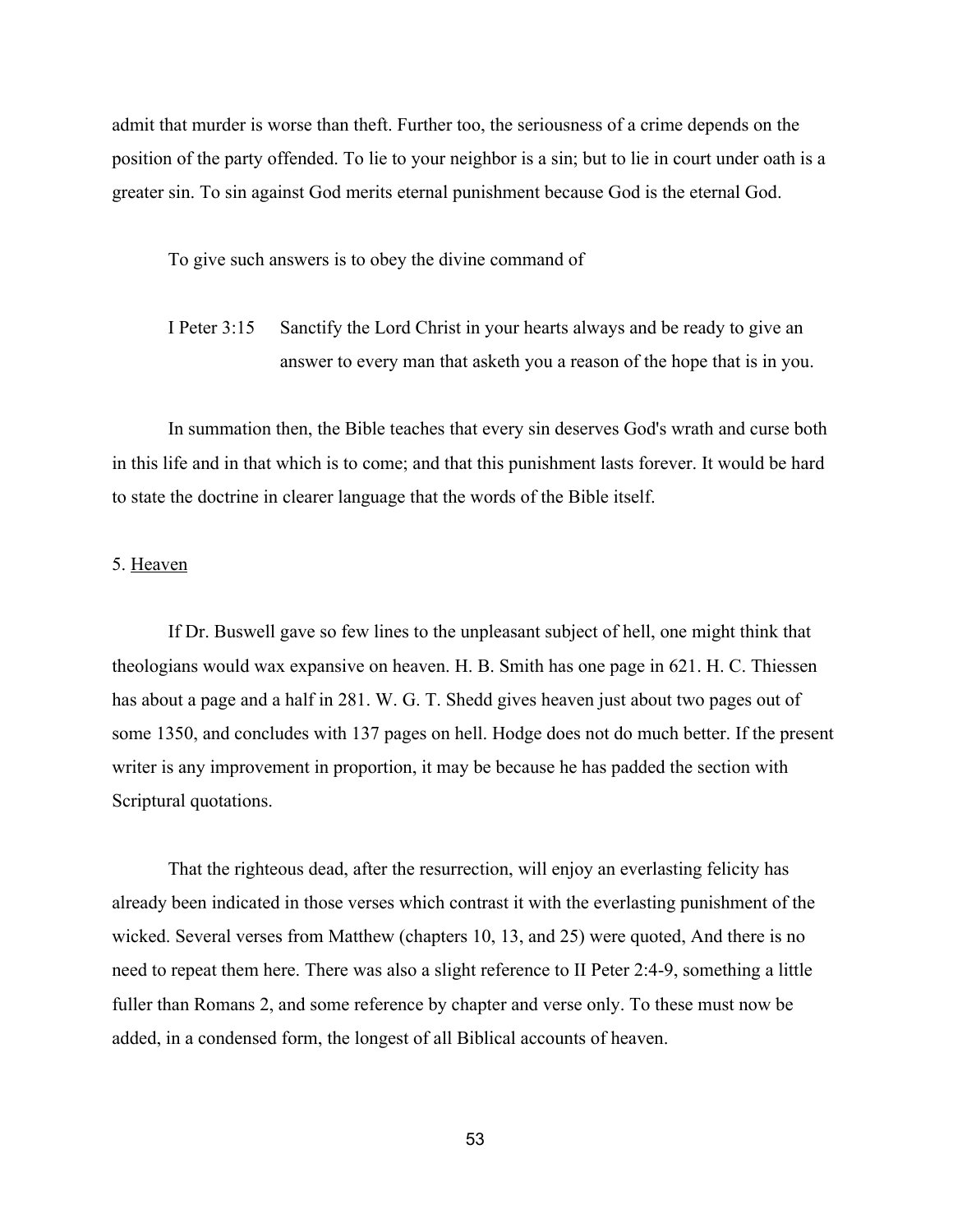admit that murder is worse than theft. Further too, the seriousness of a crime depends on the position of the party offended. To lie to your neighbor is a sin; but to lie in court under oath is a greater sin. To sin against God merits eternal punishment because God is the eternal God.

To give such answers is to obey the divine command of

I Peter 3:15 Sanctify the Lord Christ in your hearts always and be ready to give an answer to every man that asketh you a reason of the hope that is in you.

In summation then, the Bible teaches that every sin deserves God's wrath and curse both in this life and in that which is to come; and that this punishment lasts forever. It would be hard to state the doctrine in clearer language that the words of the Bible itself.

5. Heaven

If Dr. Buswell gave so few lines to the unpleasant subject of hell, one might think that theologians would wax expansive on heaven. H. B. Smith has one page in 621. H. C. Thiessen has about a page and a half in 281. W. G. T. Shedd gives heaven just about two pages out of some 1350, and concludes with 137 pages on hell. Hodge does not do much better. If the present writer is any improvement in proportion, it may be because he has padded the section with Scriptural quotations.

That the righteous dead, after the resurrection, will enjoy an everlasting felicity has already been indicated in those verses which contrast it with the everlasting punishment of the wicked. Several verses from Matthew (chapters 10, 13, and 25) were quoted, And there is no need to repeat them here. There was also a slight reference to II Peter 2:4-9, something a little fuller than Romans 2, and some reference by chapter and verse only. To these must now be added, in a condensed form, the longest of all Biblical accounts of heaven.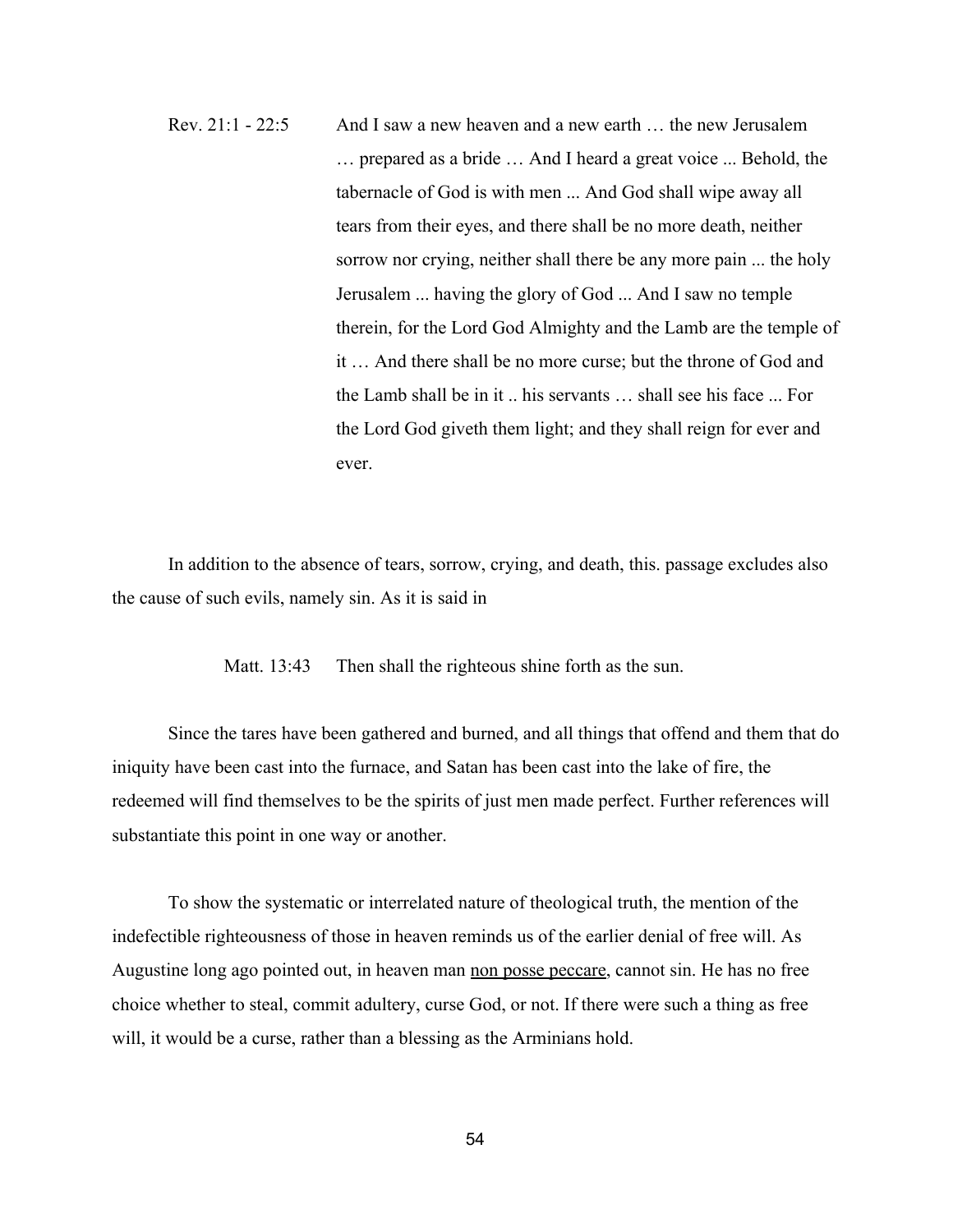Rev. 21:1 - 22:5 And I saw a new heaven and a new earth … the new Jerusalem … prepared as a bride … And I heard a great voice ... Behold, the tabernacle of God is with men ... And God shall wipe away all tears from their eyes, and there shall be no more death, neither sorrow nor crying, neither shall there be any more pain ... the holy Jerusalem ... having the glory of God ... And I saw no temple therein, for the Lord God Almighty and the Lamb are the temple of it … And there shall be no more curse; but the throne of God and the Lamb shall be in it .. his servants … shall see his face ... For the Lord God giveth them light; and they shall reign for ever and ever.

In addition to the absence of tears, sorrow, crying, and death, this. passage excludes also the cause of such evils, namely sin. As it is said in

Matt. 13:43 Then shall the righteous shine forth as the sun.

Since the tares have been gathered and burned, and all things that offend and them that do iniquity have been cast into the furnace, and Satan has been cast into the lake of fire, the redeemed will find themselves to be the spirits of just men made perfect. Further references will substantiate this point in one way or another.

To show the systematic or interrelated nature of theological truth, the mention of the indefectible righteousness of those in heaven reminds us of the earlier denial of free will. As Augustine long ago pointed out, in heaven man non posse peccare, cannot sin. He has no free choice whether to steal, commit adultery, curse God, or not. If there were such a thing as free will, it would be a curse, rather than a blessing as the Arminians hold.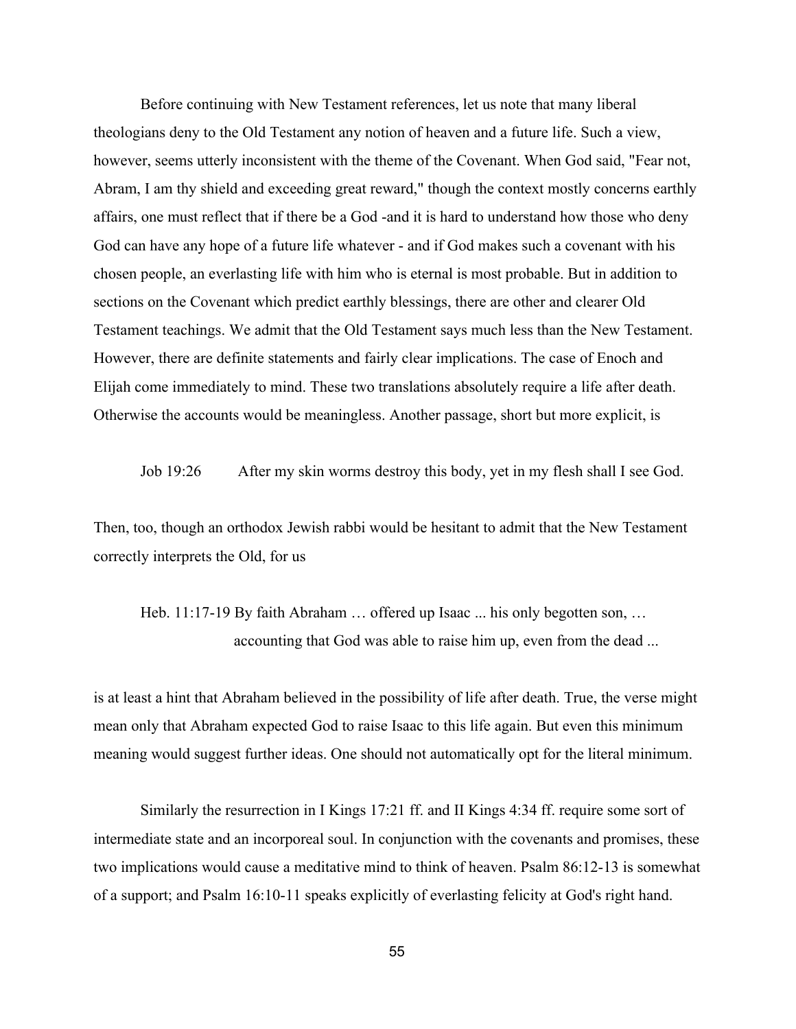Before continuing with New Testament references, let us note that many liberal theologians deny to the Old Testament any notion of heaven and a future life. Such a view, however, seems utterly inconsistent with the theme of the Covenant. When God said, "Fear not, Abram, I am thy shield and exceeding great reward," though the context mostly concerns earthly affairs, one must reflect that if there be a God -and it is hard to understand how those who deny God can have any hope of a future life whatever - and if God makes such a covenant with his chosen people, an everlasting life with him who is eternal is most probable. But in addition to sections on the Covenant which predict earthly blessings, there are other and clearer Old Testament teachings. We admit that the Old Testament says much less than the New Testament. However, there are definite statements and fairly clear implications. The case of Enoch and Elijah come immediately to mind. These two translations absolutely require a life after death. Otherwise the accounts would be meaningless. Another passage, short but more explicit, is

> Job 19:26 After my skin worms destroy this body, yet in my flesh shall I see God.

Then, too, though an orthodox Jewish rabbi would be hesitant to admit that the New Testament correctly interprets the Old, for us

> Heb. 11:17-19 By faith Abraham … offered up Isaac ... his only begotten son, … accounting that God was able to raise him up, even from the dead ...

is at least a hint that Abraham believed in the possibility of life after death. True, the verse might mean only that Abraham expected God to raise Isaac to this life again. But even this minimum meaning would suggest further ideas. One should not automatically opt for the literal minimum.

Similarly the resurrection in I Kings 17:21 ff. and II Kings 4:34 ff. require some sort of intermediate state and an incorporeal soul. In conjunction with the covenants and promises, these two implications would cause a meditative mind to think of heaven. Psalm 86:12-13 is somewhat of a support; and Psalm 16:10-11 speaks explicitly of everlasting felicity at God's right hand.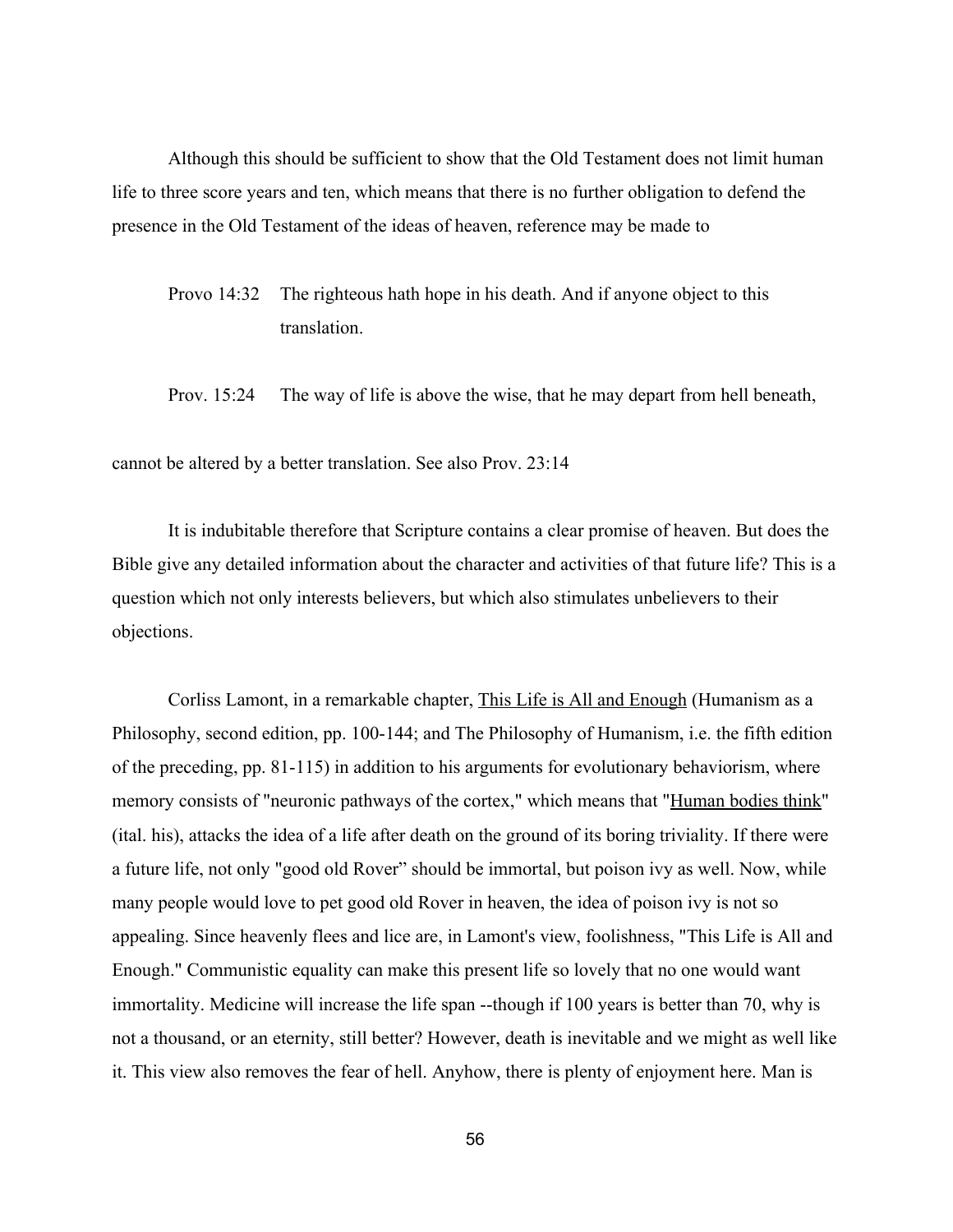Although this should be sufficient to show that the Old Testament does not limit human life to three score years and ten, which means that there is no further obligation to defend the presence in the Old Testament of the ideas of heaven, reference may be made to

> Provo 14:32 The righteous hath hope in his death. And if anyone object to this translation.
>
> Prov. 15:24 The way of life is above the wise, that he may depart from hell beneath,

cannot be altered by a better translation. See also Prov. 23:14

It is indubitable therefore that Scripture contains a clear promise of heaven. But does the Bible give any detailed information about the character and activities of that future life? This is a question which not only interests believers, but which also stimulates unbelievers to their objections.

Corliss Lamont, in a remarkable chapter, <u>This Life is All and Enough</u> (Humanism as a Philosophy, second edition, pp. 100-144; and The Philosophy of Humanism, i.e. the fifth edition of the preceding, pp. 81-115) in addition to his arguments for evolutionary behaviorism, where memory consists of "neuronic pathways of the cortex," which means that "<u>Human bodies think</u>" (ital. his), attacks the idea of a life after death on the ground of its boring triviality. If there were a future life, not only "good old Rover" should be immortal, but poison ivy as well. Now, while many people would love to pet good old Rover in heaven, the idea of poison ivy is not so appealing. Since heavenly flees and lice are, in Lamont's view, foolishness, "This Life is All and Enough." Communistic equality can make this present life so lovely that no one would want immortality. Medicine will increase the life span --though if 100 years is better than 70, why is not a thousand, or an eternity, still better? However, death is inevitable and we might as well like it. This view also removes the fear of hell. Anyhow, there is plenty of enjoyment here. Man is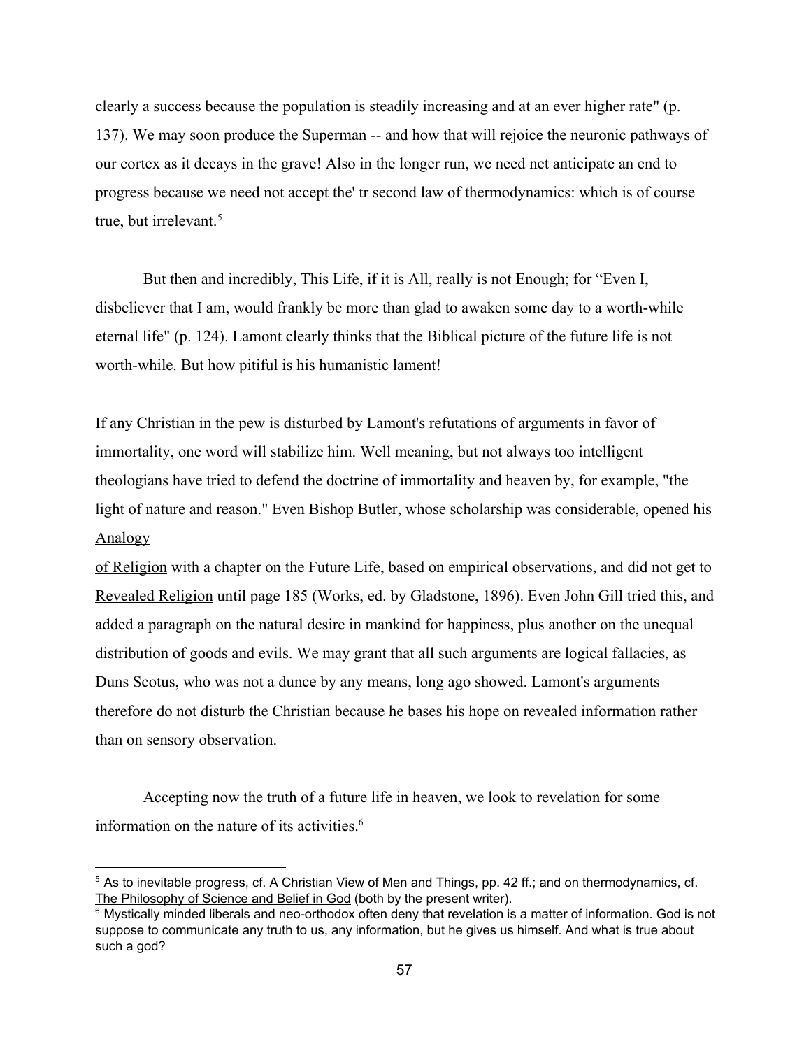clearly a success because the population is steadily increasing and at an ever higher rate" (p. 137). We may soon produce the Superman -- and how that will rejoice the neuronic pathways of our cortex as it decays in the grave! Also in the longer run, we need net anticipate an end to progress because we need not accept the' tr second law of thermodynamics: which is of course true, but irrelevant.[5]

But then and incredibly, This Life, if it is All, really is not Enough; for "Even I, disbeliever that I am, would frankly be more than glad to awaken some day to a worth-while eternal life" (p. 124). Lamont clearly thinks that the Biblical picture of the future life is not worth-while. But how pitiful is his humanistic lament!

If any Christian in the pew is disturbed by Lamont's refutations of arguments in favor of immortality, one word will stabilize him. Well meaning, but not always too intelligent theologians have tried to defend the doctrine of immortality and heaven by, for example, "the light of nature and reason." Even Bishop Butler, whose scholarship was considerable, opened his Analogy of Religion with a chapter on the Future Life, based on empirical observations, and did not get to Revealed Religion until page 185 (Works, ed. by Gladstone, 1896). Even John Gill tried this, and added a paragraph on the natural desire in mankind for happiness, plus another on the unequal distribution of goods and evils. We may grant that all such arguments are logical fallacies, as Duns Scotus, who was not a dunce by any means, long ago showed. Lamont's arguments therefore do not disturb the Christian because he bases his hope on revealed information rather than on sensory observation.

Accepting now the truth of a future life in heaven, we look to revelation for some information on the nature of its activities.[6]

---

[5] As to inevitable progress, cf. A Christian View of Men and Things, pp. 42 ff.; and on thermodynamics, cf. The Philosophy of Science and Belief in God (both by the present writer).

[6] Mystically minded liberals and neo-orthodox often deny that revelation is a matter of information. God is not suppose to communicate any truth to us, any information, but he gives us himself. And what is true about such a god?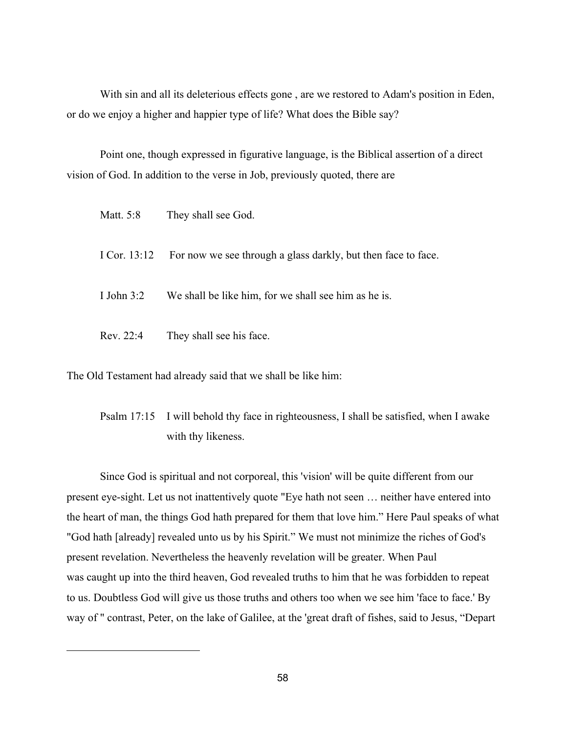With sin and all its deleterious effects gone , are we restored to Adam's position in Eden, or do we enjoy a higher and happier type of life? What does the Bible say?

Point one, though expressed in figurative language, is the Biblical assertion of a direct vision of God. In addition to the verse in Job, previously quoted, there are

Matt. 5:8 They shall see God.

I Cor. 13:12 For now we see through a glass darkly, but then face to face.

I John 3:2 We shall be like him, for we shall see him as he is.

Rev. 22:4 They shall see his face.

The Old Testament had already said that we shall be like him:

> Psalm 17:15 I will behold thy face in righteousness, I shall be satisfied, when I awake with thy likeness.

Since God is spiritual and not corporeal, this 'vision' will be quite different from our present eye-sight. Let us not inattentively quote "Eye hath not seen … neither have entered into the heart of man, the things God hath prepared for them that love him." Here Paul speaks of what "God hath [already] revealed unto us by his Spirit." We must not minimize the riches of God's present revelation. Nevertheless the heavenly revelation will be greater. When Paul was caught up into the third heaven, God revealed truths to him that he was forbidden to repeat to us. Doubtless God will give us those truths and others too when we see him 'face to face.' By way of " contrast, Peter, on the lake of Galilee, at the 'great draft of fishes, said to Jesus, "Depart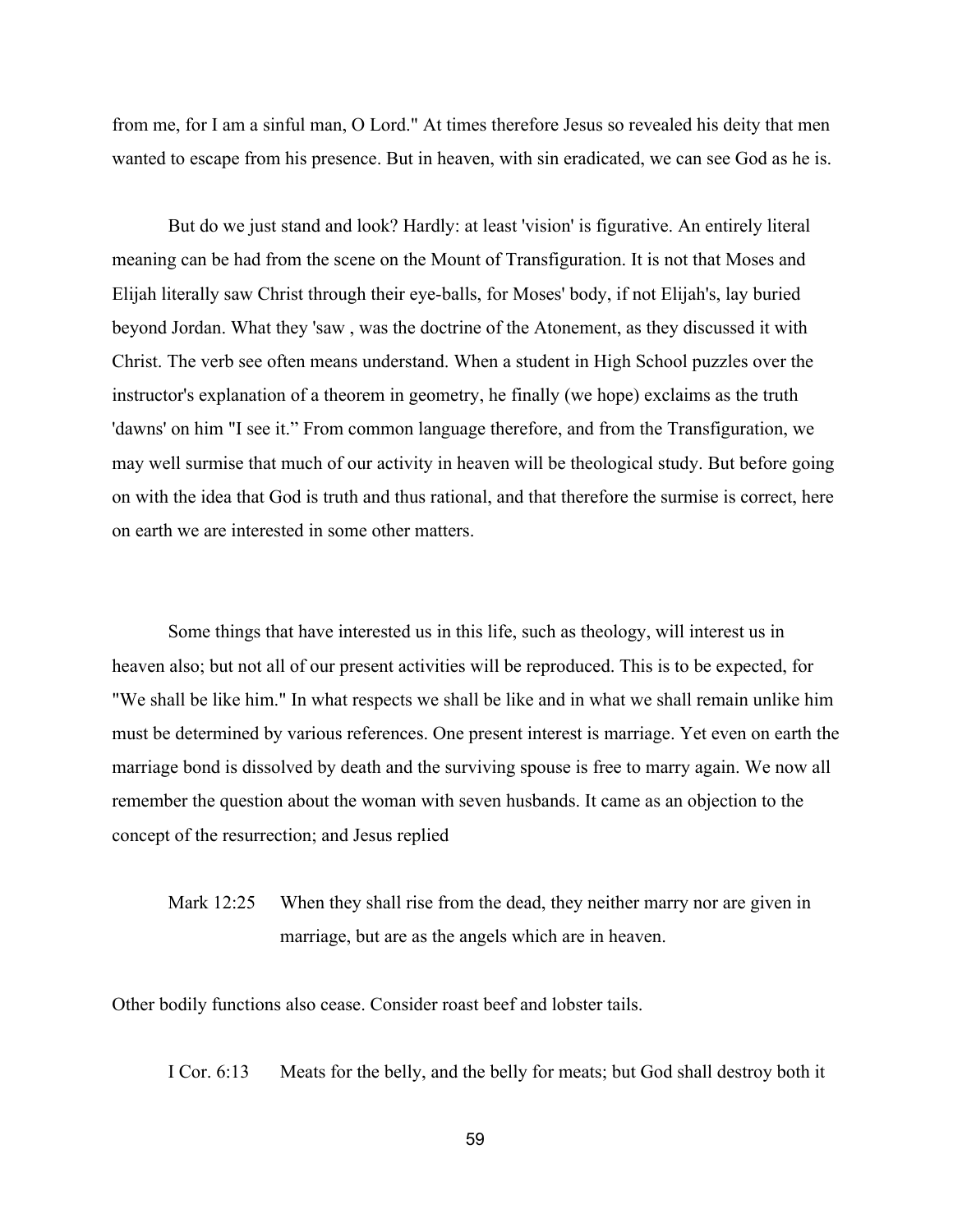from me, for I am a sinful man, O Lord." At times therefore Jesus so revealed his deity that men wanted to escape from his presence. But in heaven, with sin eradicated, we can see God as he is.

But do we just stand and look? Hardly: at least 'vision' is figurative. An entirely literal meaning can be had from the scene on the Mount of Transfiguration. It is not that Moses and Elijah literally saw Christ through their eye-balls, for Moses' body, if not Elijah's, lay buried beyond Jordan. What they 'saw , was the doctrine of the Atonement, as they discussed it with Christ. The verb see often means understand. When a student in High School puzzles over the instructor's explanation of a theorem in geometry, he finally (we hope) exclaims as the truth 'dawns' on him "I see it." From common language therefore, and from the Transfiguration, we may well surmise that much of our activity in heaven will be theological study. But before going on with the idea that God is truth and thus rational, and that therefore the surmise is correct, here on earth we are interested in some other matters.

Some things that have interested us in this life, such as theology, will interest us in heaven also; but not all of our present activities will be reproduced. This is to be expected, for "We shall be like him." In what respects we shall be like and in what we shall remain unlike him must be determined by various references. One present interest is marriage. Yet even on earth the marriage bond is dissolved by death and the surviving spouse is free to marry again. We now all remember the question about the woman with seven husbands. It came as an objection to the concept of the resurrection; and Jesus replied

> Mark 12:25 When they shall rise from the dead, they neither marry nor are given in marriage, but are as the angels which are in heaven.

Other bodily functions also cease. Consider roast beef and lobster tails.

> I Cor. 6:13 Meats for the belly, and the belly for meats; but God shall destroy both it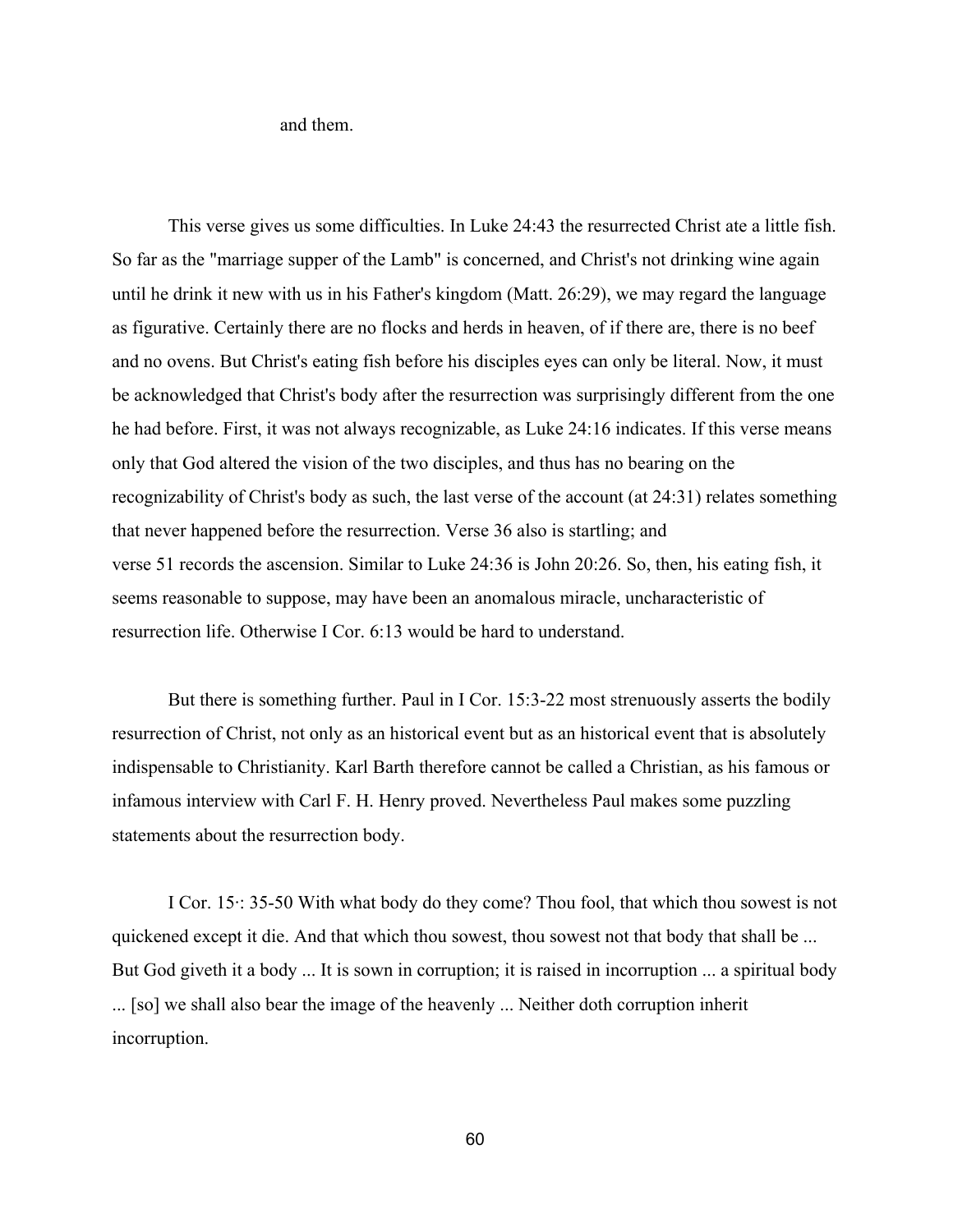and them.

This verse gives us some difficulties. In Luke 24:43 the resurrected Christ ate a little fish. So far as the "marriage supper of the Lamb" is concerned, and Christ's not drinking wine again until he drink it new with us in his Father's kingdom (Matt. 26:29), we may regard the language as figurative. Certainly there are no flocks and herds in heaven, of if there are, there is no beef and no ovens. But Christ's eating fish before his disciples eyes can only be literal. Now, it must be acknowledged that Christ's body after the resurrection was surprisingly different from the one he had before. First, it was not always recognizable, as Luke 24:16 indicates. If this verse means only that God altered the vision of the two disciples, and thus has no bearing on the recognizability of Christ's body as such, the last verse of the account (at 24:31) relates something that never happened before the resurrection. Verse 36 also is startling; and verse 51 records the ascension. Similar to Luke 24:36 is John 20:26. So, then, his eating fish, it seems reasonable to suppose, may have been an anomalous miracle, uncharacteristic of resurrection life. Otherwise I Cor. 6:13 would be hard to understand.

But there is something further. Paul in I Cor. 15:3-22 most strenuously asserts the bodily resurrection of Christ, not only as an historical event but as an historical event that is absolutely indispensable to Christianity. Karl Barth therefore cannot be called a Christian, as his famous or infamous interview with Carl F. H. Henry proved. Nevertheless Paul makes some puzzling statements about the resurrection body.

I Cor. 15·: 35-50 With what body do they come? Thou fool, that which thou sowest is not quickened except it die. And that which thou sowest, thou sowest not that body that shall be ... But God giveth it a body ... It is sown in corruption; it is raised in incorruption ... a spiritual body ... [so] we shall also bear the image of the heavenly ... Neither doth corruption inherit incorruption.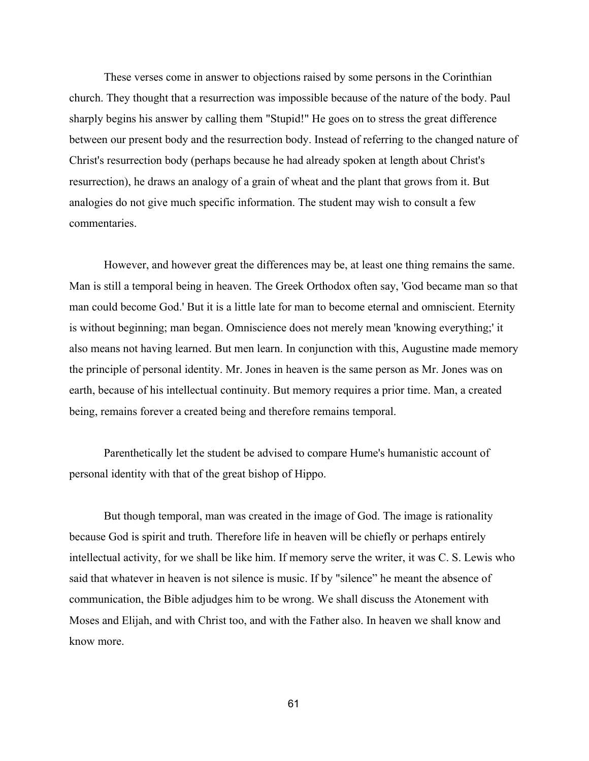These verses come in answer to objections raised by some persons in the Corinthian church. They thought that a resurrection was impossible because of the nature of the body. Paul sharply begins his answer by calling them "Stupid!" He goes on to stress the great difference between our present body and the resurrection body. Instead of referring to the changed nature of Christ's resurrection body (perhaps because he had already spoken at length about Christ's resurrection), he draws an analogy of a grain of wheat and the plant that grows from it. But analogies do not give much specific information. The student may wish to consult a few commentaries.

However, and however great the differences may be, at least one thing remains the same. Man is still a temporal being in heaven. The Greek Orthodox often say, 'God became man so that man could become God.' But it is a little late for man to become eternal and omniscient. Eternity is without beginning; man began. Omniscience does not merely mean 'knowing everything;' it also means not having learned. But men learn. In conjunction with this, Augustine made memory the principle of personal identity. Mr. Jones in heaven is the same person as Mr. Jones was on earth, because of his intellectual continuity. But memory requires a prior time. Man, a created being, remains forever a created being and therefore remains temporal.

Parenthetically let the student be advised to compare Hume's humanistic account of personal identity with that of the great bishop of Hippo.

But though temporal, man was created in the image of God. The image is rationality because God is spirit and truth. Therefore life in heaven will be chiefly or perhaps entirely intellectual activity, for we shall be like him. If memory serve the writer, it was C. S. Lewis who said that whatever in heaven is not silence is music. If by "silence" he meant the absence of communication, the Bible adjudges him to be wrong. We shall discuss the Atonement with Moses and Elijah, and with Christ too, and with the Father also. In heaven we shall know and know more.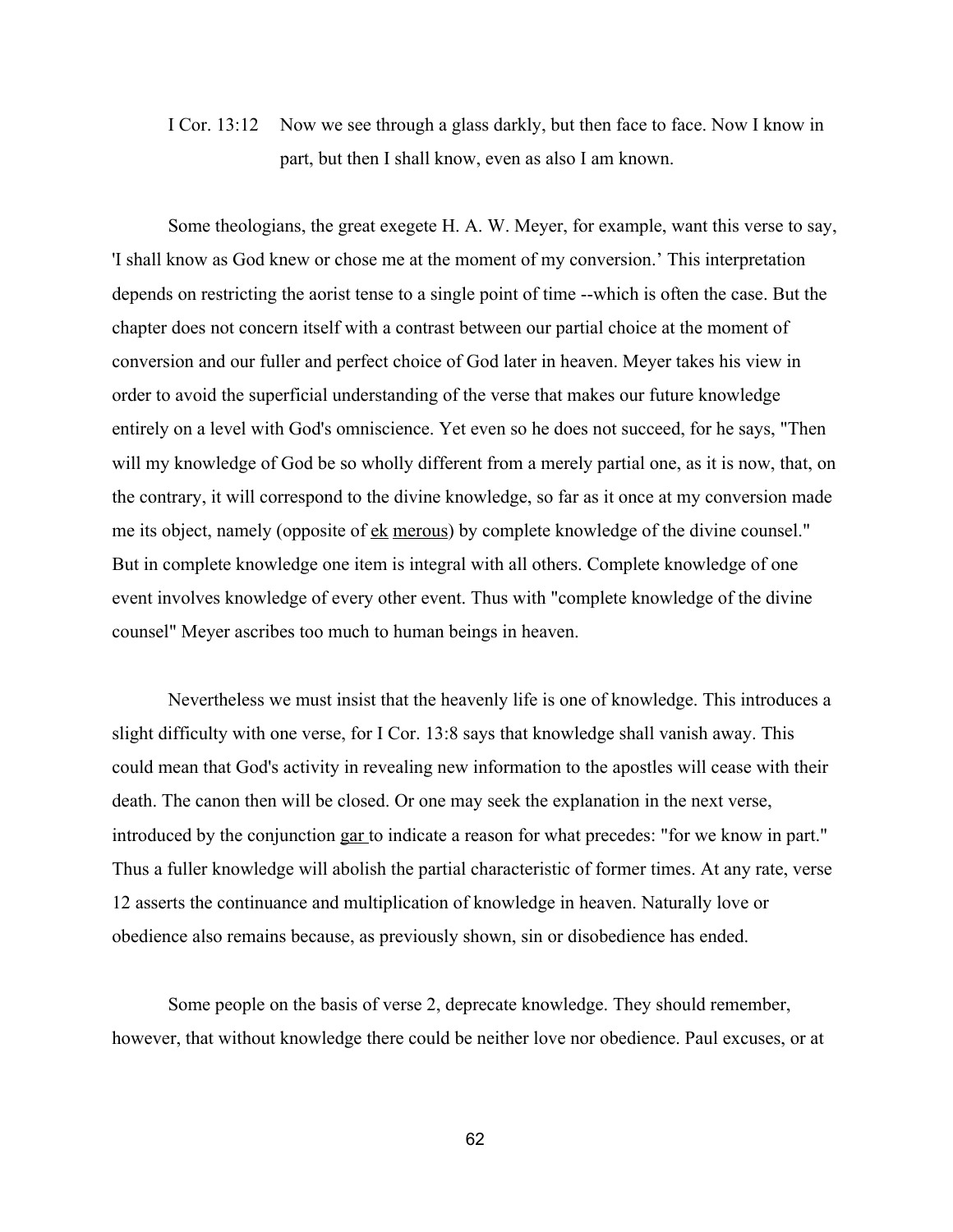I Cor. 13:12 Now we see through a glass darkly, but then face to face. Now I know in part, but then I shall know, even as also I am known.

Some theologians, the great exegete H. A. W. Meyer, for example, want this verse to say, 'I shall know as God knew or chose me at the moment of my conversion.' This interpretation depends on restricting the aorist tense to a single point of time --which is often the case. But the chapter does not concern itself with a contrast between our partial choice at the moment of conversion and our fuller and perfect choice of God later in heaven. Meyer takes his view in order to avoid the superficial understanding of the verse that makes our future knowledge entirely on a level with God's omniscience. Yet even so he does not succeed, for he says, "Then will my knowledge of God be so wholly different from a merely partial one, as it is now, that, on the contrary, it will correspond to the divine knowledge, so far as it once at my conversion made me its object, namely (opposite of ek merous) by complete knowledge of the divine counsel." But in complete knowledge one item is integral with all others. Complete knowledge of one event involves knowledge of every other event. Thus with "complete knowledge of the divine counsel" Meyer ascribes too much to human beings in heaven.

Nevertheless we must insist that the heavenly life is one of knowledge. This introduces a slight difficulty with one verse, for I Cor. 13:8 says that knowledge shall vanish away. This could mean that God's activity in revealing new information to the apostles will cease with their death. The canon then will be closed. Or one may seek the explanation in the next verse, introduced by the conjunction gar to indicate a reason for what precedes: "for we know in part." Thus a fuller knowledge will abolish the partial characteristic of former times. At any rate, verse 12 asserts the continuance and multiplication of knowledge in heaven. Naturally love or obedience also remains because, as previously shown, sin or disobedience has ended.

Some people on the basis of verse 2, deprecate knowledge. They should remember, however, that without knowledge there could be neither love nor obedience. Paul excuses, or at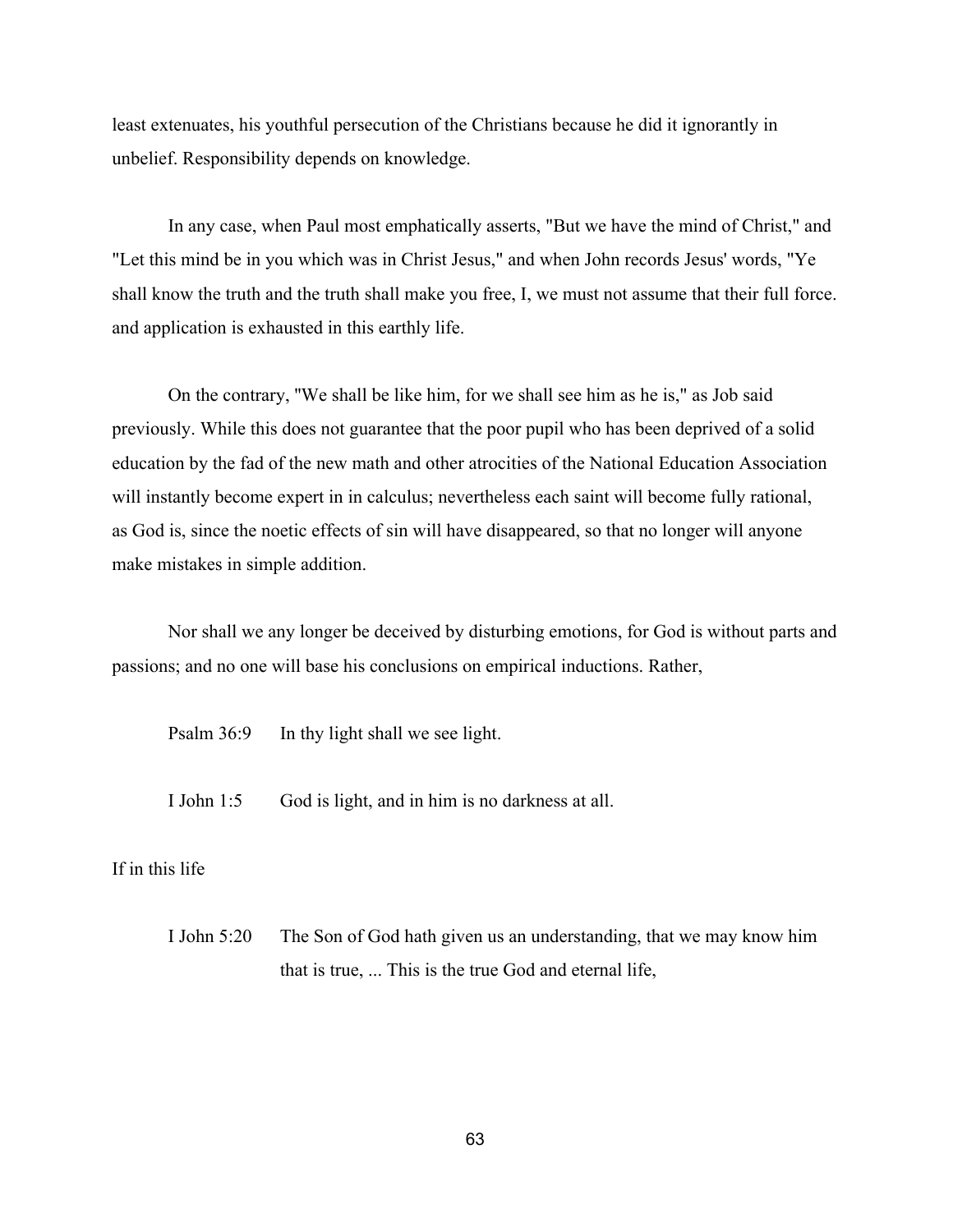least extenuates, his youthful persecution of the Christians because he did it ignorantly in unbelief. Responsibility depends on knowledge.

In any case, when Paul most emphatically asserts, "But we have the mind of Christ," and "Let this mind be in you which was in Christ Jesus," and when John records Jesus' words, "Ye shall know the truth and the truth shall make you free, I, we must not assume that their full force. and application is exhausted in this earthly life.

On the contrary, "We shall be like him, for we shall see him as he is," as Job said previously. While this does not guarantee that the poor pupil who has been deprived of a solid education by the fad of the new math and other atrocities of the National Education Association will instantly become expert in in calculus; nevertheless each saint will become fully rational, as God is, since the noetic effects of sin will have disappeared, so that no longer will anyone make mistakes in simple addition.

Nor shall we any longer be deceived by disturbing emotions, for God is without parts and passions; and no one will base his conclusions on empirical inductions. Rather,

Psalm 36:9 In thy light shall we see light.

I John 1:5 God is light, and in him is no darkness at all.

If in this life

I John 5:20 The Son of God hath given us an understanding, that we may know him that is true, ... This is the true God and eternal life,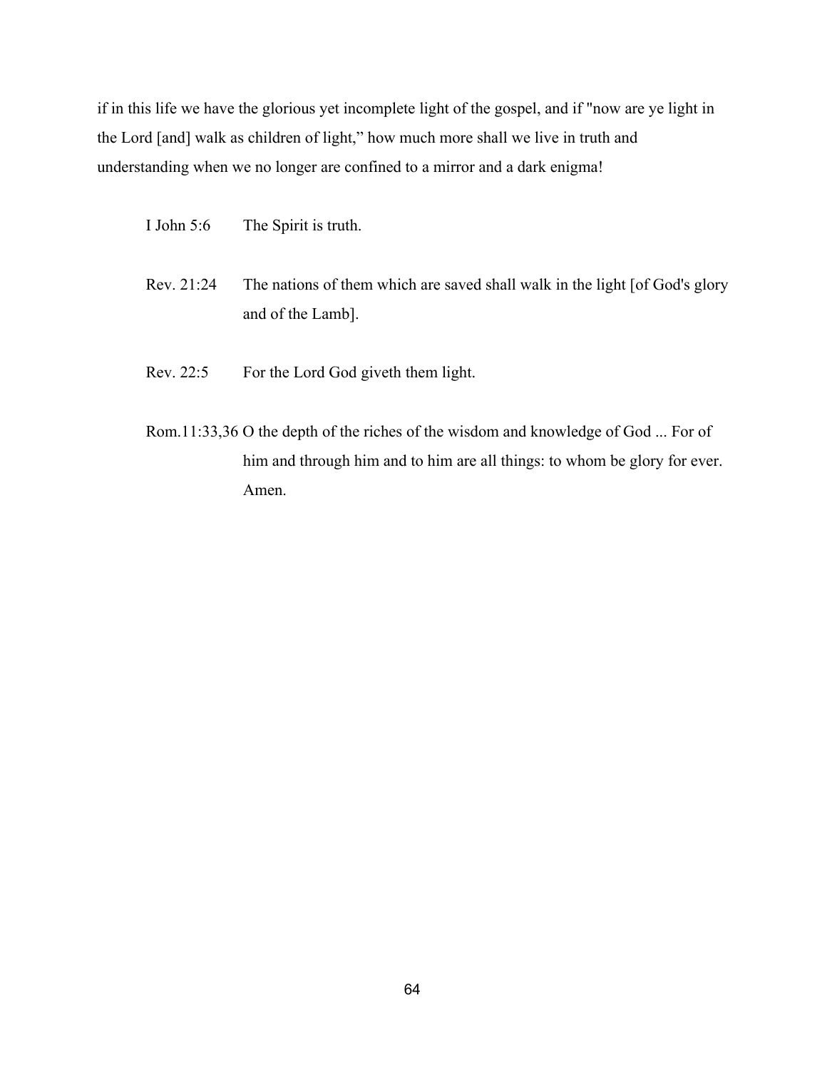if in this life we have the glorious yet incomplete light of the gospel, and if "now are ye light in the Lord [and] walk as children of light," how much more shall we live in truth and understanding when we no longer are confined to a mirror and a dark enigma!

I John 5:6 The Spirit is truth.

Rev. 21:24 The nations of them which are saved shall walk in the light [of God's glory and of the Lamb].

Rev. 22:5 For the Lord God giveth them light.

Rom.11:33,36 O the depth of the riches of the wisdom and knowledge of God ... For of him and through him and to him are all things: to whom be glory for ever. Amen.